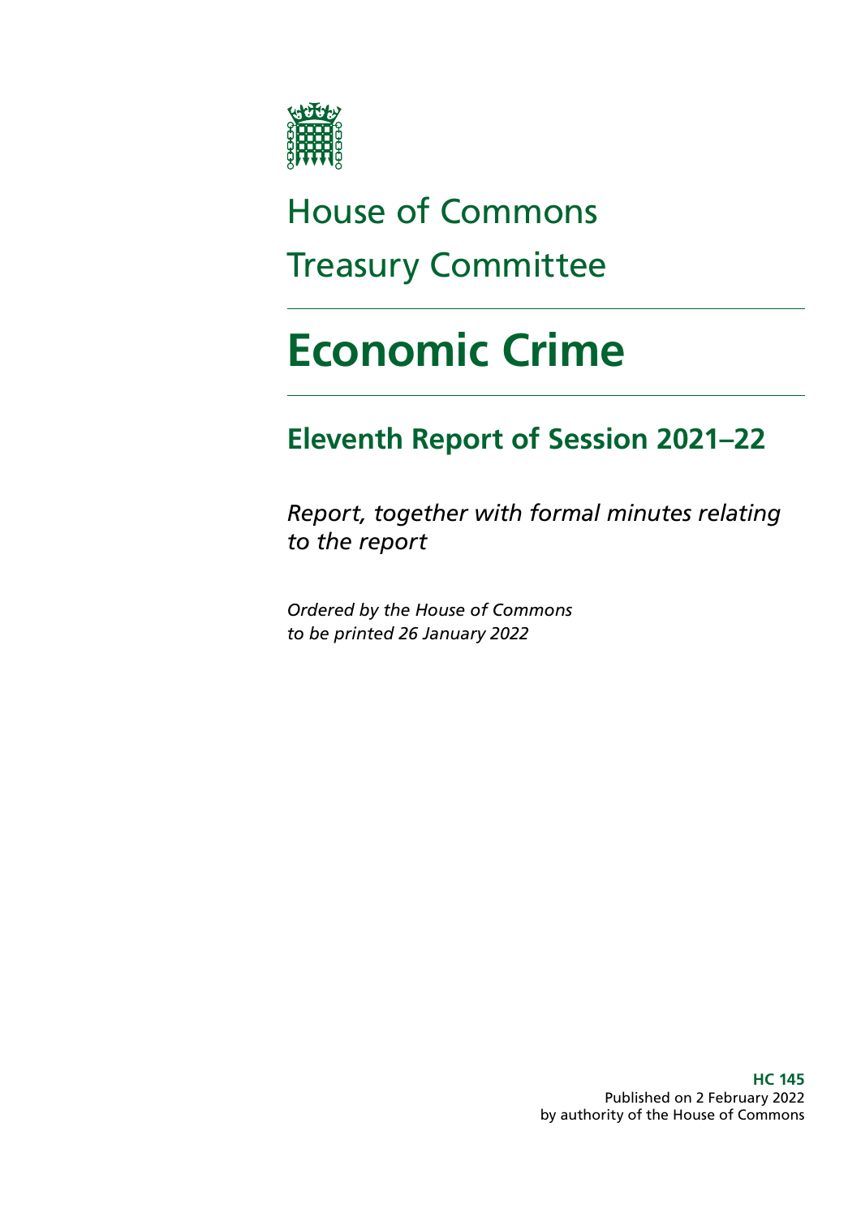# House of Commons Treasury Committee

# Economic Crime

## Eleventh Report of Session 2021–22

*Report, together with formal minutes relating to the report*

*Ordered by the House of Commons to be printed 26 January 2022*

**HC 145**
Published on 2 February 2022
by authority of the House of Commons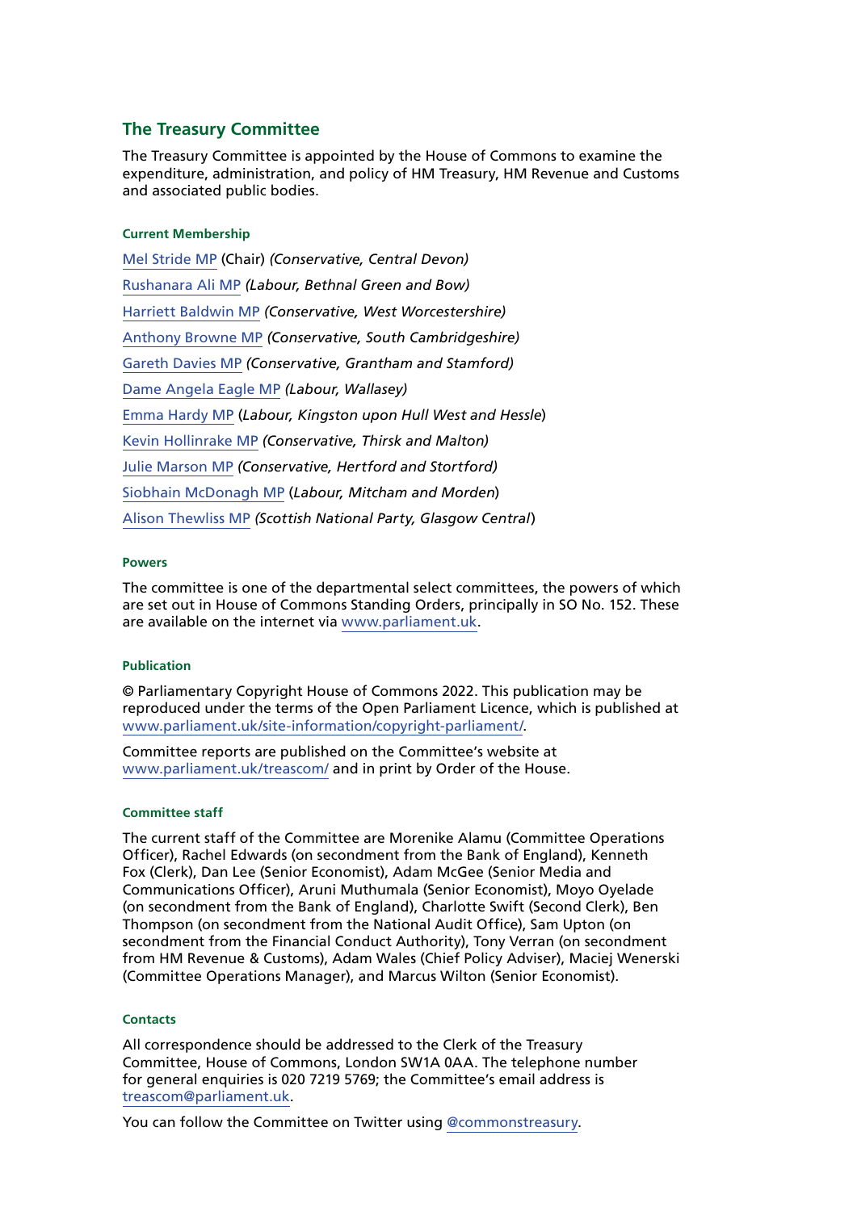## The Treasury Committee

The Treasury Committee is appointed by the House of Commons to examine the expenditure, administration, and policy of HM Treasury, HM Revenue and Customs and associated public bodies.

#### Current Membership

Mel Stride MP (Chair) *(Conservative, Central Devon)*

Rushanara Ali MP *(Labour, Bethnal Green and Bow)*

Harriett Baldwin MP *(Conservative, West Worcestershire)*

Anthony Browne MP *(Conservative, South Cambridgeshire)*

Gareth Davies MP *(Conservative, Grantham and Stamford)*

Dame Angela Eagle MP *(Labour, Wallasey)*

Emma Hardy MP (*Labour, Kingston upon Hull West and Hessle*)

Kevin Hollinrake MP *(Conservative, Thirsk and Malton)*

Julie Marson MP *(Conservative, Hertford and Stortford)*

Siobhain McDonagh MP (*Labour, Mitcham and Morden*)

Alison Thewliss MP *(Scottish National Party, Glasgow Central*)

#### Powers

The committee is one of the departmental select committees, the powers of which are set out in House of Commons Standing Orders, principally in SO No. 152. These are available on the internet via www.parliament.uk.

#### Publication

© Parliamentary Copyright House of Commons 2022. This publication may be reproduced under the terms of the Open Parliament Licence, which is published at www.parliament.uk/site-information/copyright-parliament/.

Committee reports are published on the Committee's website at www.parliament.uk/treascom/ and in print by Order of the House.

#### Committee staff

The current staff of the Committee are Morenike Alamu (Committee Operations Officer), Rachel Edwards (on secondment from the Bank of England), Kenneth Fox (Clerk), Dan Lee (Senior Economist), Adam McGee (Senior Media and Communications Officer), Aruni Muthumala (Senior Economist), Moyo Oyelade (on secondment from the Bank of England), Charlotte Swift (Second Clerk), Ben Thompson (on secondment from the National Audit Office), Sam Upton (on secondment from the Financial Conduct Authority), Tony Verran (on secondment from HM Revenue & Customs), Adam Wales (Chief Policy Adviser), Maciej Wenerski (Committee Operations Manager), and Marcus Wilton (Senior Economist).

#### Contacts

All correspondence should be addressed to the Clerk of the Treasury Committee, House of Commons, London SW1A 0AA. The telephone number for general enquiries is 020 7219 5769; the Committee's email address is treascom@parliament.uk.

You can follow the Committee on Twitter using @commonstreasury.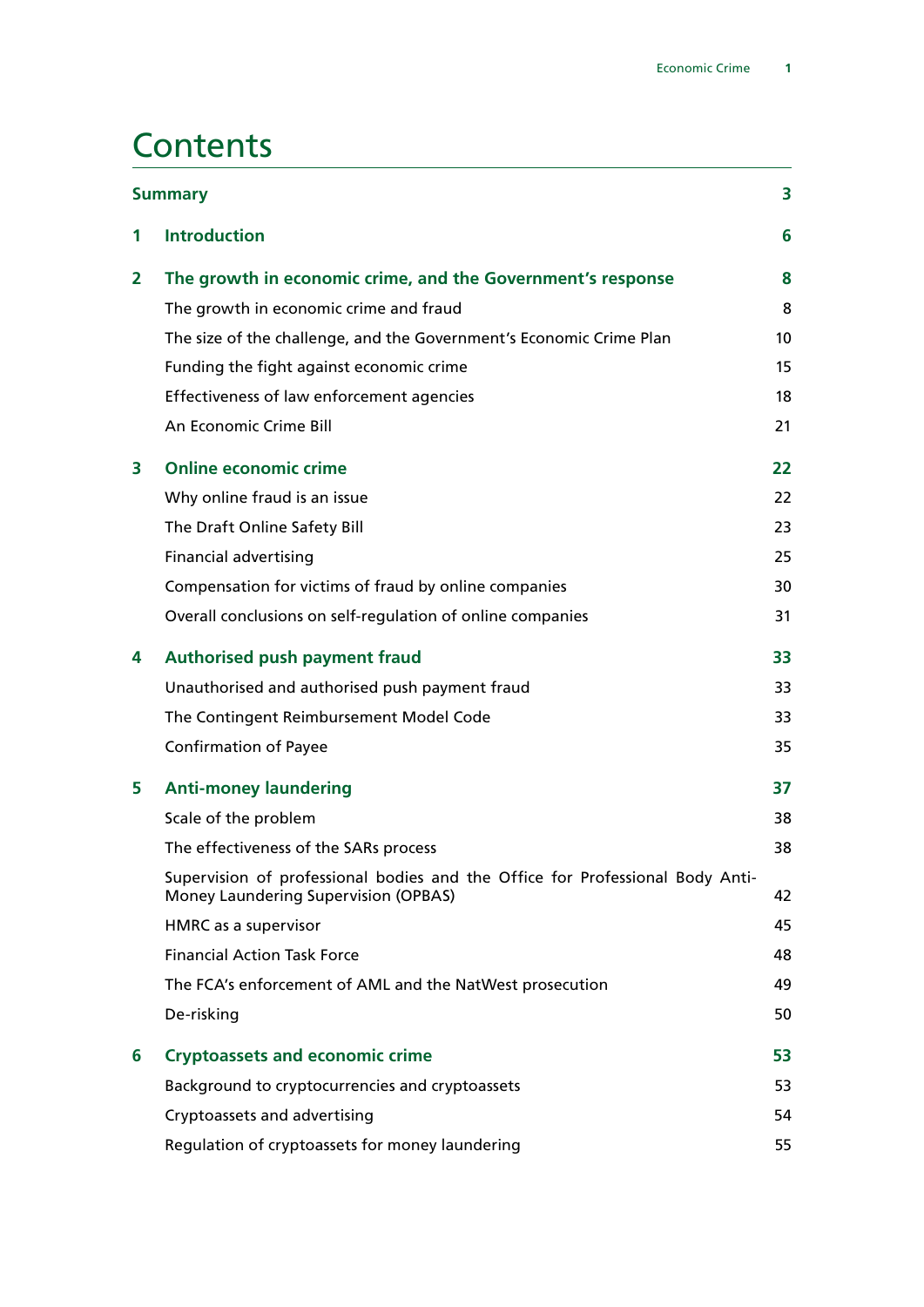# Contents

| | | |
|---|---|---|
| **Summary** | | **3** |
| **1** | **Introduction** | **6** |
| **2** | **The growth in economic crime, and the Government's response** | **8** |
| | The growth in economic crime and fraud | 8 |
| | The size of the challenge, and the Government's Economic Crime Plan | 10 |
| | Funding the fight against economic crime | 15 |
| | Effectiveness of law enforcement agencies | 18 |
| | An Economic Crime Bill | 21 |
| **3** | **Online economic crime** | **22** |
| | Why online fraud is an issue | 22 |
| | The Draft Online Safety Bill | 23 |
| | Financial advertising | 25 |
| | Compensation for victims of fraud by online companies | 30 |
| | Overall conclusions on self-regulation of online companies | 31 |
| **4** | **Authorised push payment fraud** | **33** |
| | Unauthorised and authorised push payment fraud | 33 |
| | The Contingent Reimbursement Model Code | 33 |
| | Confirmation of Payee | 35 |
| **5** | **Anti-money laundering** | **37** |
| | Scale of the problem | 38 |
| | The effectiveness of the SARs process | 38 |
| | Supervision of professional bodies and the Office for Professional Body Anti-Money Laundering Supervision (OPBAS) | 42 |
| | HMRC as a supervisor | 45 |
| | Financial Action Task Force | 48 |
| | The FCA's enforcement of AML and the NatWest prosecution | 49 |
| | De-risking | 50 |
| **6** | **Cryptoassets and economic crime** | **53** |
| | Background to cryptocurrencies and cryptoassets | 53 |
| | Cryptoassets and advertising | 54 |
| | Regulation of cryptoassets for money laundering | 55 |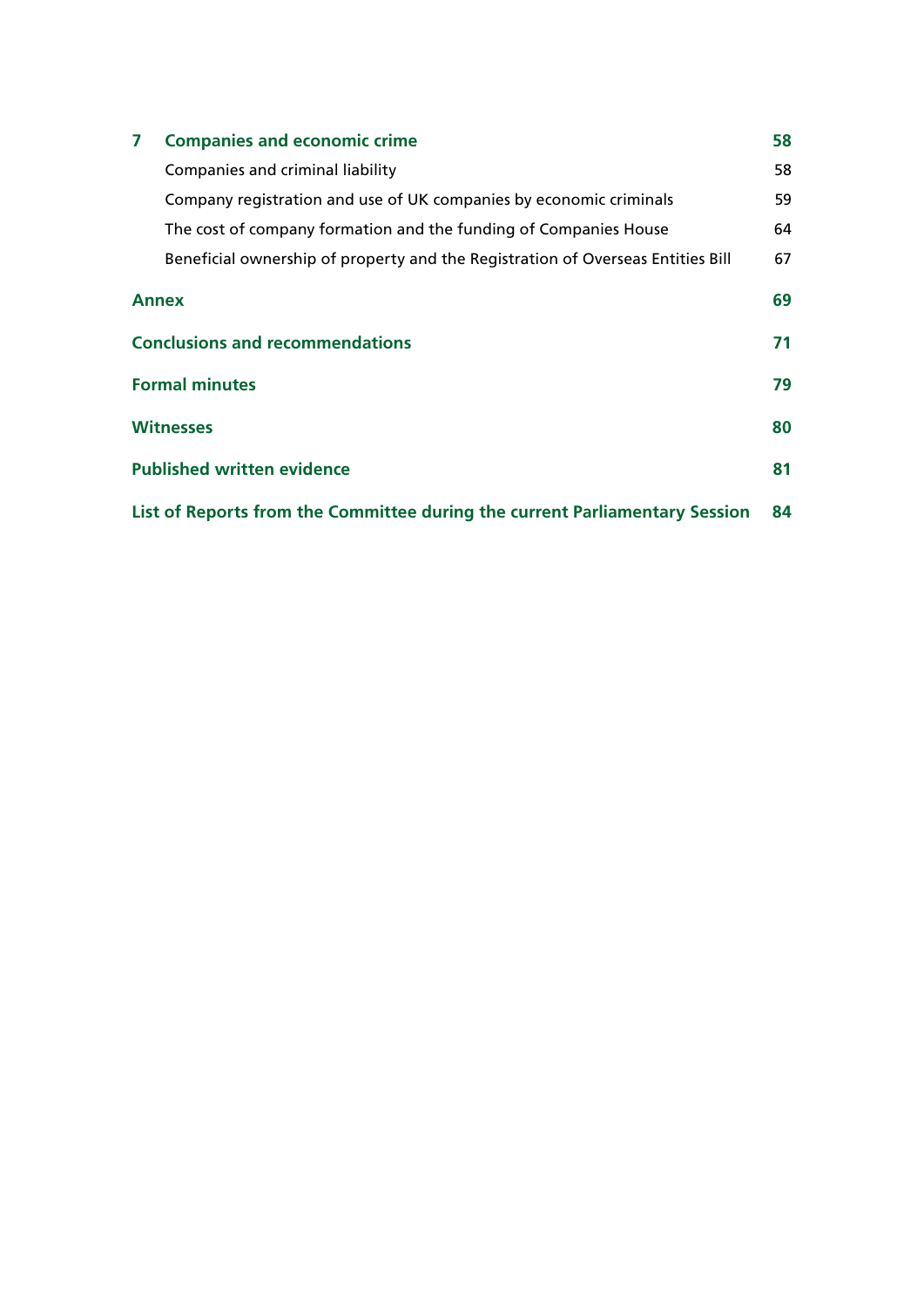| | | |
|---|---|---|
| **7** | **Companies and economic crime** | **58** |
| | Companies and criminal liability | 58 |
| | Company registration and use of UK companies by economic criminals | 59 |
| | The cost of company formation and the funding of Companies House | 64 |
| | Beneficial ownership of property and the Registration of Overseas Entities Bill | 67 |
| **Annex** | | **69** |
| **Conclusions and recommendations** | | **71** |
| **Formal minutes** | | **79** |
| **Witnesses** | | **80** |
| **Published written evidence** | | **81** |
| **List of Reports from the Committee during the current Parliamentary Session** | | **84** |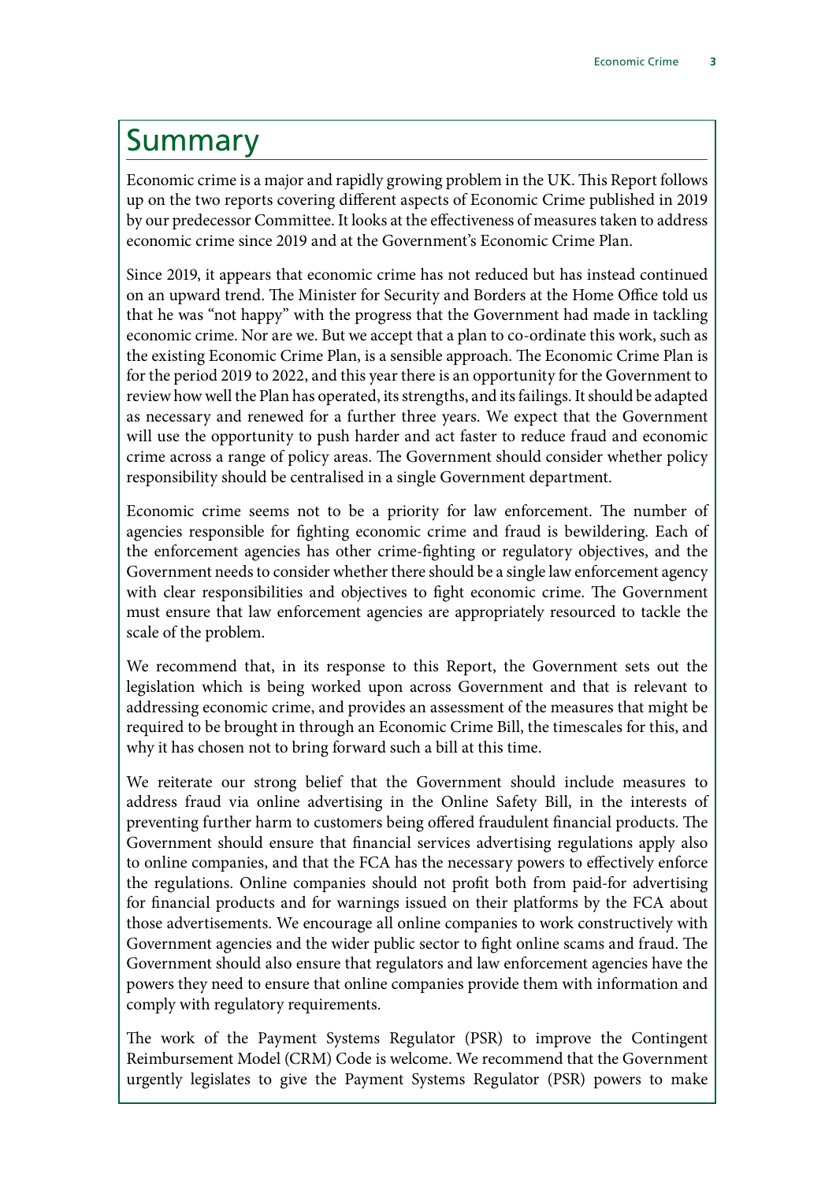# Summary

Economic crime is a major and rapidly growing problem in the UK. This Report follows up on the two reports covering different aspects of Economic Crime published in 2019 by our predecessor Committee. It looks at the effectiveness of measures taken to address economic crime since 2019 and at the Government's Economic Crime Plan.

Since 2019, it appears that economic crime has not reduced but has instead continued on an upward trend. The Minister for Security and Borders at the Home Office told us that he was "not happy" with the progress that the Government had made in tackling economic crime. Nor are we. But we accept that a plan to co-ordinate this work, such as the existing Economic Crime Plan, is a sensible approach. The Economic Crime Plan is for the period 2019 to 2022, and this year there is an opportunity for the Government to review how well the Plan has operated, its strengths, and its failings. It should be adapted as necessary and renewed for a further three years. We expect that the Government will use the opportunity to push harder and act faster to reduce fraud and economic crime across a range of policy areas. The Government should consider whether policy responsibility should be centralised in a single Government department.

Economic crime seems not to be a priority for law enforcement. The number of agencies responsible for fighting economic crime and fraud is bewildering. Each of the enforcement agencies has other crime-fighting or regulatory objectives, and the Government needs to consider whether there should be a single law enforcement agency with clear responsibilities and objectives to fight economic crime. The Government must ensure that law enforcement agencies are appropriately resourced to tackle the scale of the problem.

We recommend that, in its response to this Report, the Government sets out the legislation which is being worked upon across Government and that is relevant to addressing economic crime, and provides an assessment of the measures that might be required to be brought in through an Economic Crime Bill, the timescales for this, and why it has chosen not to bring forward such a bill at this time.

We reiterate our strong belief that the Government should include measures to address fraud via online advertising in the Online Safety Bill, in the interests of preventing further harm to customers being offered fraudulent financial products. The Government should ensure that financial services advertising regulations apply also to online companies, and that the FCA has the necessary powers to effectively enforce the regulations. Online companies should not profit both from paid-for advertising for financial products and for warnings issued on their platforms by the FCA about those advertisements. We encourage all online companies to work constructively with Government agencies and the wider public sector to fight online scams and fraud. The Government should also ensure that regulators and law enforcement agencies have the powers they need to ensure that online companies provide them with information and comply with regulatory requirements.

The work of the Payment Systems Regulator (PSR) to improve the Contingent Reimbursement Model (CRM) Code is welcome. We recommend that the Government urgently legislates to give the Payment Systems Regulator (PSR) powers to make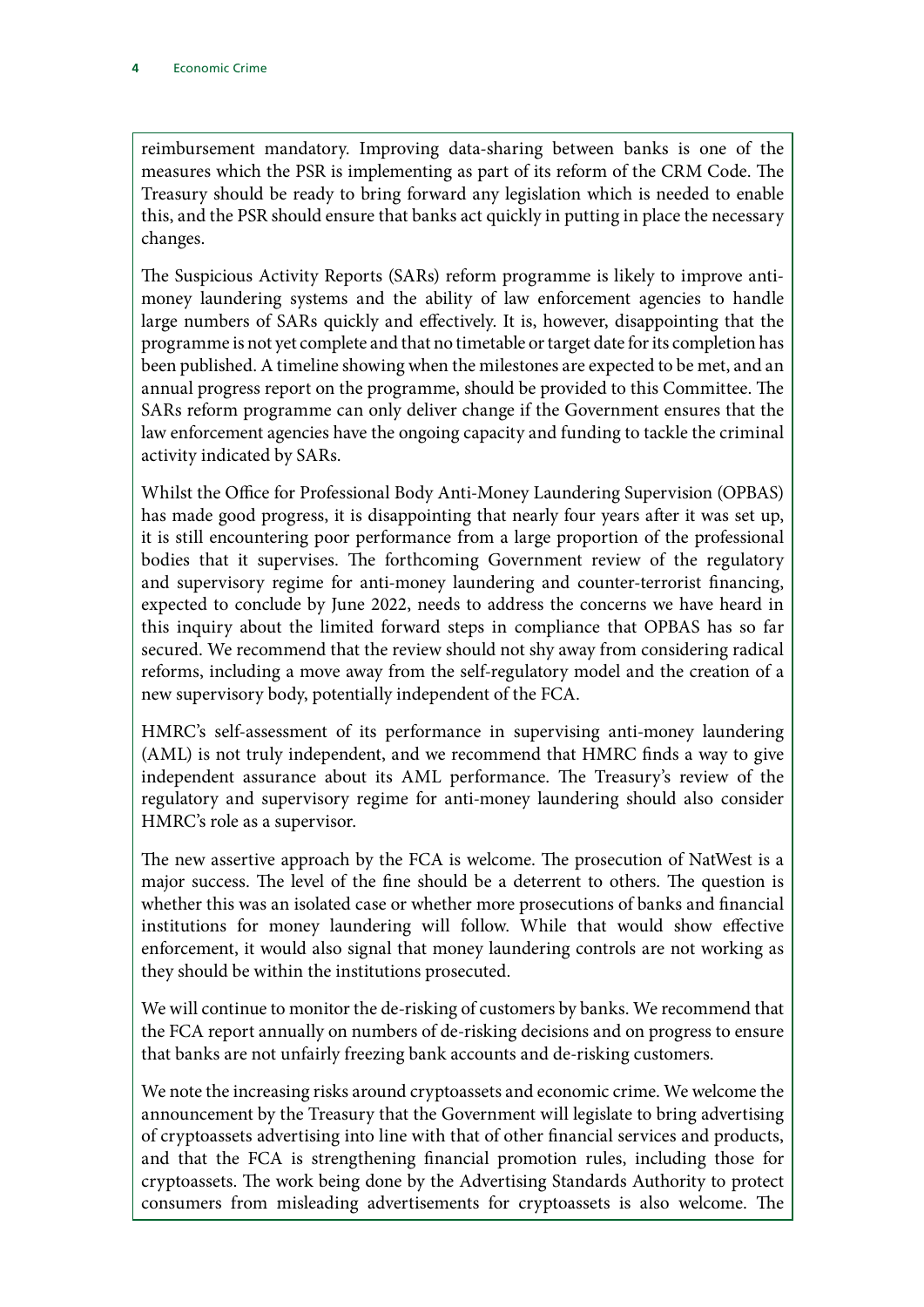reimbursement mandatory. Improving data-sharing between banks is one of the measures which the PSR is implementing as part of its reform of the CRM Code. The Treasury should be ready to bring forward any legislation which is needed to enable this, and the PSR should ensure that banks act quickly in putting in place the necessary changes.

The Suspicious Activity Reports (SARs) reform programme is likely to improve anti-money laundering systems and the ability of law enforcement agencies to handle large numbers of SARs quickly and effectively. It is, however, disappointing that the programme is not yet complete and that no timetable or target date for its completion has been published. A timeline showing when the milestones are expected to be met, and an annual progress report on the programme, should be provided to this Committee. The SARs reform programme can only deliver change if the Government ensures that the law enforcement agencies have the ongoing capacity and funding to tackle the criminal activity indicated by SARs.

Whilst the Office for Professional Body Anti-Money Laundering Supervision (OPBAS) has made good progress, it is disappointing that nearly four years after it was set up, it is still encountering poor performance from a large proportion of the professional bodies that it supervises. The forthcoming Government review of the regulatory and supervisory regime for anti-money laundering and counter-terrorist financing, expected to conclude by June 2022, needs to address the concerns we have heard in this inquiry about the limited forward steps in compliance that OPBAS has so far secured. We recommend that the review should not shy away from considering radical reforms, including a move away from the self-regulatory model and the creation of a new supervisory body, potentially independent of the FCA.

HMRC's self-assessment of its performance in supervising anti-money laundering (AML) is not truly independent, and we recommend that HMRC finds a way to give independent assurance about its AML performance. The Treasury's review of the regulatory and supervisory regime for anti-money laundering should also consider HMRC's role as a supervisor.

The new assertive approach by the FCA is welcome. The prosecution of NatWest is a major success. The level of the fine should be a deterrent to others. The question is whether this was an isolated case or whether more prosecutions of banks and financial institutions for money laundering will follow. While that would show effective enforcement, it would also signal that money laundering controls are not working as they should be within the institutions prosecuted.

We will continue to monitor the de-risking of customers by banks. We recommend that the FCA report annually on numbers of de-risking decisions and on progress to ensure that banks are not unfairly freezing bank accounts and de-risking customers.

We note the increasing risks around cryptoassets and economic crime. We welcome the announcement by the Treasury that the Government will legislate to bring advertising of cryptoassets advertising into line with that of other financial services and products, and that the FCA is strengthening financial promotion rules, including those for cryptoassets. The work being done by the Advertising Standards Authority to protect consumers from misleading advertisements for cryptoassets is also welcome. The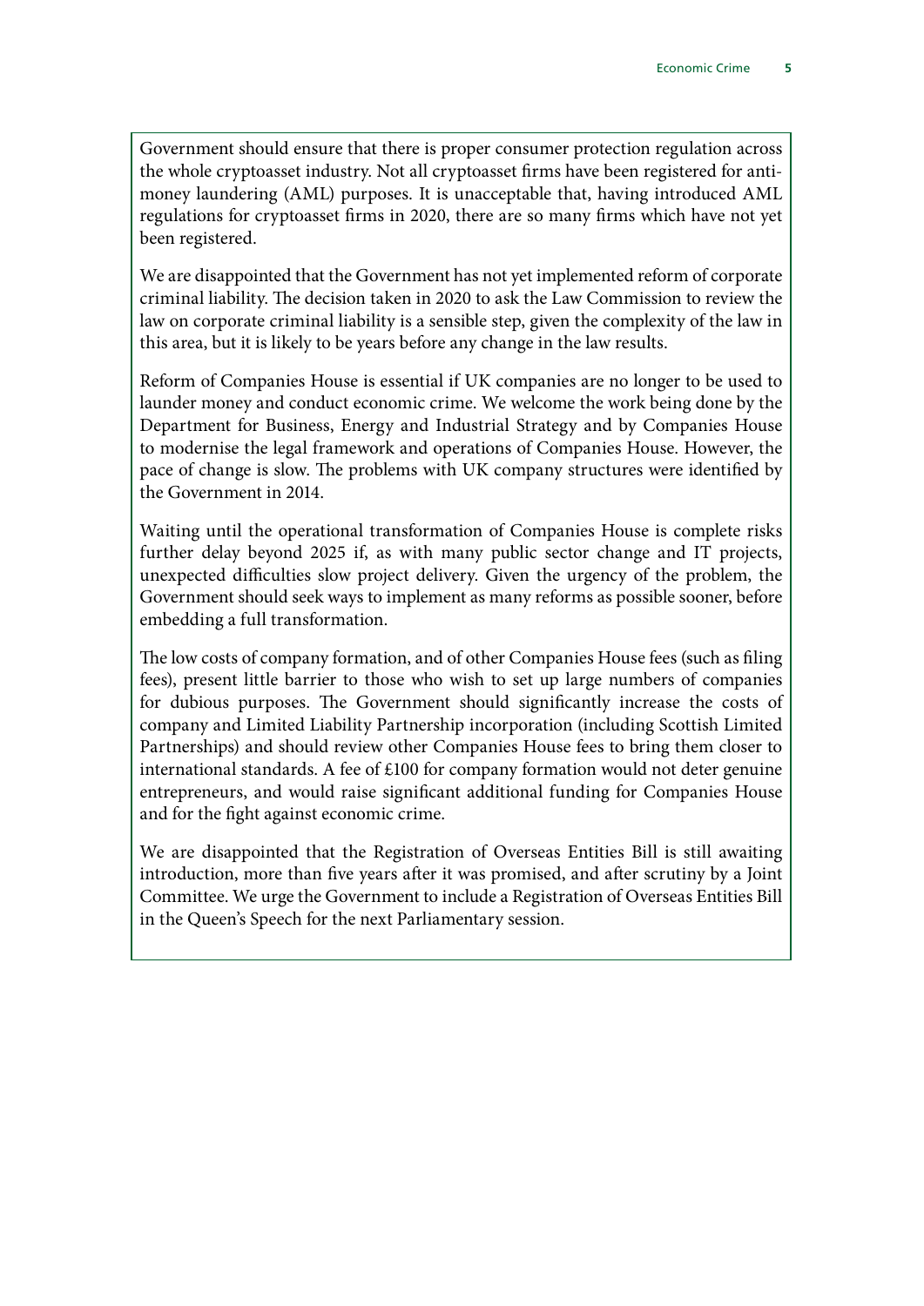Government should ensure that there is proper consumer protection regulation across the whole cryptoasset industry. Not all cryptoasset firms have been registered for anti-money laundering (AML) purposes. It is unacceptable that, having introduced AML regulations for cryptoasset firms in 2020, there are so many firms which have not yet been registered.

We are disappointed that the Government has not yet implemented reform of corporate criminal liability. The decision taken in 2020 to ask the Law Commission to review the law on corporate criminal liability is a sensible step, given the complexity of the law in this area, but it is likely to be years before any change in the law results.

Reform of Companies House is essential if UK companies are no longer to be used to launder money and conduct economic crime. We welcome the work being done by the Department for Business, Energy and Industrial Strategy and by Companies House to modernise the legal framework and operations of Companies House. However, the pace of change is slow. The problems with UK company structures were identified by the Government in 2014.

Waiting until the operational transformation of Companies House is complete risks further delay beyond 2025 if, as with many public sector change and IT projects, unexpected difficulties slow project delivery. Given the urgency of the problem, the Government should seek ways to implement as many reforms as possible sooner, before embedding a full transformation.

The low costs of company formation, and of other Companies House fees (such as filing fees), present little barrier to those who wish to set up large numbers of companies for dubious purposes. The Government should significantly increase the costs of company and Limited Liability Partnership incorporation (including Scottish Limited Partnerships) and should review other Companies House fees to bring them closer to international standards. A fee of £100 for company formation would not deter genuine entrepreneurs, and would raise significant additional funding for Companies House and for the fight against economic crime.

We are disappointed that the Registration of Overseas Entities Bill is still awaiting introduction, more than five years after it was promised, and after scrutiny by a Joint Committee. We urge the Government to include a Registration of Overseas Entities Bill in the Queen's Speech for the next Parliamentary session.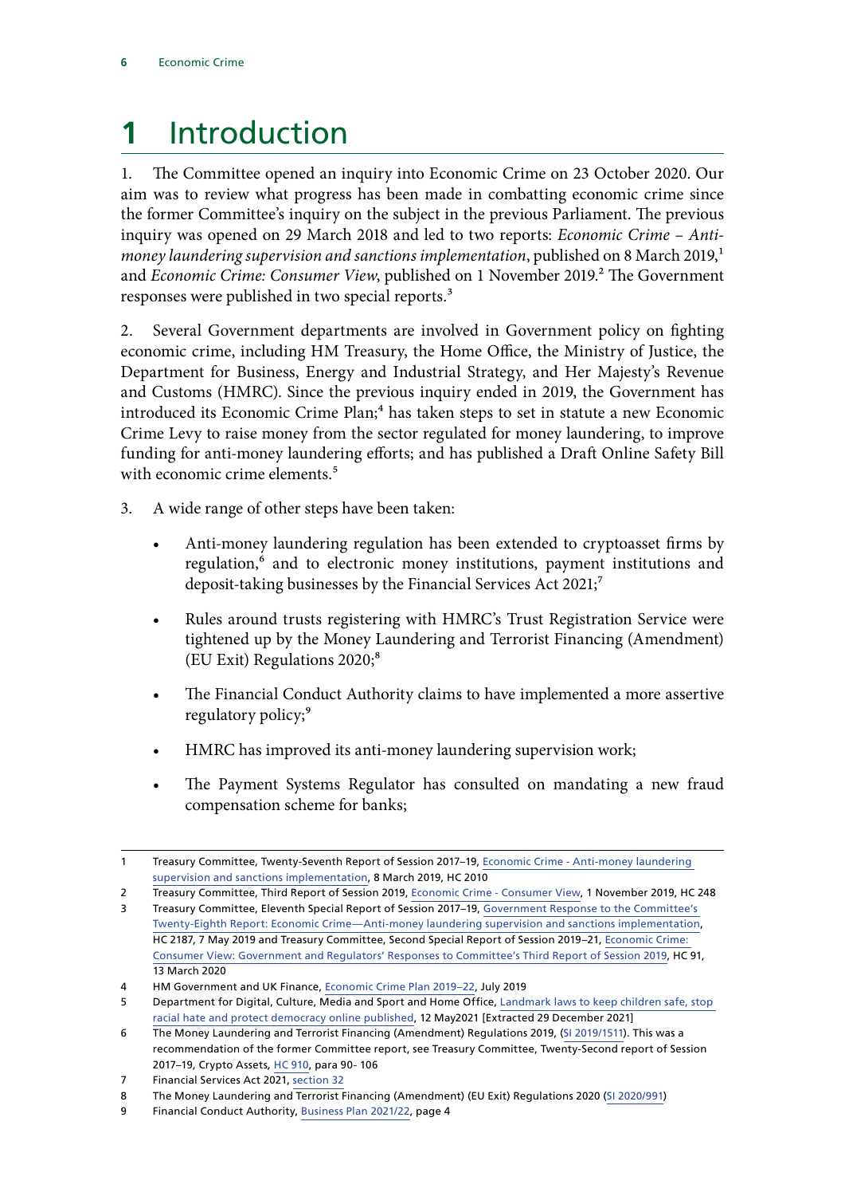# 1 Introduction

1. The Committee opened an inquiry into Economic Crime on 23 October 2020. Our aim was to review what progress has been made in combatting economic crime since the former Committee's inquiry on the subject in the previous Parliament. The previous inquiry was opened on 29 March 2018 and led to two reports: *Economic Crime – Anti-money laundering supervision and sanctions implementation*, published on 8 March 2019,[1] and *Economic Crime: Consumer View*, published on 1 November 2019.[2] The Government responses were published in two special reports.[3]

2. Several Government departments are involved in Government policy on fighting economic crime, including HM Treasury, the Home Office, the Ministry of Justice, the Department for Business, Energy and Industrial Strategy, and Her Majesty's Revenue and Customs (HMRC). Since the previous inquiry ended in 2019, the Government has introduced its Economic Crime Plan;[4] has taken steps to set in statute a new Economic Crime Levy to raise money from the sector regulated for money laundering, to improve funding for anti-money laundering efforts; and has published a Draft Online Safety Bill with economic crime elements.[5]

3. A wide range of other steps have been taken:

- Anti-money laundering regulation has been extended to cryptoasset firms by regulation,[6] and to electronic money institutions, payment institutions and deposit-taking businesses by the Financial Services Act 2021;[7]
- Rules around trusts registering with HMRC's Trust Registration Service were tightened up by the Money Laundering and Terrorist Financing (Amendment) (EU Exit) Regulations 2020;[8]
- The Financial Conduct Authority claims to have implemented a more assertive regulatory policy;[9]
- HMRC has improved its anti-money laundering supervision work;
- The Payment Systems Regulator has consulted on mandating a new fraud compensation scheme for banks;

---

1 Treasury Committee, Twenty-Seventh Report of Session 2017–19, Economic Crime - Anti-money laundering supervision and sanctions implementation, 8 March 2019, HC 2010

2 Treasury Committee, Third Report of Session 2019, Economic Crime - Consumer View, 1 November 2019, HC 248

3 Treasury Committee, Eleventh Special Report of Session 2017–19, Government Response to the Committee's Twenty-Eighth Report: Economic Crime—Anti-money laundering supervision and sanctions implementation, HC 2187, 7 May 2019 and Treasury Committee, Second Special Report of Session 2019–21, Economic Crime: Consumer View: Government and Regulators' Responses to Committee's Third Report of Session 2019, HC 91, 13 March 2020

4 HM Government and UK Finance, Economic Crime Plan 2019–22, July 2019

5 Department for Digital, Culture, Media and Sport and Home Office, Landmark laws to keep children safe, stop racial hate and protect democracy online published, 12 May2021 [Extracted 29 December 2021]

6 The Money Laundering and Terrorist Financing (Amendment) Regulations 2019, (SI 2019/1511). This was a recommendation of the former Committee report, see Treasury Committee, Twenty-Second report of Session 2017–19, Crypto Assets, HC 910, para 90- 106

7 Financial Services Act 2021, section 32

8 The Money Laundering and Terrorist Financing (Amendment) (EU Exit) Regulations 2020 (SI 2020/991)

9 Financial Conduct Authority, Business Plan 2021/22, page 4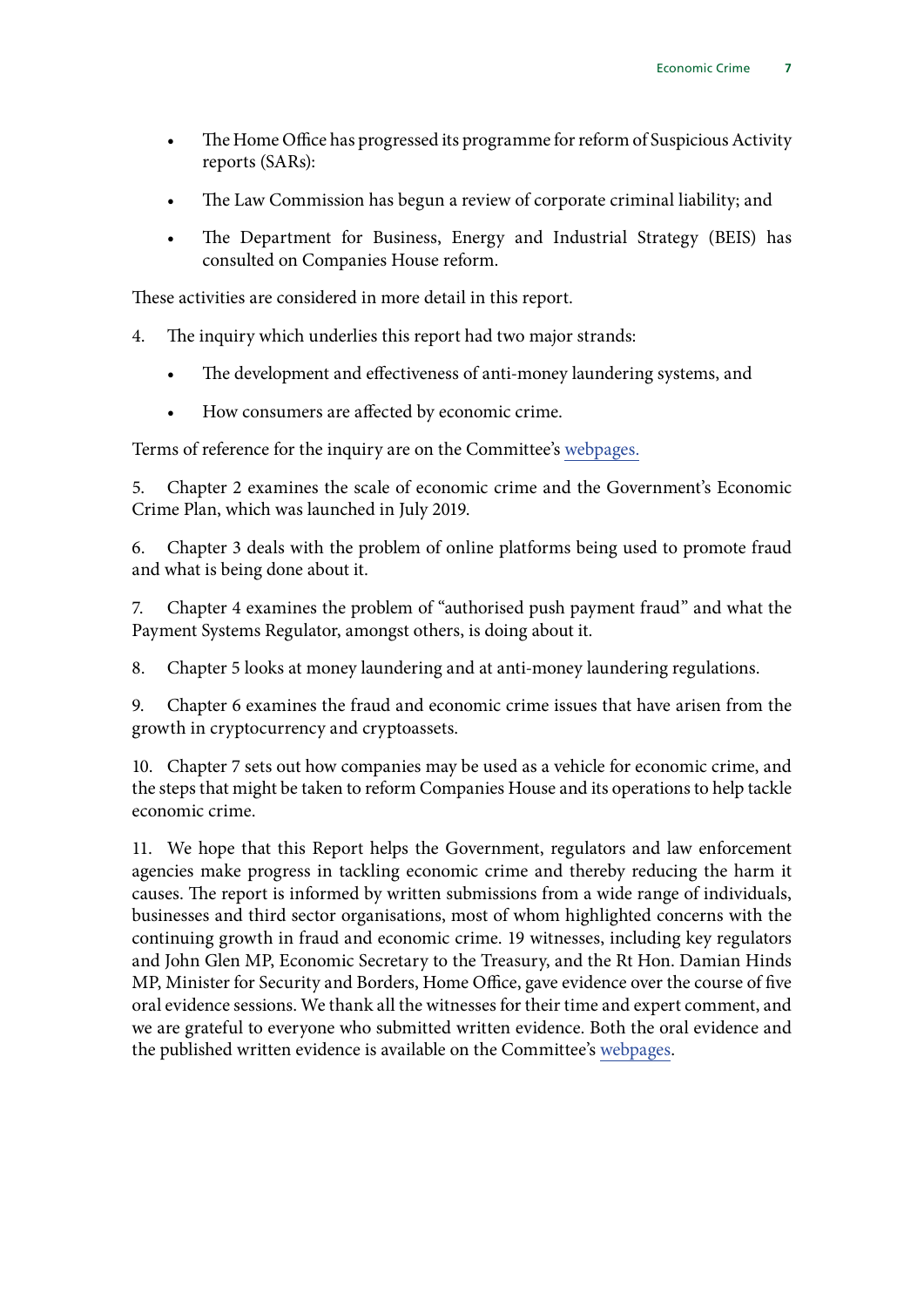- The Home Office has progressed its programme for reform of Suspicious Activity reports (SARs):
- The Law Commission has begun a review of corporate criminal liability; and
- The Department for Business, Energy and Industrial Strategy (BEIS) has consulted on Companies House reform.

These activities are considered in more detail in this report.

4. The inquiry which underlies this report had two major strands:

- The development and effectiveness of anti-money laundering systems, and
- How consumers are affected by economic crime.

Terms of reference for the inquiry are on the Committee's webpages.

5. Chapter 2 examines the scale of economic crime and the Government's Economic Crime Plan, which was launched in July 2019.

6. Chapter 3 deals with the problem of online platforms being used to promote fraud and what is being done about it.

7. Chapter 4 examines the problem of "authorised push payment fraud" and what the Payment Systems Regulator, amongst others, is doing about it.

8. Chapter 5 looks at money laundering and at anti-money laundering regulations.

9. Chapter 6 examines the fraud and economic crime issues that have arisen from the growth in cryptocurrency and cryptoassets.

10. Chapter 7 sets out how companies may be used as a vehicle for economic crime, and the steps that might be taken to reform Companies House and its operations to help tackle economic crime.

11. We hope that this Report helps the Government, regulators and law enforcement agencies make progress in tackling economic crime and thereby reducing the harm it causes. The report is informed by written submissions from a wide range of individuals, businesses and third sector organisations, most of whom highlighted concerns with the continuing growth in fraud and economic crime. 19 witnesses, including key regulators and John Glen MP, Economic Secretary to the Treasury, and the Rt Hon. Damian Hinds MP, Minister for Security and Borders, Home Office, gave evidence over the course of five oral evidence sessions. We thank all the witnesses for their time and expert comment, and we are grateful to everyone who submitted written evidence. Both the oral evidence and the published written evidence is available on the Committee's webpages.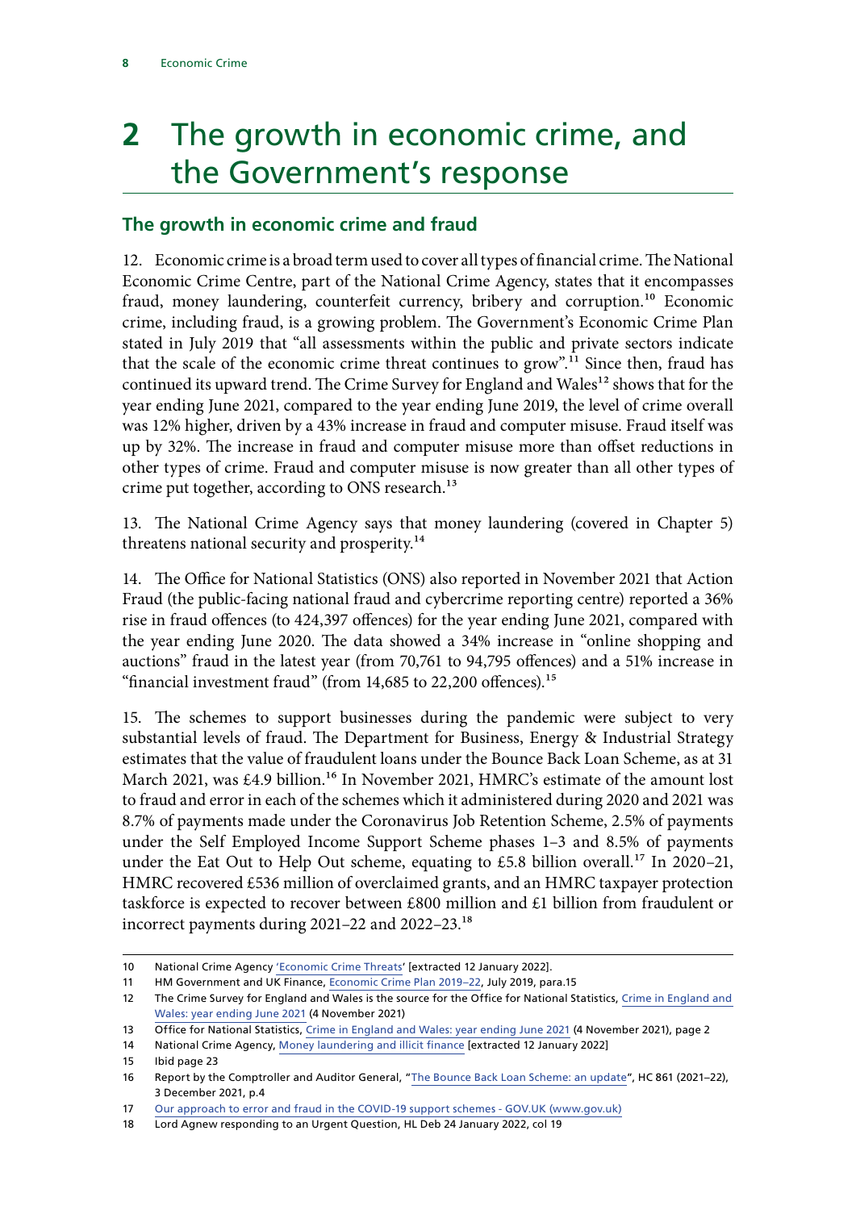# 2 The growth in economic crime, and the Government's response

## The growth in economic crime and fraud

12. Economic crime is a broad term used to cover all types of financial crime. The National Economic Crime Centre, part of the National Crime Agency, states that it encompasses fraud, money laundering, counterfeit currency, bribery and corruption.[10] Economic crime, including fraud, is a growing problem. The Government's Economic Crime Plan stated in July 2019 that "all assessments within the public and private sectors indicate that the scale of the economic crime threat continues to grow".[11] Since then, fraud has continued its upward trend. The Crime Survey for England and Wales[12] shows that for the year ending June 2021, compared to the year ending June 2019, the level of crime overall was 12% higher, driven by a 43% increase in fraud and computer misuse. Fraud itself was up by 32%. The increase in fraud and computer misuse more than offset reductions in other types of crime. Fraud and computer misuse is now greater than all other types of crime put together, according to ONS research.[13]

13. The National Crime Agency says that money laundering (covered in Chapter 5) threatens national security and prosperity.[14]

14. The Office for National Statistics (ONS) also reported in November 2021 that Action Fraud (the public-facing national fraud and cybercrime reporting centre) reported a 36% rise in fraud offences (to 424,397 offences) for the year ending June 2021, compared with the year ending June 2020. The data showed a 34% increase in "online shopping and auctions" fraud in the latest year (from 70,761 to 94,795 offences) and a 51% increase in "financial investment fraud" (from 14,685 to 22,200 offences).[15]

15. The schemes to support businesses during the pandemic were subject to very substantial levels of fraud. The Department for Business, Energy & Industrial Strategy estimates that the value of fraudulent loans under the Bounce Back Loan Scheme, as at 31 March 2021, was £4.9 billion.[16] In November 2021, HMRC's estimate of the amount lost to fraud and error in each of the schemes which it administered during 2020 and 2021 was 8.7% of payments made under the Coronavirus Job Retention Scheme, 2.5% of payments under the Self Employed Income Support Scheme phases 1–3 and 8.5% of payments under the Eat Out to Help Out scheme, equating to £5.8 billion overall.[17] In 2020–21, HMRC recovered £536 million of overclaimed grants, and an HMRC taxpayer protection taskforce is expected to recover between £800 million and £1 billion from fraudulent or incorrect payments during 2021–22 and 2022–23.[18]

---

10 National Crime Agency 'Economic Crime Threats' [extracted 12 January 2022].

11 HM Government and UK Finance, Economic Crime Plan 2019–22, July 2019, para.15

12 The Crime Survey for England and Wales is the source for the Office for National Statistics, Crime in England and Wales: year ending June 2021 (4 November 2021)

13 Office for National Statistics, Crime in England and Wales: year ending June 2021 (4 November 2021), page 2

14 National Crime Agency, Money laundering and illicit finance [extracted 12 January 2022]

15 Ibid page 23

16 Report by the Comptroller and Auditor General, "The Bounce Back Loan Scheme: an update", HC 861 (2021–22), 3 December 2021, p.4

17 Our approach to error and fraud in the COVID-19 support schemes - GOV.UK (www.gov.uk)

18 Lord Agnew responding to an Urgent Question, HL Deb 24 January 2022, col 19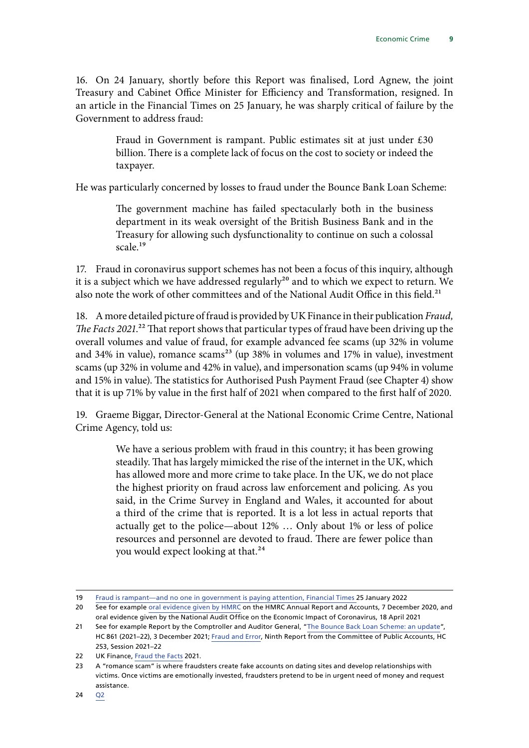16. On 24 January, shortly before this Report was finalised, Lord Agnew, the joint Treasury and Cabinet Office Minister for Efficiency and Transformation, resigned. In an article in the Financial Times on 25 January, he was sharply critical of failure by the Government to address fraud:

> Fraud in Government is rampant. Public estimates sit at just under £30 billion. There is a complete lack of focus on the cost to society or indeed the taxpayer.

He was particularly concerned by losses to fraud under the Bounce Bank Loan Scheme:

> The government machine has failed spectacularly both in the business department in its weak oversight of the British Business Bank and in the Treasury for allowing such dysfunctionality to continue on such a colossal scale.[19]

17. Fraud in coronavirus support schemes has not been a focus of this inquiry, although it is a subject which we have addressed regularly[20] and to which we expect to return. We also note the work of other committees and of the National Audit Office in this field.[21]

18. A more detailed picture of fraud is provided by UK Finance in their publication *Fraud, The Facts 2021*.[22] That report shows that particular types of fraud have been driving up the overall volumes and value of fraud, for example advanced fee scams (up 32% in volume and 34% in value), romance scams[23] (up 38% in volumes and 17% in value), investment scams (up 32% in volume and 42% in value), and impersonation scams (up 94% in volume and 15% in value). The statistics for Authorised Push Payment Fraud (see Chapter 4) show that it is up 71% by value in the first half of 2021 when compared to the first half of 2020.

19. Graeme Biggar, Director-General at the National Economic Crime Centre, National Crime Agency, told us:

> We have a serious problem with fraud in this country; it has been growing steadily. That has largely mimicked the rise of the internet in the UK, which has allowed more and more crime to take place. In the UK, we do not place the highest priority on fraud across law enforcement and policing. As you said, in the Crime Survey in England and Wales, it accounted for about a third of the crime that is reported. It is a lot less in actual reports that actually get to the police—about 12% … Only about 1% or less of police resources and personnel are devoted to fraud. There are fewer police than you would expect looking at that.[24]

---

19 Fraud is rampant—and no one in government is paying attention, Financial Times 25 January 2022

20 See for example oral evidence given by HMRC on the HMRC Annual Report and Accounts, 7 December 2020, and oral evidence given by the National Audit Office on the Economic Impact of Coronavirus, 18 April 2021

21 See for example Report by the Comptroller and Auditor General, "The Bounce Back Loan Scheme: an update", HC 861 (2021–22), 3 December 2021; Fraud and Error, Ninth Report from the Committee of Public Accounts, HC 253, Session 2021–22

22 UK Finance, Fraud the Facts 2021.

23 A "romance scam" is where fraudsters create fake accounts on dating sites and develop relationships with victims. Once victims are emotionally invested, fraudsters pretend to be in urgent need of money and request assistance.

24 Q2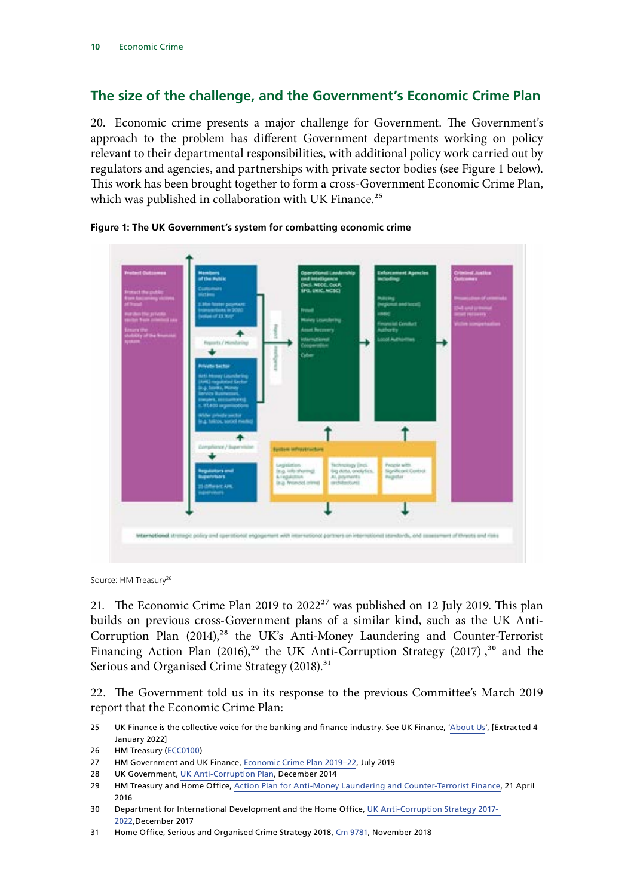## The size of the challenge, and the Government's Economic Crime Plan

20. Economic crime presents a major challenge for Government. The Government's approach to the problem has different Government departments working on policy relevant to their departmental responsibilities, with additional policy work carried out by regulators and agencies, and partnerships with private sector bodies (see Figure 1 below). This work has been brought together to form a cross-Government Economic Crime Plan, which was published in collaboration with UK Finance.[25]

**Figure 1: The UK Government's system for combatting economic crime**

Source: HM Treasury[26]

21. The Economic Crime Plan 2019 to 2022[27] was published on 12 July 2019. This plan builds on previous cross-Government plans of a similar kind, such as the UK Anti-Corruption Plan (2014),[28] the UK's Anti-Money Laundering and Counter-Terrorist Financing Action Plan (2016),[29] the UK Anti-Corruption Strategy (2017),[30] and the Serious and Organised Crime Strategy (2018).[31]

22. The Government told us in its response to the previous Committee's March 2019 report that the Economic Crime Plan:

---

25 UK Finance is the collective voice for the banking and finance industry. See UK Finance, 'About Us', [Extracted 4 January 2022]

26 HM Treasury (ECC0100)

27 HM Government and UK Finance, Economic Crime Plan 2019–22, July 2019

28 UK Government, UK Anti-Corruption Plan, December 2014

29 HM Treasury and Home Office, Action Plan for Anti-Money Laundering and Counter-Terrorist Finance, 21 April 2016

30 Department for International Development and the Home Office, UK Anti-Corruption Strategy 2017-2022, December 2017

31 Home Office, Serious and Organised Crime Strategy 2018, Cm 9781, November 2018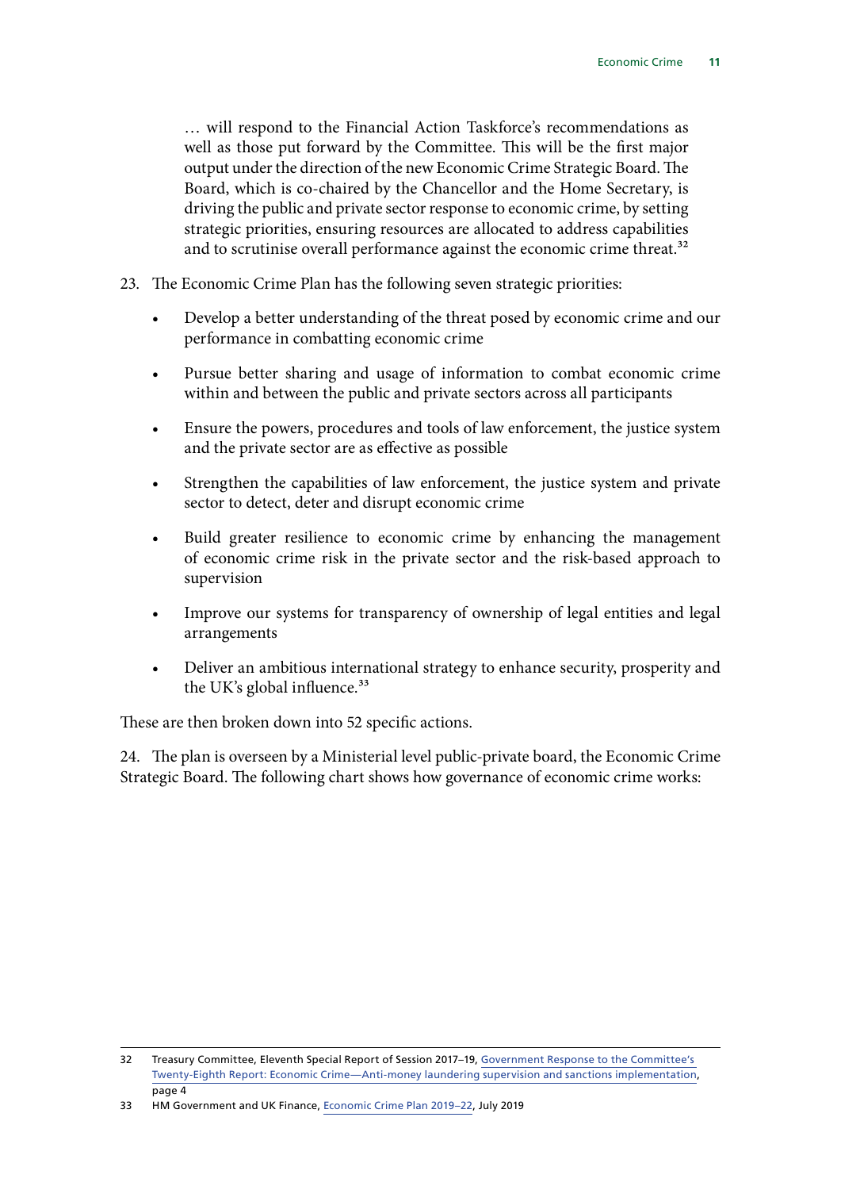> … will respond to the Financial Action Taskforce's recommendations as well as those put forward by the Committee. This will be the first major output under the direction of the new Economic Crime Strategic Board. The Board, which is co-chaired by the Chancellor and the Home Secretary, is driving the public and private sector response to economic crime, by setting strategic priorities, ensuring resources are allocated to address capabilities and to scrutinise overall performance against the economic crime threat.[32]

23. The Economic Crime Plan has the following seven strategic priorities:

- Develop a better understanding of the threat posed by economic crime and our performance in combatting economic crime
- Pursue better sharing and usage of information to combat economic crime within and between the public and private sectors across all participants
- Ensure the powers, procedures and tools of law enforcement, the justice system and the private sector are as effective as possible
- Strengthen the capabilities of law enforcement, the justice system and private sector to detect, deter and disrupt economic crime
- Build greater resilience to economic crime by enhancing the management of economic crime risk in the private sector and the risk-based approach to supervision
- Improve our systems for transparency of ownership of legal entities and legal arrangements
- Deliver an ambitious international strategy to enhance security, prosperity and the UK's global influence.[33]

These are then broken down into 52 specific actions.

24. The plan is overseen by a Ministerial level public-private board, the Economic Crime Strategic Board. The following chart shows how governance of economic crime works:

---

32 Treasury Committee, Eleventh Special Report of Session 2017–19, Government Response to the Committee's Twenty-Eighth Report: Economic Crime—Anti-money laundering supervision and sanctions implementation, page 4

33 HM Government and UK Finance, Economic Crime Plan 2019–22, July 2019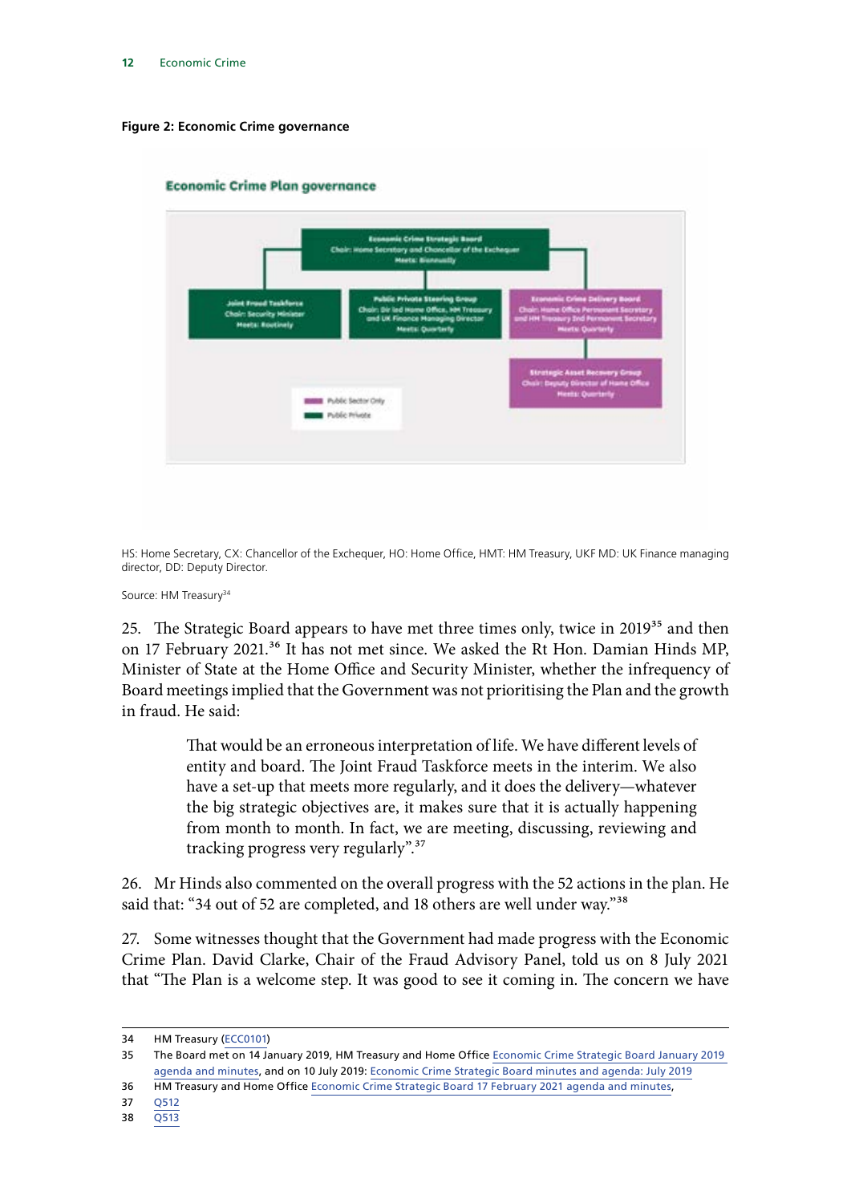**Figure 2: Economic Crime governance**

**Economic Crime Plan governance**

- **Economic Crime Strategic Board** — Chair: Home Secretary and Chancellor of the Exchequer — Meets: Biannually
  - **Joint Fraud Taskforce** — Chair: Security Minister — Meets: Routinely
  - **Public Private Steering Group** — Chair: Dir led Home Office, HM Treasury and UK Finance Managing Director — Meets: Quarterly
  - **Economic Crime Delivery Board** — Chair: Home Office Permanent Secretary and HM Treasury 2nd Permanent Secretary — Meets: Quarterly
    - **Strategic Asset Recovery Group** — Chair: Deputy Director of Home Office — Meets: Quarterly

Key: Public Sector Only; Public Private

HS: Home Secretary, CX: Chancellor of the Exchequer, HO: Home Office, HMT: HM Treasury, UKF MD: UK Finance managing director, DD: Deputy Director.

Source: HM Treasury[34]

25. The Strategic Board appears to have met three times only, twice in 2019[35] and then on 17 February 2021.[36] It has not met since. We asked the Rt Hon. Damian Hinds MP, Minister of State at the Home Office and Security Minister, whether the infrequency of Board meetings implied that the Government was not prioritising the Plan and the growth in fraud. He said:

> That would be an erroneous interpretation of life. We have different levels of entity and board. The Joint Fraud Taskforce meets in the interim. We also have a set-up that meets more regularly, and it does the delivery—whatever the big strategic objectives are, it makes sure that it is actually happening from month to month. In fact, we are meeting, discussing, reviewing and tracking progress very regularly".[37]

26. Mr Hinds also commented on the overall progress with the 52 actions in the plan. He said that: "34 out of 52 are completed, and 18 others are well under way."[38]

27. Some witnesses thought that the Government had made progress with the Economic Crime Plan. David Clarke, Chair of the Fraud Advisory Panel, told us on 8 July 2021 that "The Plan is a welcome step. It was good to see it coming in. The concern we have

---

34 HM Treasury (ECC0101)

35 The Board met on 14 January 2019, HM Treasury and Home Office Economic Crime Strategic Board January 2019 agenda and minutes, and on 10 July 2019: Economic Crime Strategic Board minutes and agenda: July 2019

36 HM Treasury and Home Office Economic Crime Strategic Board 17 February 2021 agenda and minutes,

37 Q512

38 Q513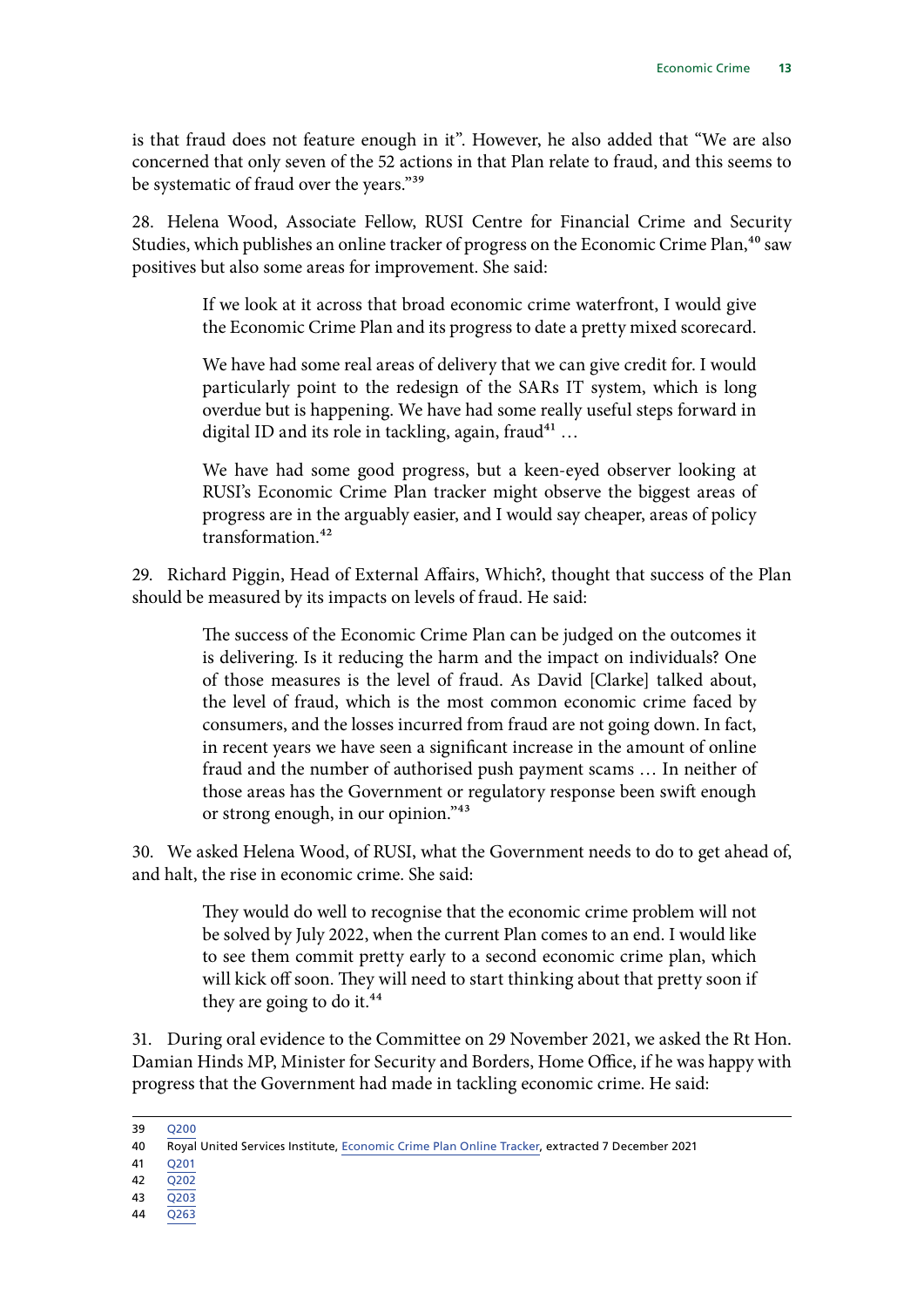is that fraud does not feature enough in it". However, he also added that "We are also concerned that only seven of the 52 actions in that Plan relate to fraud, and this seems to be systematic of fraud over the years."[39]

28. Helena Wood, Associate Fellow, RUSI Centre for Financial Crime and Security Studies, which publishes an online tracker of progress on the Economic Crime Plan,[40] saw positives but also some areas for improvement. She said:

> If we look at it across that broad economic crime waterfront, I would give the Economic Crime Plan and its progress to date a pretty mixed scorecard.
>
> We have had some real areas of delivery that we can give credit for. I would particularly point to the redesign of the SARs IT system, which is long overdue but is happening. We have had some really useful steps forward in digital ID and its role in tackling, again, fraud[41] …
>
> We have had some good progress, but a keen-eyed observer looking at RUSI's Economic Crime Plan tracker might observe the biggest areas of progress are in the arguably easier, and I would say cheaper, areas of policy transformation.[42]

29. Richard Piggin, Head of External Affairs, Which?, thought that success of the Plan should be measured by its impacts on levels of fraud. He said:

> The success of the Economic Crime Plan can be judged on the outcomes it is delivering. Is it reducing the harm and the impact on individuals? One of those measures is the level of fraud. As David [Clarke] talked about, the level of fraud, which is the most common economic crime faced by consumers, and the losses incurred from fraud are not going down. In fact, in recent years we have seen a significant increase in the amount of online fraud and the number of authorised push payment scams … In neither of those areas has the Government or regulatory response been swift enough or strong enough, in our opinion."[43]

30. We asked Helena Wood, of RUSI, what the Government needs to do to get ahead of, and halt, the rise in economic crime. She said:

> They would do well to recognise that the economic crime problem will not be solved by July 2022, when the current Plan comes to an end. I would like to see them commit pretty early to a second economic crime plan, which will kick off soon. They will need to start thinking about that pretty soon if they are going to do it.[44]

31. During oral evidence to the Committee on 29 November 2021, we asked the Rt Hon. Damian Hinds MP, Minister for Security and Borders, Home Office, if he was happy with progress that the Government had made in tackling economic crime. He said:

---

39 Q200

40 Royal United Services Institute, Economic Crime Plan Online Tracker, extracted 7 December 2021

41 Q201

42 Q202

43 Q203

44 Q263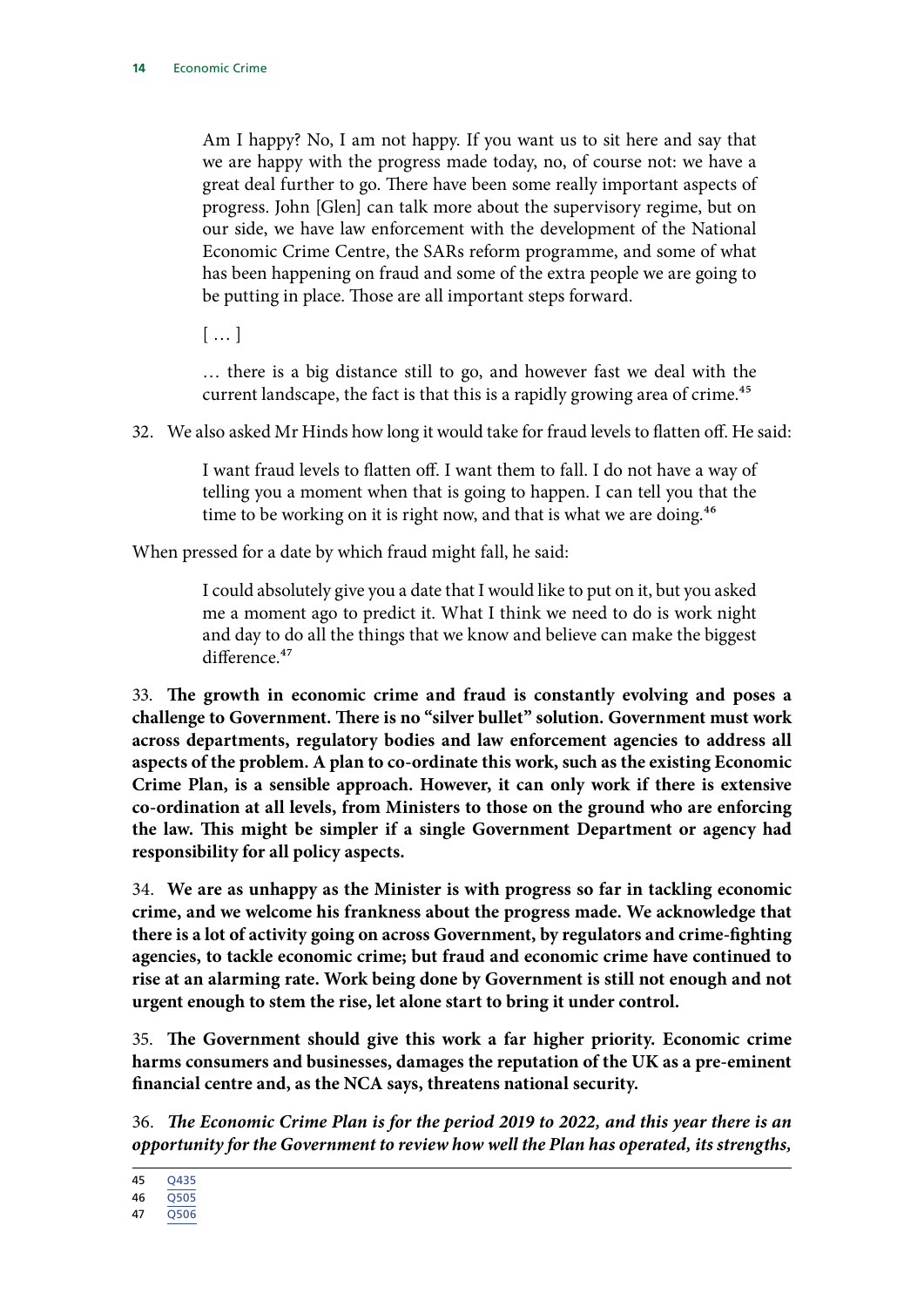> Am I happy? No, I am not happy. If you want us to sit here and say that we are happy with the progress made today, no, of course not: we have a great deal further to go. There have been some really important aspects of progress. John [Glen] can talk more about the supervisory regime, but on our side, we have law enforcement with the development of the National Economic Crime Centre, the SARs reform programme, and some of what has been happening on fraud and some of the extra people we are going to be putting in place. Those are all important steps forward.
>
> [ … ]
>
> … there is a big distance still to go, and however fast we deal with the current landscape, the fact is that this is a rapidly growing area of crime.[45]

32. We also asked Mr Hinds how long it would take for fraud levels to flatten off. He said:

> I want fraud levels to flatten off. I want them to fall. I do not have a way of telling you a moment when that is going to happen. I can tell you that the time to be working on it is right now, and that is what we are doing.[46]

When pressed for a date by which fraud might fall, he said:

> I could absolutely give you a date that I would like to put on it, but you asked me a moment ago to predict it. What I think we need to do is work night and day to do all the things that we know and believe can make the biggest difference.[47]

33. **The growth in economic crime and fraud is constantly evolving and poses a challenge to Government. There is no "silver bullet" solution. Government must work across departments, regulatory bodies and law enforcement agencies to address all aspects of the problem. A plan to co-ordinate this work, such as the existing Economic Crime Plan, is a sensible approach. However, it can only work if there is extensive co-ordination at all levels, from Ministers to those on the ground who are enforcing the law. This might be simpler if a single Government Department or agency had responsibility for all policy aspects.**

34. **We are as unhappy as the Minister is with progress so far in tackling economic crime, and we welcome his frankness about the progress made. We acknowledge that there is a lot of activity going on across Government, by regulators and crime-fighting agencies, to tackle economic crime; but fraud and economic crime have continued to rise at an alarming rate. Work being done by Government is still not enough and not urgent enough to stem the rise, let alone start to bring it under control.**

35. **The Government should give this work a far higher priority. Economic crime harms consumers and businesses, damages the reputation of the UK as a pre-eminent financial centre and, as the NCA says, threatens national security.**

36. ***The Economic Crime Plan is for the period 2019 to 2022, and this year there is an opportunity for the Government to review how well the Plan has operated, its strengths,***

45 Q435
46 Q505
47 Q506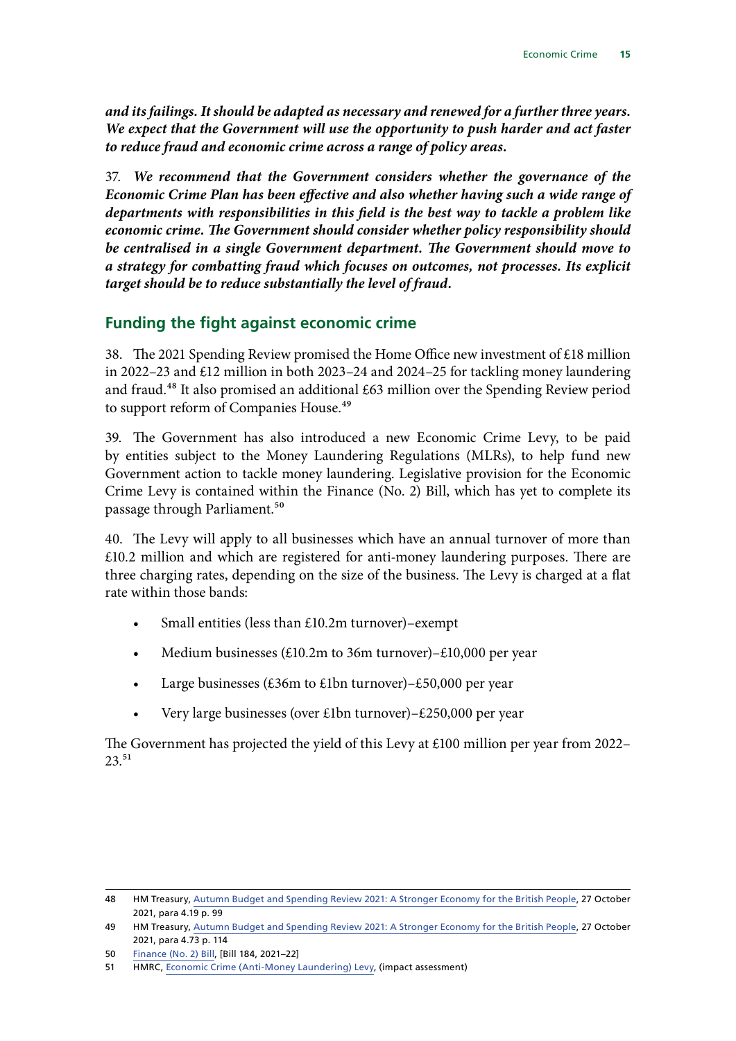***and its failings. It should be adapted as necessary and renewed for a further three years. We expect that the Government will use the opportunity to push harder and act faster to reduce fraud and economic crime across a range of policy areas.***

37. ***We recommend that the Government considers whether the governance of the Economic Crime Plan has been effective and also whether having such a wide range of departments with responsibilities in this field is the best way to tackle a problem like economic crime. The Government should consider whether policy responsibility should be centralised in a single Government department. The Government should move to a strategy for combatting fraud which focuses on outcomes, not processes. Its explicit target should be to reduce substantially the level of fraud.***

## Funding the fight against economic crime

38. The 2021 Spending Review promised the Home Office new investment of £18 million in 2022–23 and £12 million in both 2023–24 and 2024–25 for tackling money laundering and fraud.[48] It also promised an additional £63 million over the Spending Review period to support reform of Companies House.[49]

39. The Government has also introduced a new Economic Crime Levy, to be paid by entities subject to the Money Laundering Regulations (MLRs), to help fund new Government action to tackle money laundering. Legislative provision for the Economic Crime Levy is contained within the Finance (No. 2) Bill, which has yet to complete its passage through Parliament.[50]

40. The Levy will apply to all businesses which have an annual turnover of more than £10.2 million and which are registered for anti-money laundering purposes. There are three charging rates, depending on the size of the business. The Levy is charged at a flat rate within those bands:

- Small entities (less than £10.2m turnover)–exempt
- Medium businesses (£10.2m to 36m turnover)–£10,000 per year
- Large businesses (£36m to £1bn turnover)–£50,000 per year
- Very large businesses (over £1bn turnover)–£250,000 per year

The Government has projected the yield of this Levy at £100 million per year from 2022–23.[51]

---

48 HM Treasury, Autumn Budget and Spending Review 2021: A Stronger Economy for the British People, 27 October 2021, para 4.19 p. 99

49 HM Treasury, Autumn Budget and Spending Review 2021: A Stronger Economy for the British People, 27 October 2021, para 4.73 p. 114

50 Finance (No. 2) Bill, [Bill 184, 2021–22]

51 HMRC, Economic Crime (Anti-Money Laundering) Levy, (impact assessment)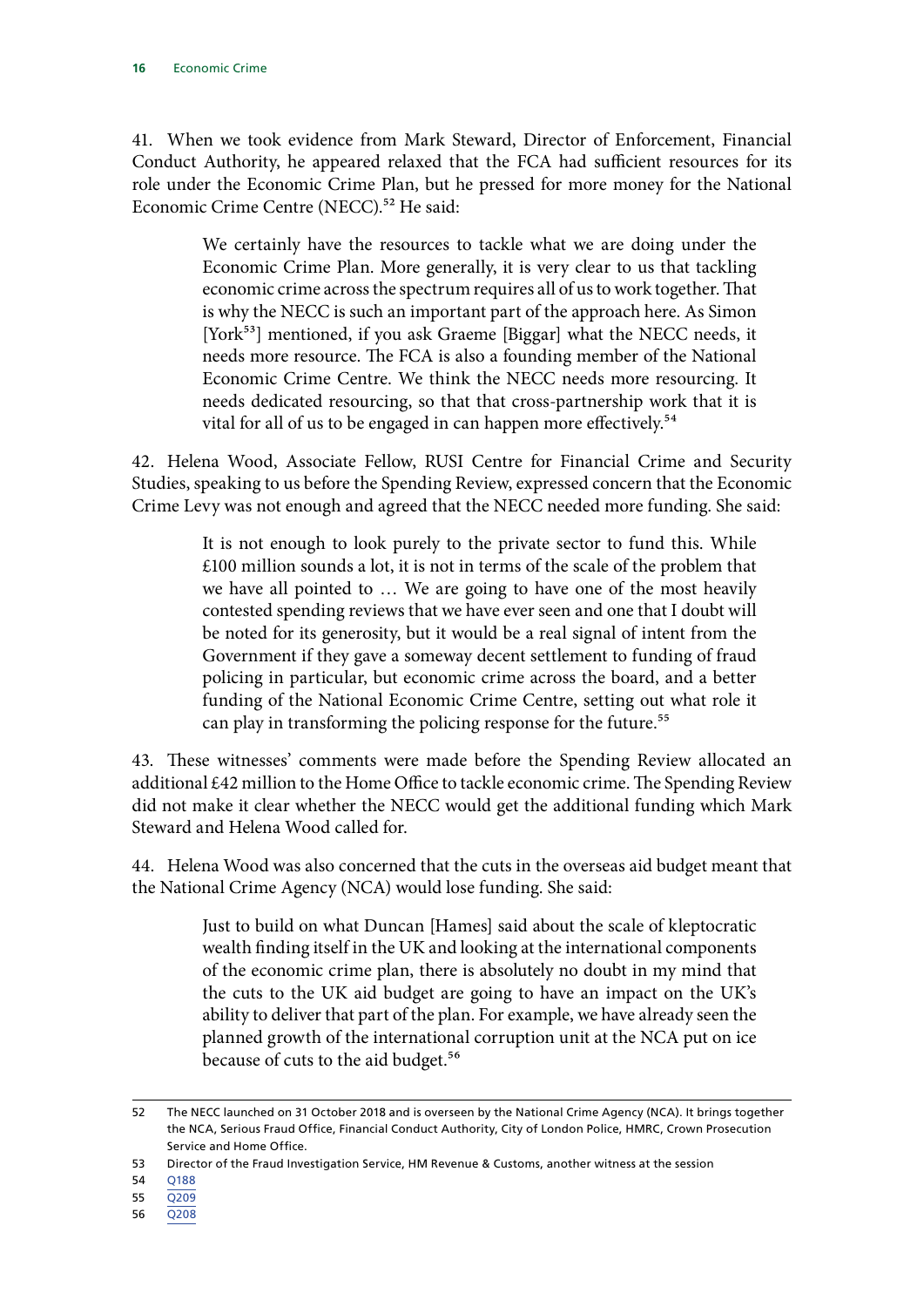41. When we took evidence from Mark Steward, Director of Enforcement, Financial Conduct Authority, he appeared relaxed that the FCA had sufficient resources for its role under the Economic Crime Plan, but he pressed for more money for the National Economic Crime Centre (NECC).[52] He said:

> We certainly have the resources to tackle what we are doing under the Economic Crime Plan. More generally, it is very clear to us that tackling economic crime across the spectrum requires all of us to work together. That is why the NECC is such an important part of the approach here. As Simon [York[53]] mentioned, if you ask Graeme [Biggar] what the NECC needs, it needs more resource. The FCA is also a founding member of the National Economic Crime Centre. We think the NECC needs more resourcing. It needs dedicated resourcing, so that that cross-partnership work that it is vital for all of us to be engaged in can happen more effectively.[54]

42. Helena Wood, Associate Fellow, RUSI Centre for Financial Crime and Security Studies, speaking to us before the Spending Review, expressed concern that the Economic Crime Levy was not enough and agreed that the NECC needed more funding. She said:

> It is not enough to look purely to the private sector to fund this. While £100 million sounds a lot, it is not in terms of the scale of the problem that we have all pointed to … We are going to have one of the most heavily contested spending reviews that we have ever seen and one that I doubt will be noted for its generosity, but it would be a real signal of intent from the Government if they gave a someway decent settlement to funding of fraud policing in particular, but economic crime across the board, and a better funding of the National Economic Crime Centre, setting out what role it can play in transforming the policing response for the future.[55]

43. These witnesses' comments were made before the Spending Review allocated an additional £42 million to the Home Office to tackle economic crime. The Spending Review did not make it clear whether the NECC would get the additional funding which Mark Steward and Helena Wood called for.

44. Helena Wood was also concerned that the cuts in the overseas aid budget meant that the National Crime Agency (NCA) would lose funding. She said:

> Just to build on what Duncan [Hames] said about the scale of kleptocratic wealth finding itself in the UK and looking at the international components of the economic crime plan, there is absolutely no doubt in my mind that the cuts to the UK aid budget are going to have an impact on the UK's ability to deliver that part of the plan. For example, we have already seen the planned growth of the international corruption unit at the NCA put on ice because of cuts to the aid budget.[56]

---

52 The NECC launched on 31 October 2018 and is overseen by the National Crime Agency (NCA). It brings together the NCA, Serious Fraud Office, Financial Conduct Authority, City of London Police, HMRC, Crown Prosecution Service and Home Office.

53 Director of the Fraud Investigation Service, HM Revenue & Customs, another witness at the session

54 Q188

55 Q209

56 Q208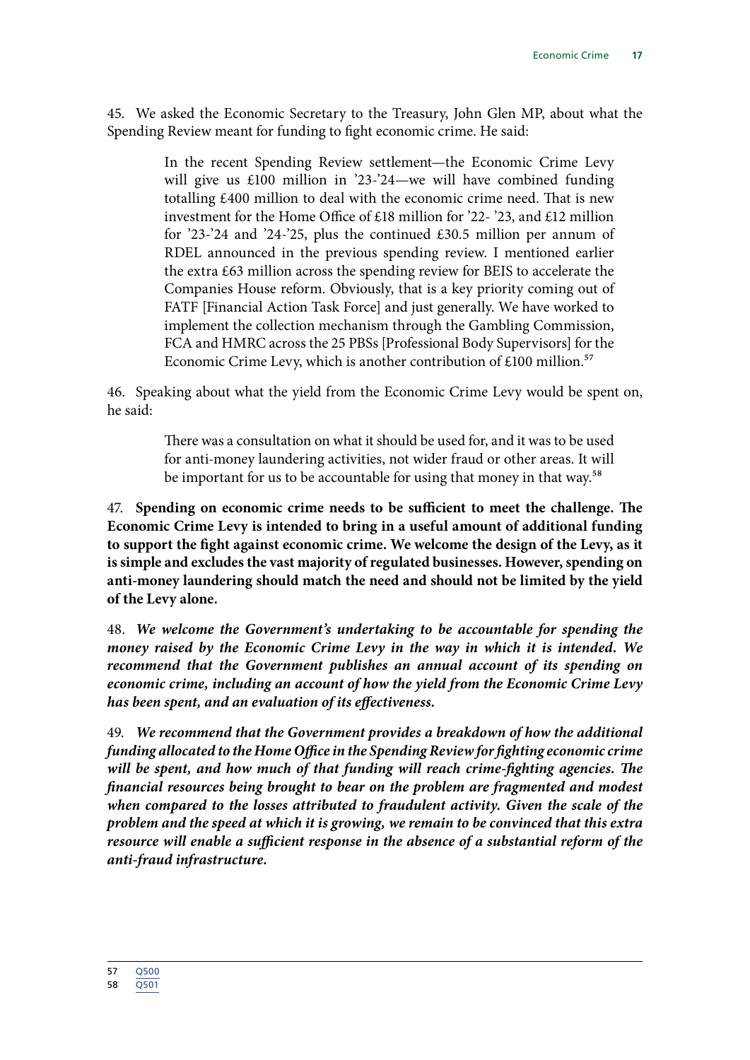45. We asked the Economic Secretary to the Treasury, John Glen MP, about what the Spending Review meant for funding to fight economic crime. He said:

> In the recent Spending Review settlement—the Economic Crime Levy will give us £100 million in '23-'24—we will have combined funding totalling £400 million to deal with the economic crime need. That is new investment for the Home Office of £18 million for '22- '23, and £12 million for '23-'24 and '24-'25, plus the continued £30.5 million per annum of RDEL announced in the previous spending review. I mentioned earlier the extra £63 million across the spending review for BEIS to accelerate the Companies House reform. Obviously, that is a key priority coming out of FATF [Financial Action Task Force] and just generally. We have worked to implement the collection mechanism through the Gambling Commission, FCA and HMRC across the 25 PBSs [Professional Body Supervisors] for the Economic Crime Levy, which is another contribution of £100 million.[57]

46. Speaking about what the yield from the Economic Crime Levy would be spent on, he said:

> There was a consultation on what it should be used for, and it was to be used for anti-money laundering activities, not wider fraud or other areas. It will be important for us to be accountable for using that money in that way.[58]

47. **Spending on economic crime needs to be sufficient to meet the challenge. The Economic Crime Levy is intended to bring in a useful amount of additional funding to support the fight against economic crime. We welcome the design of the Levy, as it is simple and excludes the vast majority of regulated businesses. However, spending on anti-money laundering should match the need and should not be limited by the yield of the Levy alone.**

48. ***We welcome the Government's undertaking to be accountable for spending the money raised by the Economic Crime Levy in the way in which it is intended. We recommend that the Government publishes an annual account of its spending on economic crime, including an account of how the yield from the Economic Crime Levy has been spent, and an evaluation of its effectiveness.***

49. ***We recommend that the Government provides a breakdown of how the additional funding allocated to the Home Office in the Spending Review for fighting economic crime will be spent, and how much of that funding will reach crime-fighting agencies. The financial resources being brought to bear on the problem are fragmented and modest when compared to the losses attributed to fraudulent activity. Given the scale of the problem and the speed at which it is growing, we remain to be convinced that this extra resource will enable a sufficient response in the absence of a substantial reform of the anti-fraud infrastructure.***

57 Q500
58 Q501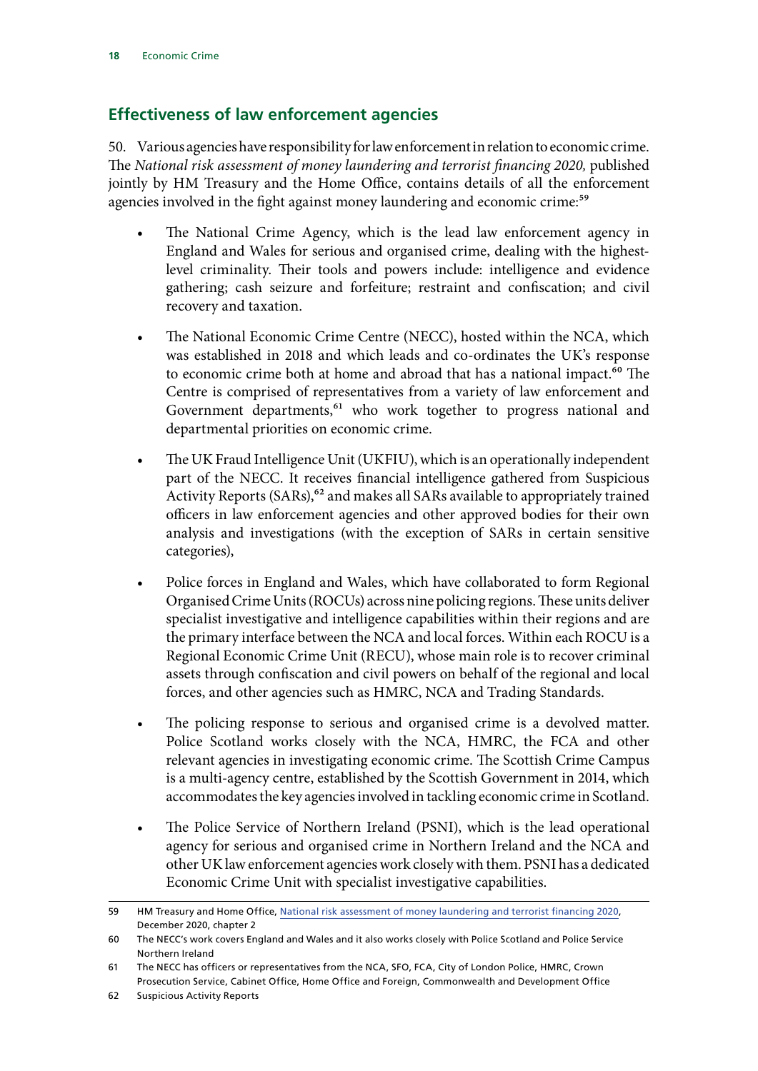## Effectiveness of law enforcement agencies

50. Various agencies have responsibility for law enforcement in relation to economic crime. The *National risk assessment of money laundering and terrorist financing 2020,* published jointly by HM Treasury and the Home Office, contains details of all the enforcement agencies involved in the fight against money laundering and economic crime:[59]

- The National Crime Agency, which is the lead law enforcement agency in England and Wales for serious and organised crime, dealing with the highest-level criminality. Their tools and powers include: intelligence and evidence gathering; cash seizure and forfeiture; restraint and confiscation; and civil recovery and taxation.
- The National Economic Crime Centre (NECC), hosted within the NCA, which was established in 2018 and which leads and co-ordinates the UK's response to economic crime both at home and abroad that has a national impact.[60] The Centre is comprised of representatives from a variety of law enforcement and Government departments,[61] who work together to progress national and departmental priorities on economic crime.
- The UK Fraud Intelligence Unit (UKFIU), which is an operationally independent part of the NECC. It receives financial intelligence gathered from Suspicious Activity Reports (SARs),[62] and makes all SARs available to appropriately trained officers in law enforcement agencies and other approved bodies for their own analysis and investigations (with the exception of SARs in certain sensitive categories),
- Police forces in England and Wales, which have collaborated to form Regional Organised Crime Units (ROCUs) across nine policing regions. These units deliver specialist investigative and intelligence capabilities within their regions and are the primary interface between the NCA and local forces. Within each ROCU is a Regional Economic Crime Unit (RECU), whose main role is to recover criminal assets through confiscation and civil powers on behalf of the regional and local forces, and other agencies such as HMRC, NCA and Trading Standards.
- The policing response to serious and organised crime is a devolved matter. Police Scotland works closely with the NCA, HMRC, the FCA and other relevant agencies in investigating economic crime. The Scottish Crime Campus is a multi-agency centre, established by the Scottish Government in 2014, which accommodates the key agencies involved in tackling economic crime in Scotland.
- The Police Service of Northern Ireland (PSNI), which is the lead operational agency for serious and organised crime in Northern Ireland and the NCA and other UK law enforcement agencies work closely with them. PSNI has a dedicated Economic Crime Unit with specialist investigative capabilities.

---

59 HM Treasury and Home Office, National risk assessment of money laundering and terrorist financing 2020, December 2020, chapter 2

60 The NECC's work covers England and Wales and it also works closely with Police Scotland and Police Service Northern Ireland

61 The NECC has officers or representatives from the NCA, SFO, FCA, City of London Police, HMRC, Crown Prosecution Service, Cabinet Office, Home Office and Foreign, Commonwealth and Development Office

62 Suspicious Activity Reports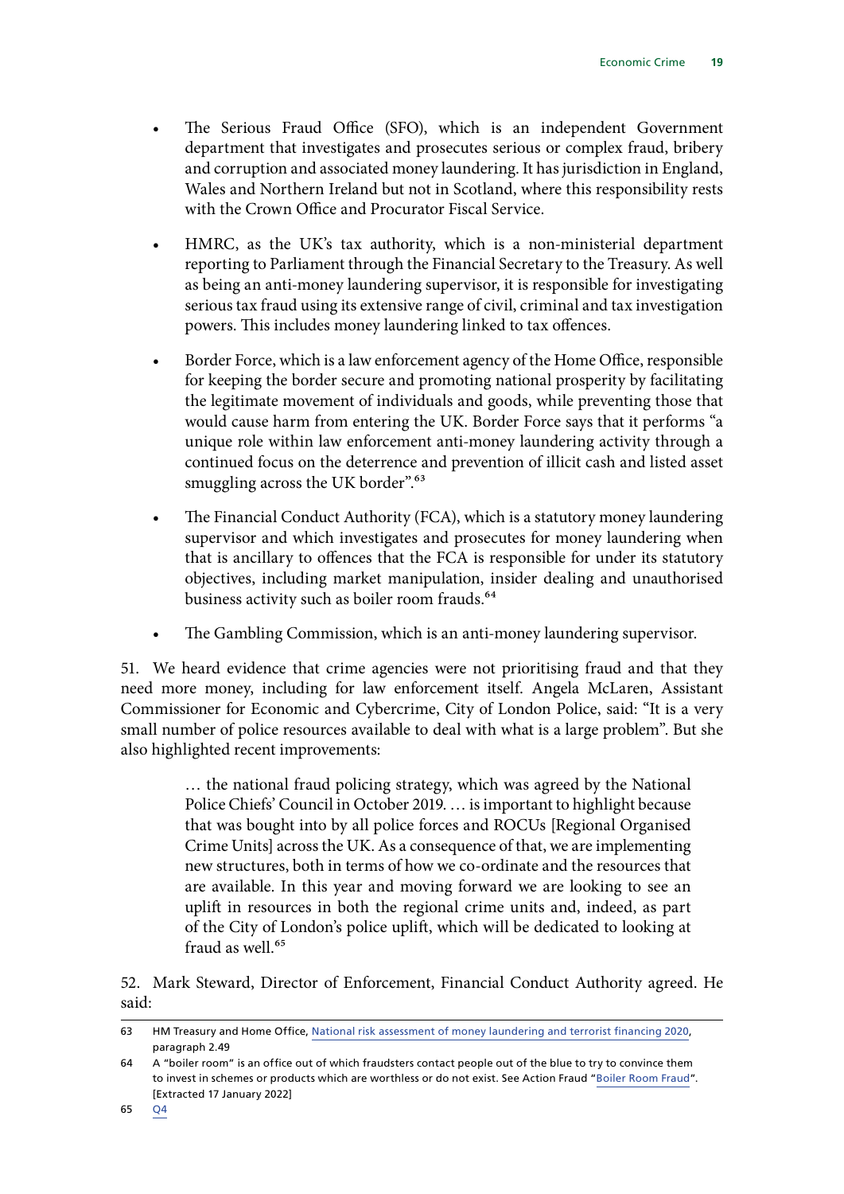- The Serious Fraud Office (SFO), which is an independent Government department that investigates and prosecutes serious or complex fraud, bribery and corruption and associated money laundering. It has jurisdiction in England, Wales and Northern Ireland but not in Scotland, where this responsibility rests with the Crown Office and Procurator Fiscal Service.
- HMRC, as the UK's tax authority, which is a non-ministerial department reporting to Parliament through the Financial Secretary to the Treasury. As well as being an anti-money laundering supervisor, it is responsible for investigating serious tax fraud using its extensive range of civil, criminal and tax investigation powers. This includes money laundering linked to tax offences.
- Border Force, which is a law enforcement agency of the Home Office, responsible for keeping the border secure and promoting national prosperity by facilitating the legitimate movement of individuals and goods, while preventing those that would cause harm from entering the UK. Border Force says that it performs "a unique role within law enforcement anti-money laundering activity through a continued focus on the deterrence and prevention of illicit cash and listed asset smuggling across the UK border".[63]
- The Financial Conduct Authority (FCA), which is a statutory money laundering supervisor and which investigates and prosecutes for money laundering when that is ancillary to offences that the FCA is responsible for under its statutory objectives, including market manipulation, insider dealing and unauthorised business activity such as boiler room frauds.[64]
- The Gambling Commission, which is an anti-money laundering supervisor.

51. We heard evidence that crime agencies were not prioritising fraud and that they need more money, including for law enforcement itself. Angela McLaren, Assistant Commissioner for Economic and Cybercrime, City of London Police, said: "It is a very small number of police resources available to deal with what is a large problem". But she also highlighted recent improvements:

> … the national fraud policing strategy, which was agreed by the National Police Chiefs' Council in October 2019. … is important to highlight because that was bought into by all police forces and ROCUs [Regional Organised Crime Units] across the UK. As a consequence of that, we are implementing new structures, both in terms of how we co-ordinate and the resources that are available. In this year and moving forward we are looking to see an uplift in resources in both the regional crime units and, indeed, as part of the City of London's police uplift, which will be dedicated to looking at fraud as well.[65]

52. Mark Steward, Director of Enforcement, Financial Conduct Authority agreed. He said:

---

63 HM Treasury and Home Office, National risk assessment of money laundering and terrorist financing 2020, paragraph 2.49

64 A "boiler room" is an office out of which fraudsters contact people out of the blue to try to convince them to invest in schemes or products which are worthless or do not exist. See Action Fraud "Boiler Room Fraud". [Extracted 17 January 2022]

65 Q4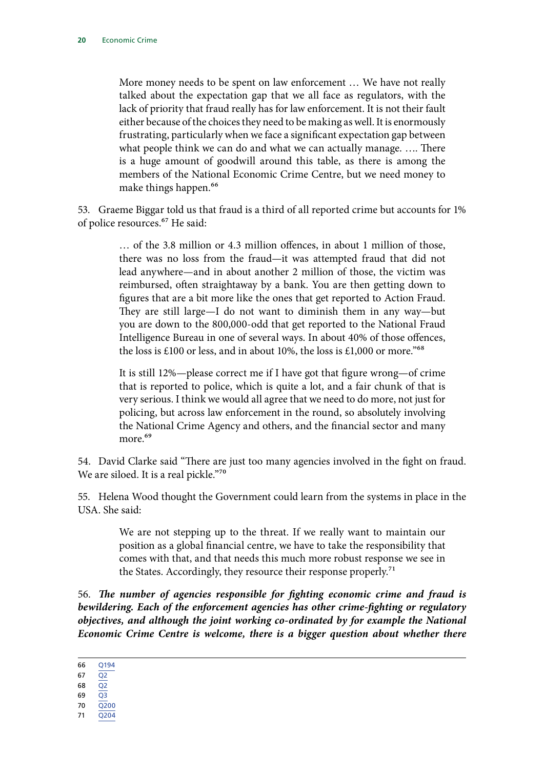> More money needs to be spent on law enforcement … We have not really talked about the expectation gap that we all face as regulators, with the lack of priority that fraud really has for law enforcement. It is not their fault either because of the choices they need to be making as well. It is enormously frustrating, particularly when we face a significant expectation gap between what people think we can do and what we can actually manage. …. There is a huge amount of goodwill around this table, as there is among the members of the National Economic Crime Centre, but we need money to make things happen.[66]

53. Graeme Biggar told us that fraud is a third of all reported crime but accounts for 1% of police resources.[67] He said:

> … of the 3.8 million or 4.3 million offences, in about 1 million of those, there was no loss from the fraud—it was attempted fraud that did not lead anywhere—and in about another 2 million of those, the victim was reimbursed, often straightaway by a bank. You are then getting down to figures that are a bit more like the ones that get reported to Action Fraud. They are still large—I do not want to diminish them in any way—but you are down to the 800,000-odd that get reported to the National Fraud Intelligence Bureau in one of several ways. In about 40% of those offences, the loss is £100 or less, and in about 10%, the loss is £1,000 or more."[68]
>
> It is still 12%—please correct me if I have got that figure wrong—of crime that is reported to police, which is quite a lot, and a fair chunk of that is very serious. I think we would all agree that we need to do more, not just for policing, but across law enforcement in the round, so absolutely involving the National Crime Agency and others, and the financial sector and many more.[69]

54. David Clarke said "There are just too many agencies involved in the fight on fraud. We are siloed. It is a real pickle."[70]

55. Helena Wood thought the Government could learn from the systems in place in the USA. She said:

> We are not stepping up to the threat. If we really want to maintain our position as a global financial centre, we have to take the responsibility that comes with that, and that needs this much more robust response we see in the States. Accordingly, they resource their response properly.[71]

56. ***The number of agencies responsible for fighting economic crime and fraud is bewildering. Each of the enforcement agencies has other crime-fighting or regulatory objectives, and although the joint working co-ordinated by for example the National Economic Crime Centre is welcome, there is a bigger question about whether there***

---

66 Q194
67 Q2
68 Q2
69 Q3
70 Q200
71 Q204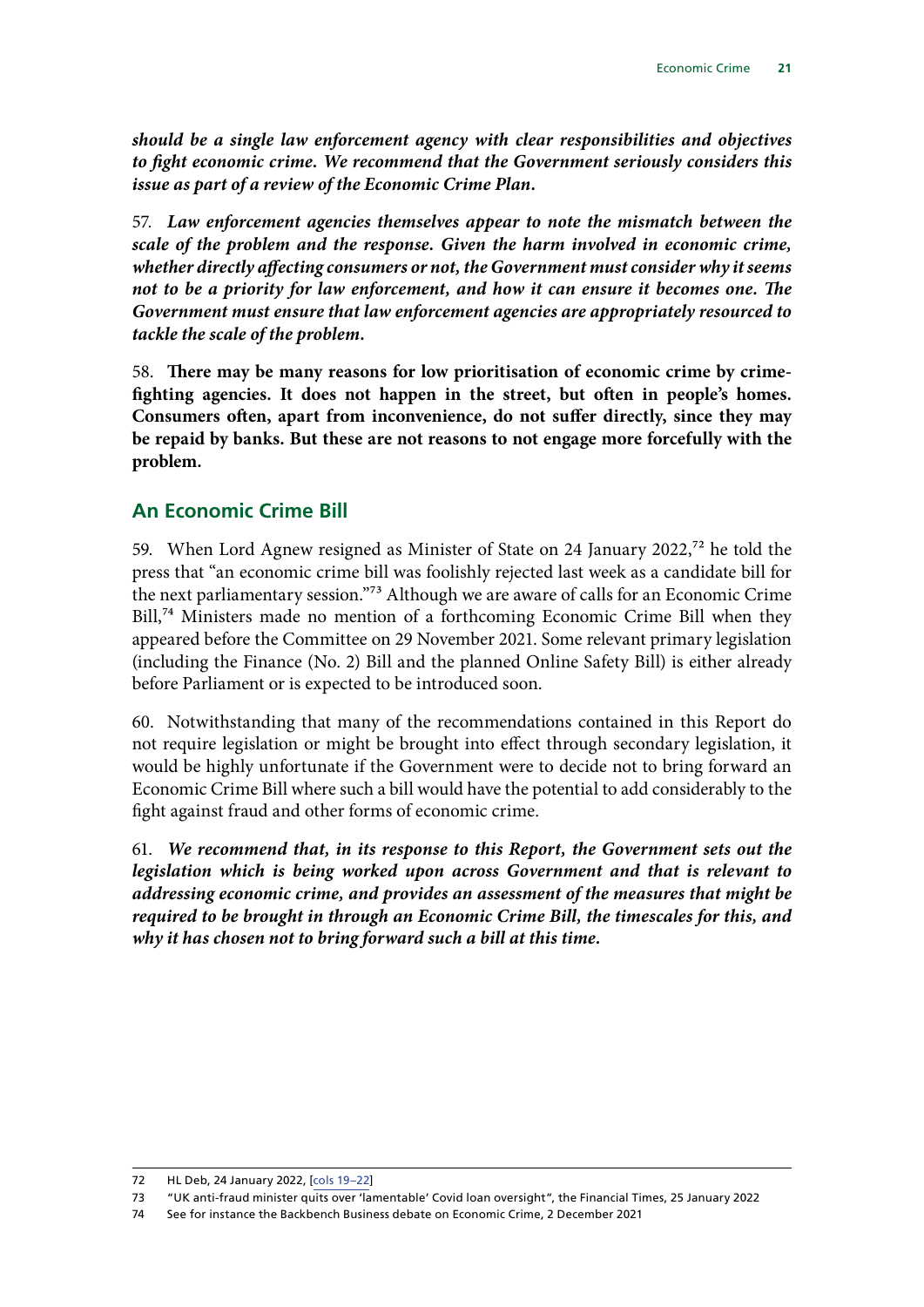***should be a single law enforcement agency with clear responsibilities and objectives to fight economic crime. We recommend that the Government seriously considers this issue as part of a review of the Economic Crime Plan.***

57. ***Law enforcement agencies themselves appear to note the mismatch between the scale of the problem and the response. Given the harm involved in economic crime, whether directly affecting consumers or not, the Government must consider why it seems not to be a priority for law enforcement, and how it can ensure it becomes one. The Government must ensure that law enforcement agencies are appropriately resourced to tackle the scale of the problem.***

58. **There may be many reasons for low prioritisation of economic crime by crime-fighting agencies. It does not happen in the street, but often in people's homes. Consumers often, apart from inconvenience, do not suffer directly, since they may be repaid by banks. But these are not reasons to not engage more forcefully with the problem.**

## An Economic Crime Bill

59. When Lord Agnew resigned as Minister of State on 24 January 2022,[72] he told the press that "an economic crime bill was foolishly rejected last week as a candidate bill for the next parliamentary session."[73] Although we are aware of calls for an Economic Crime Bill,[74] Ministers made no mention of a forthcoming Economic Crime Bill when they appeared before the Committee on 29 November 2021. Some relevant primary legislation (including the Finance (No. 2) Bill and the planned Online Safety Bill) is either already before Parliament or is expected to be introduced soon.

60. Notwithstanding that many of the recommendations contained in this Report do not require legislation or might be brought into effect through secondary legislation, it would be highly unfortunate if the Government were to decide not to bring forward an Economic Crime Bill where such a bill would have the potential to add considerably to the fight against fraud and other forms of economic crime.

61. ***We recommend that, in its response to this Report, the Government sets out the legislation which is being worked upon across Government and that is relevant to addressing economic crime, and provides an assessment of the measures that might be required to be brought in through an Economic Crime Bill, the timescales for this, and why it has chosen not to bring forward such a bill at this time.***

---

72 HL Deb, 24 January 2022, [cols 19–22]

73 "UK anti-fraud minister quits over 'lamentable' Covid loan oversight", the Financial Times, 25 January 2022

74 See for instance the Backbench Business debate on Economic Crime, 2 December 2021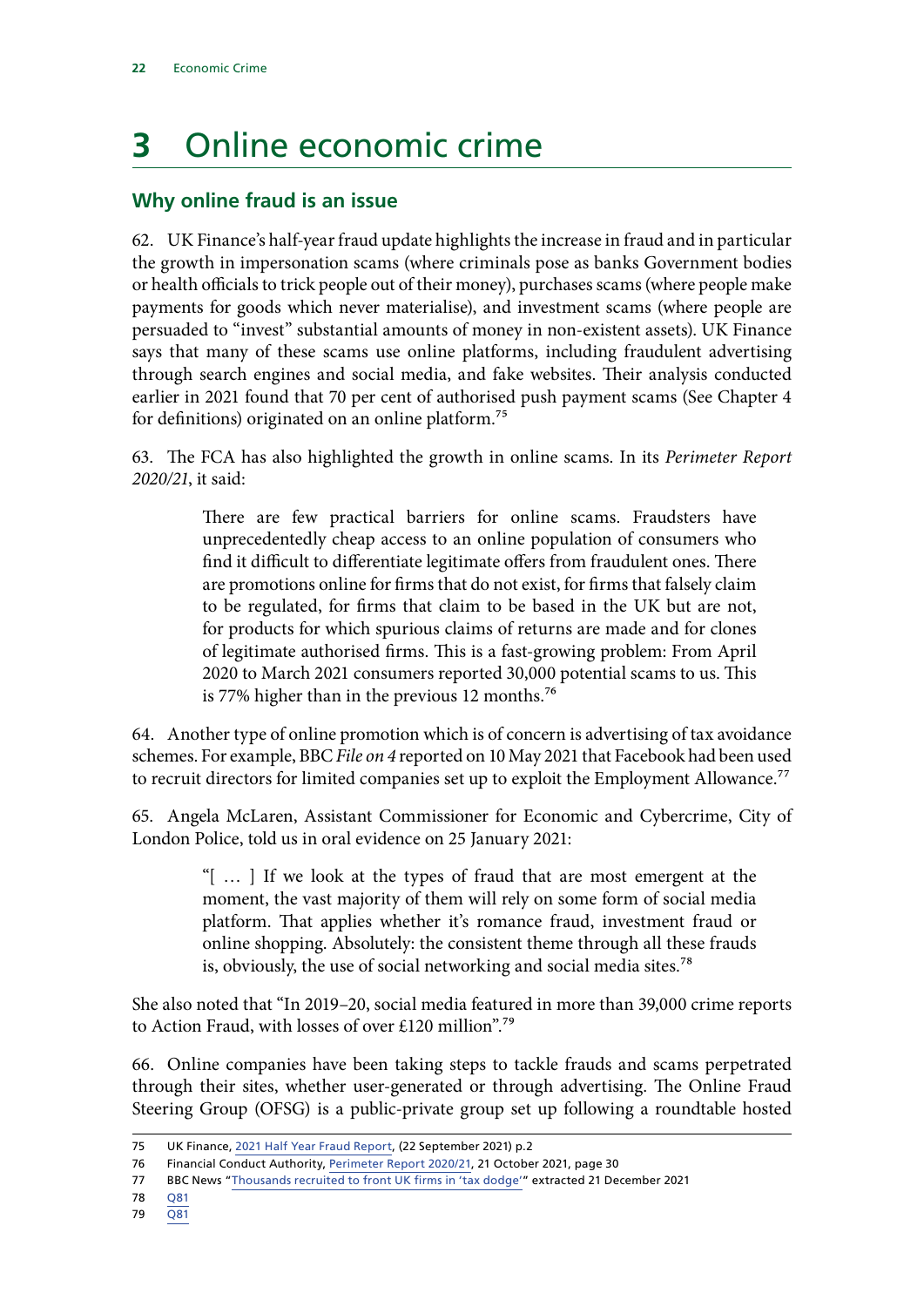# 3 Online economic crime

## Why online fraud is an issue

62. UK Finance's half-year fraud update highlights the increase in fraud and in particular the growth in impersonation scams (where criminals pose as banks Government bodies or health officials to trick people out of their money), purchases scams (where people make payments for goods which never materialise), and investment scams (where people are persuaded to "invest" substantial amounts of money in non-existent assets). UK Finance says that many of these scams use online platforms, including fraudulent advertising through search engines and social media, and fake websites. Their analysis conducted earlier in 2021 found that 70 per cent of authorised push payment scams (See Chapter 4 for definitions) originated on an online platform.[75]

63. The FCA has also highlighted the growth in online scams. In its *Perimeter Report 2020/21*, it said:

> There are few practical barriers for online scams. Fraudsters have unprecedentedly cheap access to an online population of consumers who find it difficult to differentiate legitimate offers from fraudulent ones. There are promotions online for firms that do not exist, for firms that falsely claim to be regulated, for firms that claim to be based in the UK but are not, for products for which spurious claims of returns are made and for clones of legitimate authorised firms. This is a fast-growing problem: From April 2020 to March 2021 consumers reported 30,000 potential scams to us. This is 77% higher than in the previous 12 months.[76]

64. Another type of online promotion which is of concern is advertising of tax avoidance schemes. For example, BBC *File on 4* reported on 10 May 2021 that Facebook had been used to recruit directors for limited companies set up to exploit the Employment Allowance.[77]

65. Angela McLaren, Assistant Commissioner for Economic and Cybercrime, City of London Police, told us in oral evidence on 25 January 2021:

> "[ … ] If we look at the types of fraud that are most emergent at the moment, the vast majority of them will rely on some form of social media platform. That applies whether it's romance fraud, investment fraud or online shopping. Absolutely: the consistent theme through all these frauds is, obviously, the use of social networking and social media sites.[78]

She also noted that "In 2019–20, social media featured in more than 39,000 crime reports to Action Fraud, with losses of over £120 million".[79]

66. Online companies have been taking steps to tackle frauds and scams perpetrated through their sites, whether user-generated or through advertising. The Online Fraud Steering Group (OFSG) is a public-private group set up following a roundtable hosted

---

75 UK Finance, 2021 Half Year Fraud Report, (22 September 2021) p.2

76 Financial Conduct Authority, Perimeter Report 2020/21, 21 October 2021, page 30

77 BBC News "Thousands recruited to front UK firms in 'tax dodge'" extracted 21 December 2021

78 Q81

79 Q81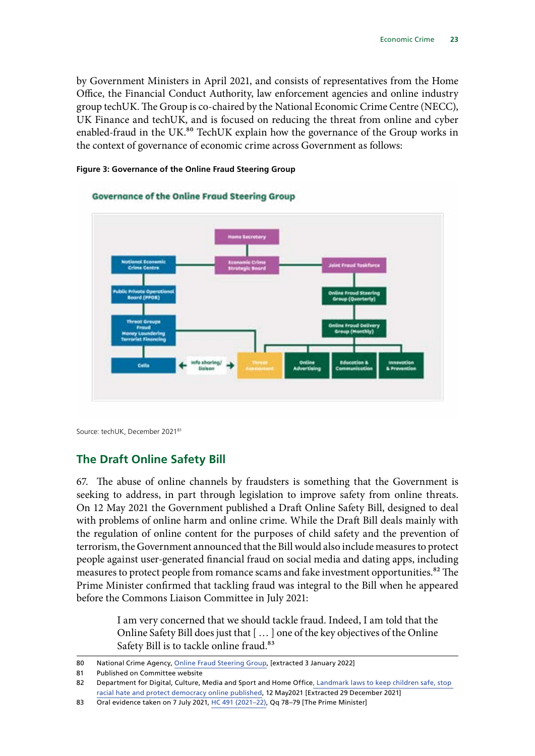by Government Ministers in April 2021, and consists of representatives from the Home Office, the Financial Conduct Authority, law enforcement agencies and online industry group techUK. The Group is co-chaired by the National Economic Crime Centre (NECC), UK Finance and techUK, and is focused on reducing the threat from online and cyber enabled-fraud in the UK.[80] TechUK explain how the governance of the Group works in the context of governance of economic crime across Government as follows:

**Figure 3: Governance of the Online Fraud Steering Group**

Source: techUK, December 2021[81]

## The Draft Online Safety Bill

67. The abuse of online channels by fraudsters is something that the Government is seeking to address, in part through legislation to improve safety from online threats. On 12 May 2021 the Government published a Draft Online Safety Bill, designed to deal with problems of online harm and online crime. While the Draft Bill deals mainly with the regulation of online content for the purposes of child safety and the prevention of terrorism, the Government announced that the Bill would also include measures to protect people against user-generated financial fraud on social media and dating apps, including measures to protect people from romance scams and fake investment opportunities.[82] The Prime Minister confirmed that tackling fraud was integral to the Bill when he appeared before the Commons Liaison Committee in July 2021:

> I am very concerned that we should tackle fraud. Indeed, I am told that the Online Safety Bill does just that [ … ] one of the key objectives of the Online Safety Bill is to tackle online fraud.[83]

80 National Crime Agency, Online Fraud Steering Group, [extracted 3 January 2022]

81 Published on Committee website

82 Department for Digital, Culture, Media and Sport and Home Office, Landmark laws to keep children safe, stop racial hate and protect democracy online published, 12 May2021 [Extracted 29 December 2021]

83 Oral evidence taken on 7 July 2021, HC 491 (2021–22), Qq 78–79 [The Prime Minister]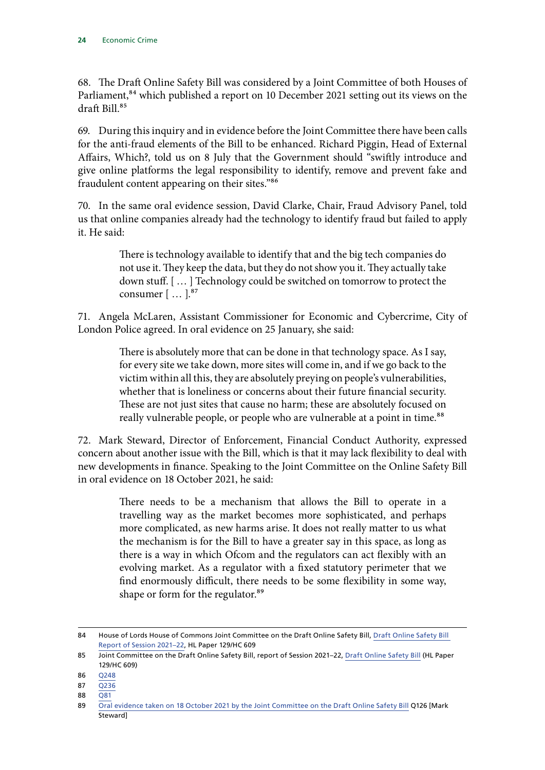68. The Draft Online Safety Bill was considered by a Joint Committee of both Houses of Parliament,[84] which published a report on 10 December 2021 setting out its views on the draft Bill.[85]

69. During this inquiry and in evidence before the Joint Committee there have been calls for the anti-fraud elements of the Bill to be enhanced. Richard Piggin, Head of External Affairs, Which?, told us on 8 July that the Government should "swiftly introduce and give online platforms the legal responsibility to identify, remove and prevent fake and fraudulent content appearing on their sites."[86]

70. In the same oral evidence session, David Clarke, Chair, Fraud Advisory Panel, told us that online companies already had the technology to identify fraud but failed to apply it. He said:

> There is technology available to identify that and the big tech companies do not use it. They keep the data, but they do not show you it. They actually take down stuff. [ … ] Technology could be switched on tomorrow to protect the consumer [ … ].[87]

71. Angela McLaren, Assistant Commissioner for Economic and Cybercrime, City of London Police agreed. In oral evidence on 25 January, she said:

> There is absolutely more that can be done in that technology space. As I say, for every site we take down, more sites will come in, and if we go back to the victim within all this, they are absolutely preying on people's vulnerabilities, whether that is loneliness or concerns about their future financial security. These are not just sites that cause no harm; these are absolutely focused on really vulnerable people, or people who are vulnerable at a point in time.[88]

72. Mark Steward, Director of Enforcement, Financial Conduct Authority, expressed concern about another issue with the Bill, which is that it may lack flexibility to deal with new developments in finance. Speaking to the Joint Committee on the Online Safety Bill in oral evidence on 18 October 2021, he said:

> There needs to be a mechanism that allows the Bill to operate in a travelling way as the market becomes more sophisticated, and perhaps more complicated, as new harms arise. It does not really matter to us what the mechanism is for the Bill to have a greater say in this space, as long as there is a way in which Ofcom and the regulators can act flexibly with an evolving market. As a regulator with a fixed statutory perimeter that we find enormously difficult, there needs to be some flexibility in some way, shape or form for the regulator.[89]

---

84 House of Lords House of Commons Joint Committee on the Draft Online Safety Bill, Draft Online Safety Bill Report of Session 2021–22, HL Paper 129/HC 609

85 Joint Committee on the Draft Online Safety Bill, report of Session 2021–22, Draft Online Safety Bill (HL Paper 129/HC 609)

86 Q248

87 Q236

88 Q81

89 Oral evidence taken on 18 October 2021 by the Joint Committee on the Draft Online Safety Bill Q126 [Mark Steward]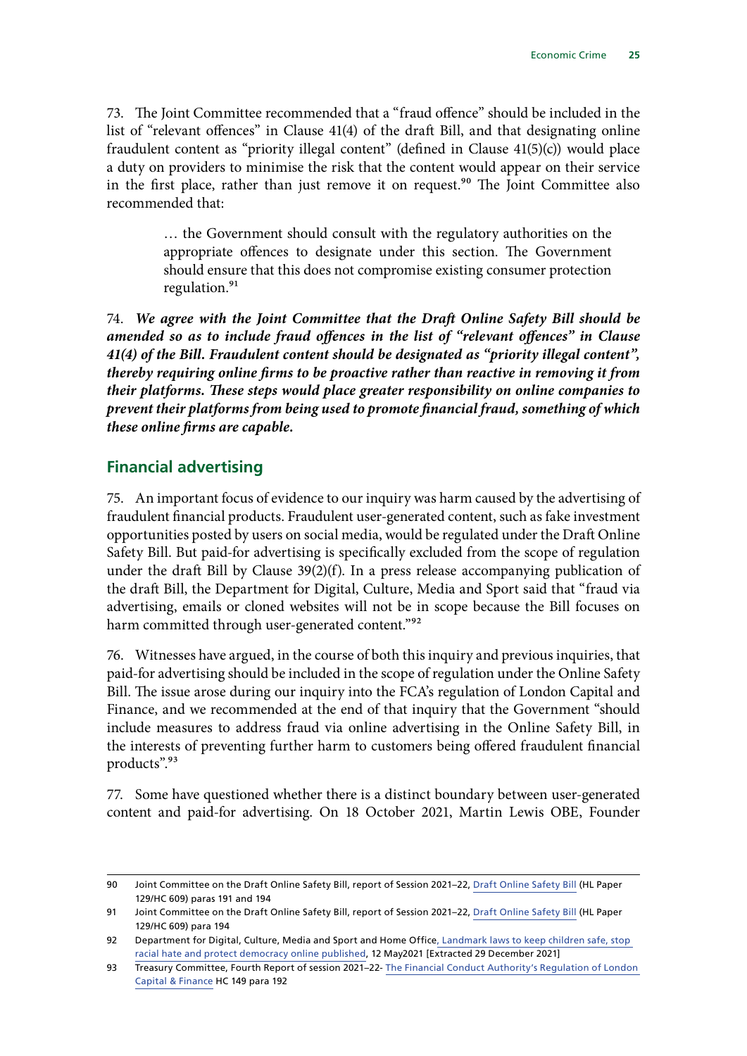73. The Joint Committee recommended that a "fraud offence" should be included in the list of "relevant offences" in Clause 41(4) of the draft Bill, and that designating online fraudulent content as "priority illegal content" (defined in Clause 41(5)(c)) would place a duty on providers to minimise the risk that the content would appear on their service in the first place, rather than just remove it on request.[90] The Joint Committee also recommended that:

> … the Government should consult with the regulatory authorities on the appropriate offences to designate under this section. The Government should ensure that this does not compromise existing consumer protection regulation.[91]

74. ***We agree with the Joint Committee that the Draft Online Safety Bill should be amended so as to include fraud offences in the list of "relevant offences" in Clause 41(4) of the Bill. Fraudulent content should be designated as "priority illegal content", thereby requiring online firms to be proactive rather than reactive in removing it from their platforms. These steps would place greater responsibility on online companies to prevent their platforms from being used to promote financial fraud, something of which these online firms are capable.***

## Financial advertising

75. An important focus of evidence to our inquiry was harm caused by the advertising of fraudulent financial products. Fraudulent user-generated content, such as fake investment opportunities posted by users on social media, would be regulated under the Draft Online Safety Bill. But paid-for advertising is specifically excluded from the scope of regulation under the draft Bill by Clause 39(2)(f). In a press release accompanying publication of the draft Bill, the Department for Digital, Culture, Media and Sport said that "fraud via advertising, emails or cloned websites will not be in scope because the Bill focuses on harm committed through user-generated content."[92]

76. Witnesses have argued, in the course of both this inquiry and previous inquiries, that paid-for advertising should be included in the scope of regulation under the Online Safety Bill. The issue arose during our inquiry into the FCA's regulation of London Capital and Finance, and we recommended at the end of that inquiry that the Government "should include measures to address fraud via online advertising in the Online Safety Bill, in the interests of preventing further harm to customers being offered fraudulent financial products".[93]

77. Some have questioned whether there is a distinct boundary between user-generated content and paid-for advertising. On 18 October 2021, Martin Lewis OBE, Founder

---

90 Joint Committee on the Draft Online Safety Bill, report of Session 2021–22, Draft Online Safety Bill (HL Paper 129/HC 609) paras 191 and 194

91 Joint Committee on the Draft Online Safety Bill, report of Session 2021–22, Draft Online Safety Bill (HL Paper 129/HC 609) para 194

92 Department for Digital, Culture, Media and Sport and Home Office, Landmark laws to keep children safe, stop racial hate and protect democracy online published, 12 May2021 [Extracted 29 December 2021]

93 Treasury Committee, Fourth Report of session 2021–22- The Financial Conduct Authority's Regulation of London Capital & Finance HC 149 para 192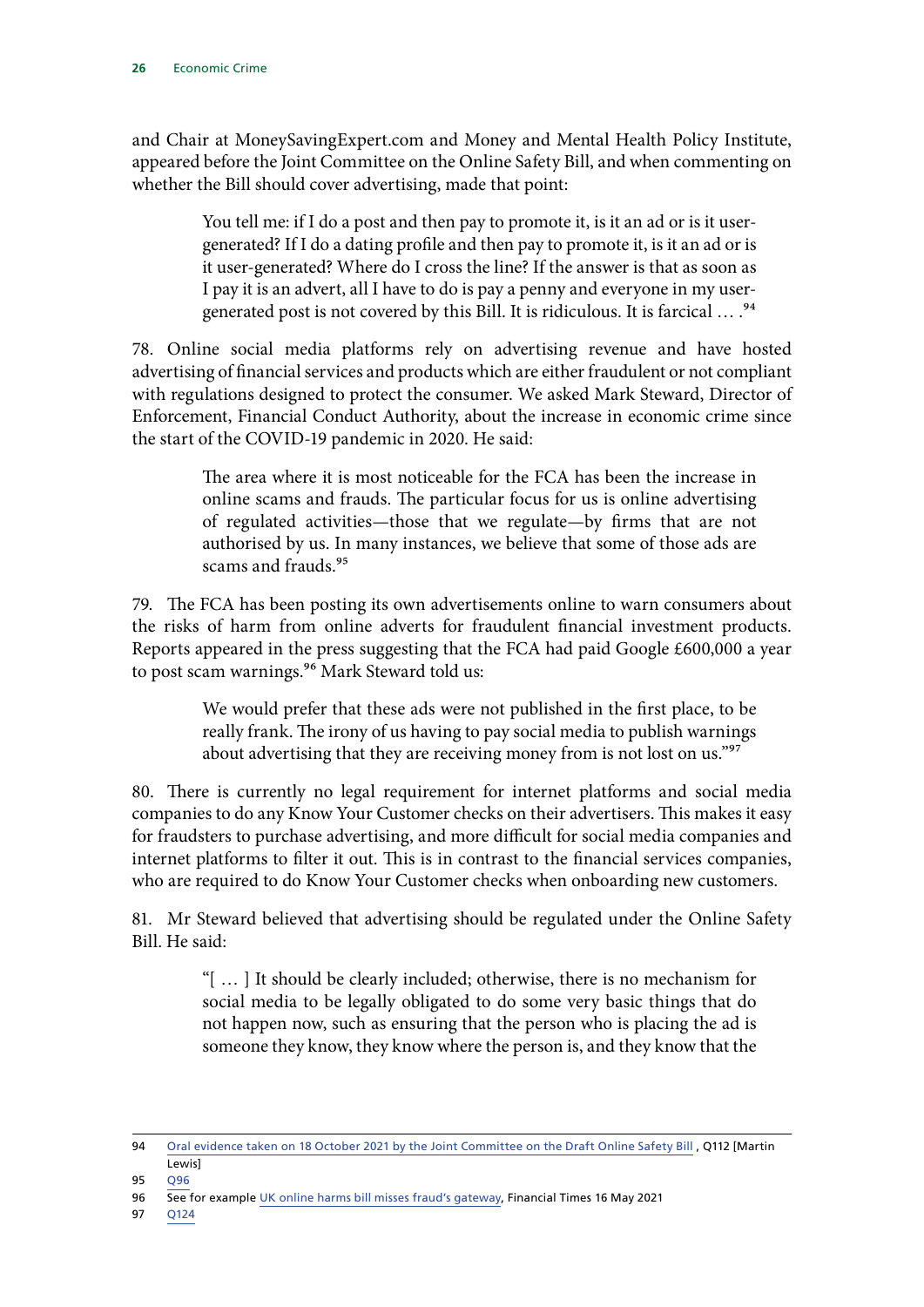and Chair at MoneySavingExpert.com and Money and Mental Health Policy Institute, appeared before the Joint Committee on the Online Safety Bill, and when commenting on whether the Bill should cover advertising, made that point:

> You tell me: if I do a post and then pay to promote it, is it an ad or is it user-generated? If I do a dating profile and then pay to promote it, is it an ad or is it user-generated? Where do I cross the line? If the answer is that as soon as I pay it is an advert, all I have to do is pay a penny and everyone in my user-generated post is not covered by this Bill. It is ridiculous. It is farcical … .[94]

78. Online social media platforms rely on advertising revenue and have hosted advertising of financial services and products which are either fraudulent or not compliant with regulations designed to protect the consumer. We asked Mark Steward, Director of Enforcement, Financial Conduct Authority, about the increase in economic crime since the start of the COVID-19 pandemic in 2020. He said:

> The area where it is most noticeable for the FCA has been the increase in online scams and frauds. The particular focus for us is online advertising of regulated activities—those that we regulate—by firms that are not authorised by us. In many instances, we believe that some of those ads are scams and frauds.[95]

79. The FCA has been posting its own advertisements online to warn consumers about the risks of harm from online adverts for fraudulent financial investment products. Reports appeared in the press suggesting that the FCA had paid Google £600,000 a year to post scam warnings.[96] Mark Steward told us:

> We would prefer that these ads were not published in the first place, to be really frank. The irony of us having to pay social media to publish warnings about advertising that they are receiving money from is not lost on us."[97]

80. There is currently no legal requirement for internet platforms and social media companies to do any Know Your Customer checks on their advertisers. This makes it easy for fraudsters to purchase advertising, and more difficult for social media companies and internet platforms to filter it out. This is in contrast to the financial services companies, who are required to do Know Your Customer checks when onboarding new customers.

81. Mr Steward believed that advertising should be regulated under the Online Safety Bill. He said:

> "[ … ] It should be clearly included; otherwise, there is no mechanism for social media to be legally obligated to do some very basic things that do not happen now, such as ensuring that the person who is placing the ad is someone they know, they know where the person is, and they know that the

---

94 Oral evidence taken on 18 October 2021 by the Joint Committee on the Draft Online Safety Bill , Q112 [Martin Lewis]

95 Q96

96 See for example UK online harms bill misses fraud's gateway, Financial Times 16 May 2021

97 Q124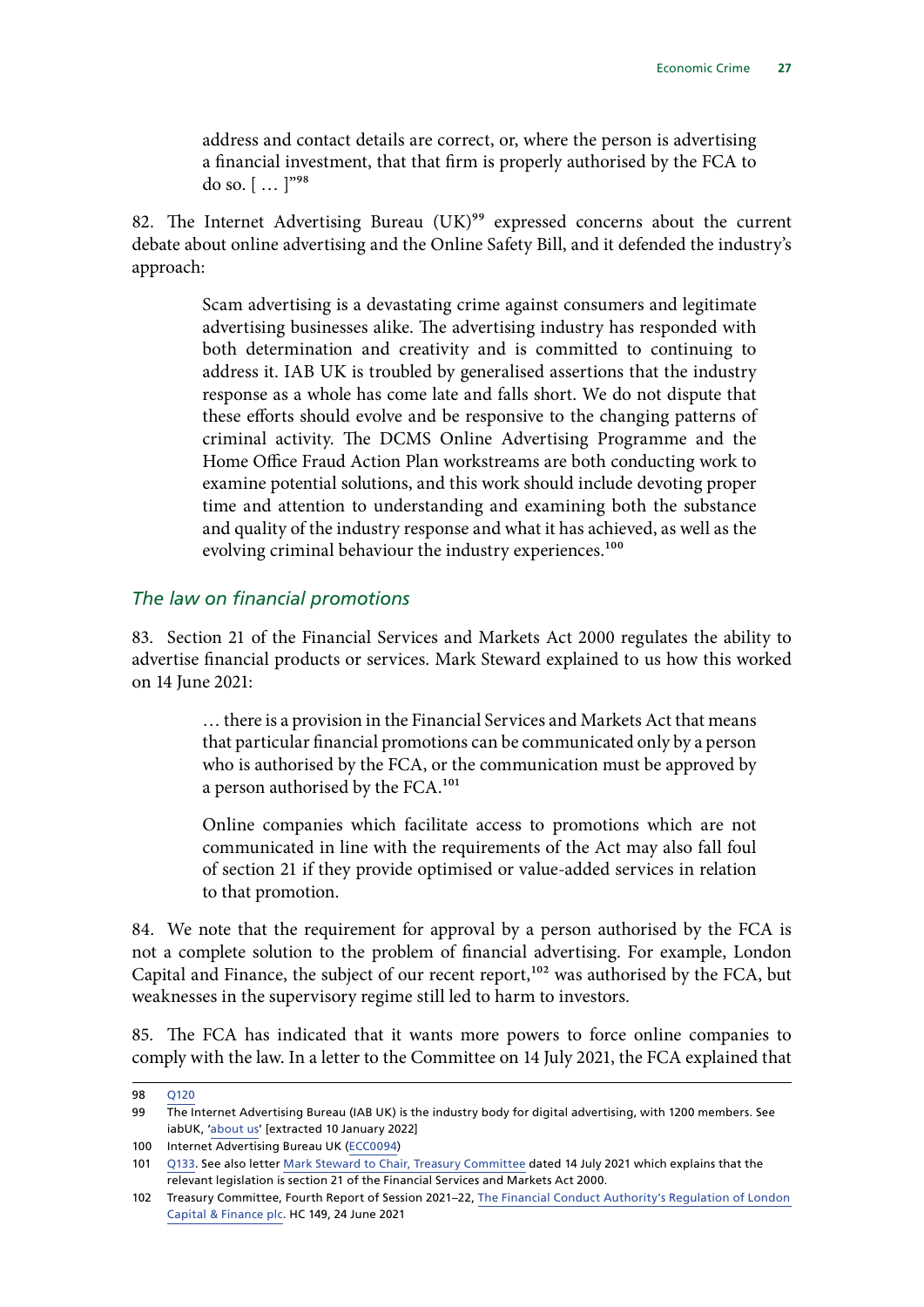> address and contact details are correct, or, where the person is advertising a financial investment, that that firm is properly authorised by the FCA to do so. [ … ]"[98]

82. The Internet Advertising Bureau (UK)[99] expressed concerns about the current debate about online advertising and the Online Safety Bill, and it defended the industry's approach:

> Scam advertising is a devastating crime against consumers and legitimate advertising businesses alike. The advertising industry has responded with both determination and creativity and is committed to continuing to address it. IAB UK is troubled by generalised assertions that the industry response as a whole has come late and falls short. We do not dispute that these efforts should evolve and be responsive to the changing patterns of criminal activity. The DCMS Online Advertising Programme and the Home Office Fraud Action Plan workstreams are both conducting work to examine potential solutions, and this work should include devoting proper time and attention to understanding and examining both the substance and quality of the industry response and what it has achieved, as well as the evolving criminal behaviour the industry experiences.[100]

### *The law on financial promotions*

83. Section 21 of the Financial Services and Markets Act 2000 regulates the ability to advertise financial products or services. Mark Steward explained to us how this worked on 14 June 2021:

> … there is a provision in the Financial Services and Markets Act that means that particular financial promotions can be communicated only by a person who is authorised by the FCA, or the communication must be approved by a person authorised by the FCA.[101]
>
> Online companies which facilitate access to promotions which are not communicated in line with the requirements of the Act may also fall foul of section 21 if they provide optimised or value-added services in relation to that promotion.

84. We note that the requirement for approval by a person authorised by the FCA is not a complete solution to the problem of financial advertising. For example, London Capital and Finance, the subject of our recent report,[102] was authorised by the FCA, but weaknesses in the supervisory regime still led to harm to investors.

85. The FCA has indicated that it wants more powers to force online companies to comply with the law. In a letter to the Committee on 14 July 2021, the FCA explained that

---

98 Q120

99 The Internet Advertising Bureau (IAB UK) is the industry body for digital advertising, with 1200 members. See iabUK, 'about us' [extracted 10 January 2022]

100 Internet Advertising Bureau UK (ECC0094)

101 Q133. See also letter Mark Steward to Chair, Treasury Committee dated 14 July 2021 which explains that the relevant legislation is section 21 of the Financial Services and Markets Act 2000.

102 Treasury Committee, Fourth Report of Session 2021–22, The Financial Conduct Authority's Regulation of London Capital & Finance plc. HC 149, 24 June 2021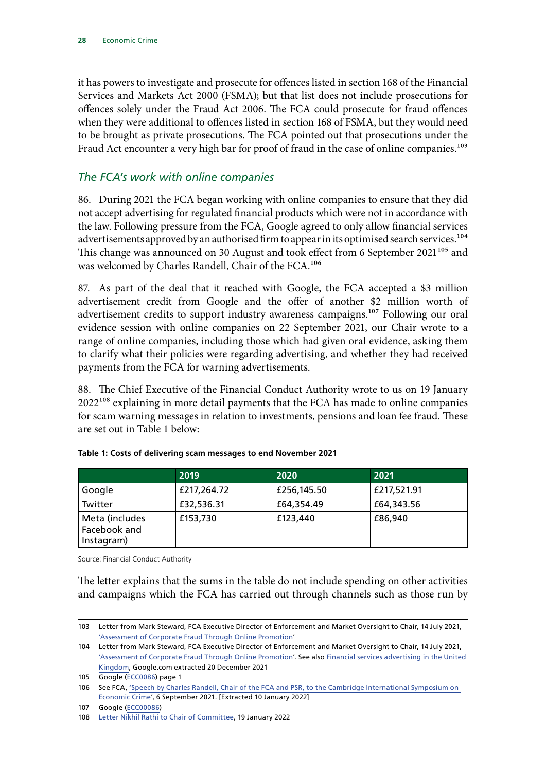it has powers to investigate and prosecute for offences listed in section 168 of the Financial Services and Markets Act 2000 (FSMA); but that list does not include prosecutions for offences solely under the Fraud Act 2006. The FCA could prosecute for fraud offences when they were additional to offences listed in section 168 of FSMA, but they would need to be brought as private prosecutions. The FCA pointed out that prosecutions under the Fraud Act encounter a very high bar for proof of fraud in the case of online companies.[103]

### *The FCA's work with online companies*

86. During 2021 the FCA began working with online companies to ensure that they did not accept advertising for regulated financial products which were not in accordance with the law. Following pressure from the FCA, Google agreed to only allow financial services advertisements approved by an authorised firm to appear in its optimised search services.[104] This change was announced on 30 August and took effect from 6 September 2021[105] and was welcomed by Charles Randell, Chair of the FCA.[106]

87. As part of the deal that it reached with Google, the FCA accepted a $3 million advertisement credit from Google and the offer of another $2 million worth of advertisement credits to support industry awareness campaigns.[107] Following our oral evidence session with online companies on 22 September 2021, our Chair wrote to a range of online companies, including those which had given oral evidence, asking them to clarify what their policies were regarding advertising, and whether they had received payments from the FCA for warning advertisements.

88. The Chief Executive of the Financial Conduct Authority wrote to us on 19 January 2022[108] explaining in more detail payments that the FCA has made to online companies for scam warning messages in relation to investments, pensions and loan fee fraud. These are set out in Table 1 below:

**Table 1: Costs of delivering scam messages to end November 2021**

| | 2019 | 2020 | 2021 |
|---|---|---|---|
| Google | £217,264.72 | £256,145.50 | £217,521.91 |
| Twitter | £32,536.31 | £64,354.49 | £64,343.56 |
| Meta (includes Facebook and Instagram) | £153,730 | £123,440 | £86,940 |

Source: Financial Conduct Authority

The letter explains that the sums in the table do not include spending on other activities and campaigns which the FCA has carried out through channels such as those run by

103 Letter from Mark Steward, FCA Executive Director of Enforcement and Market Oversight to Chair, 14 July 2021, 'Assessment of Corporate Fraud Through Online Promotion'

104 Letter from Mark Steward, FCA Executive Director of Enforcement and Market Oversight to Chair, 14 July 2021, 'Assessment of Corporate Fraud Through Online Promotion'. See also Financial services advertising in the United Kingdom, Google.com extracted 20 December 2021

105 Google (ECC0086) page 1

106 See FCA, 'Speech by Charles Randell, Chair of the FCA and PSR, to the Cambridge International Symposium on Economic Crime', 6 September 2021. [Extracted 10 January 2022]

107 Google (ECC00086)

108 Letter Nikhil Rathi to Chair of Committee, 19 January 2022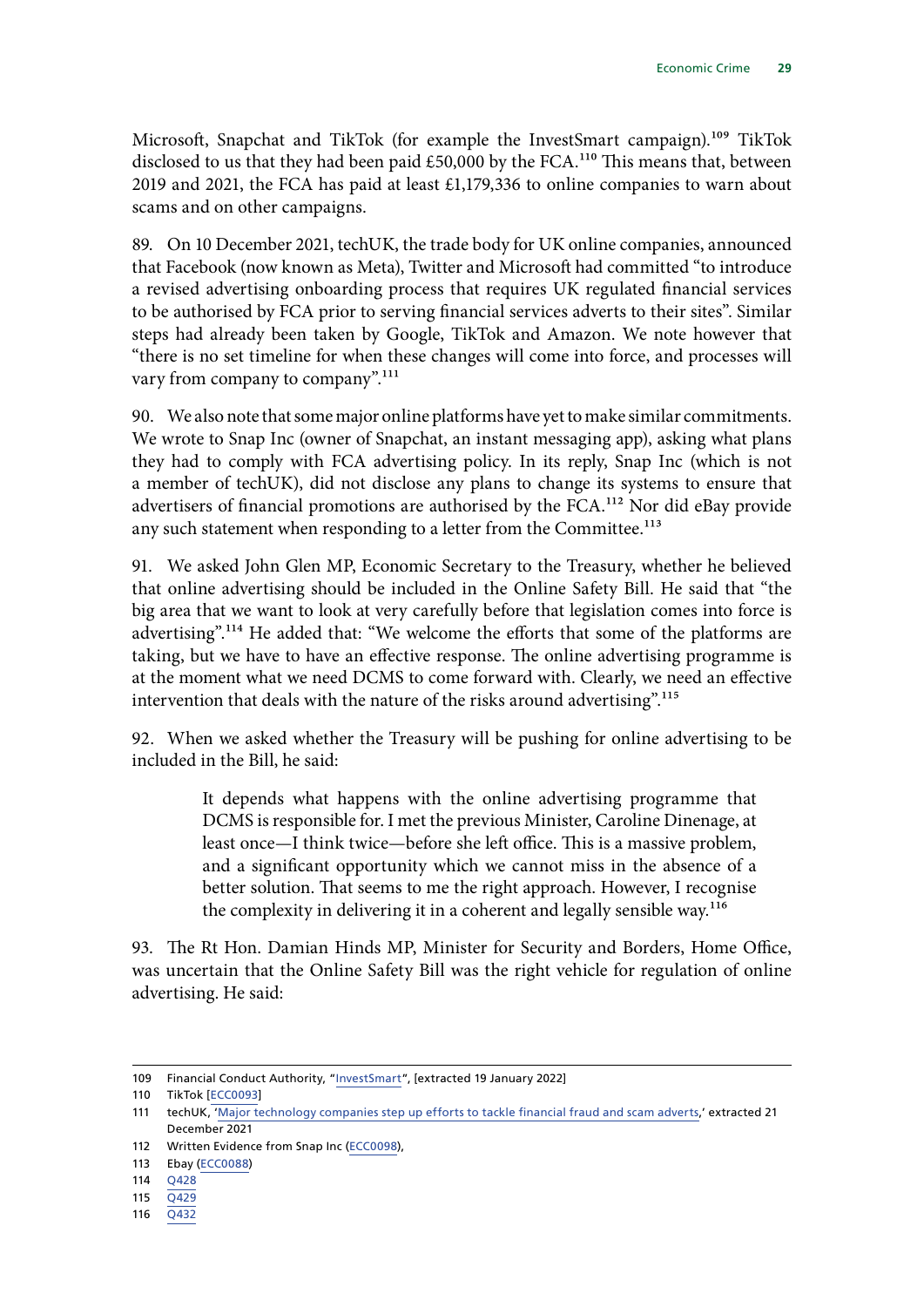Microsoft, Snapchat and TikTok (for example the InvestSmart campaign).[109] TikTok disclosed to us that they had been paid £50,000 by the FCA.[110] This means that, between 2019 and 2021, the FCA has paid at least £1,179,336 to online companies to warn about scams and on other campaigns.

89. On 10 December 2021, techUK, the trade body for UK online companies, announced that Facebook (now known as Meta), Twitter and Microsoft had committed "to introduce a revised advertising onboarding process that requires UK regulated financial services to be authorised by FCA prior to serving financial services adverts to their sites". Similar steps had already been taken by Google, TikTok and Amazon. We note however that "there is no set timeline for when these changes will come into force, and processes will vary from company to company".[111]

90. We also note that some major online platforms have yet to make similar commitments. We wrote to Snap Inc (owner of Snapchat, an instant messaging app), asking what plans they had to comply with FCA advertising policy. In its reply, Snap Inc (which is not a member of techUK), did not disclose any plans to change its systems to ensure that advertisers of financial promotions are authorised by the FCA.[112] Nor did eBay provide any such statement when responding to a letter from the Committee.[113]

91. We asked John Glen MP, Economic Secretary to the Treasury, whether he believed that online advertising should be included in the Online Safety Bill. He said that "the big area that we want to look at very carefully before that legislation comes into force is advertising".[114] He added that: "We welcome the efforts that some of the platforms are taking, but we have to have an effective response. The online advertising programme is at the moment what we need DCMS to come forward with. Clearly, we need an effective intervention that deals with the nature of the risks around advertising".[115]

92. When we asked whether the Treasury will be pushing for online advertising to be included in the Bill, he said:

> It depends what happens with the online advertising programme that DCMS is responsible for. I met the previous Minister, Caroline Dinenage, at least once—I think twice—before she left office. This is a massive problem, and a significant opportunity which we cannot miss in the absence of a better solution. That seems to me the right approach. However, I recognise the complexity in delivering it in a coherent and legally sensible way.[116]

93. The Rt Hon. Damian Hinds MP, Minister for Security and Borders, Home Office, was uncertain that the Online Safety Bill was the right vehicle for regulation of online advertising. He said:

---

109 Financial Conduct Authority, "InvestSmart", [extracted 19 January 2022]

110 TikTok [ECC0093]

111 techUK, 'Major technology companies step up efforts to tackle financial fraud and scam adverts,' extracted 21 December 2021

112 Written Evidence from Snap Inc (ECC0098),

113 Ebay (ECC0088)

114 Q428

115 Q429

116 Q432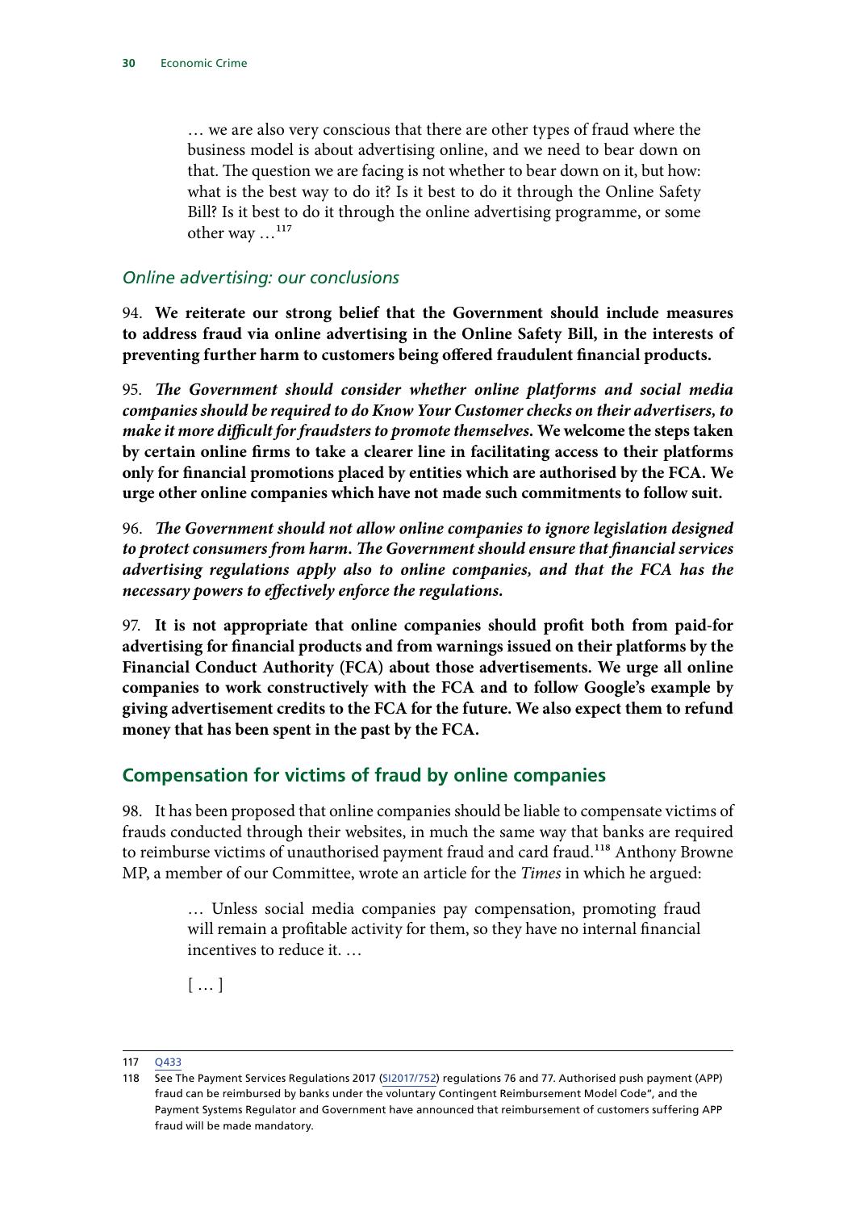> … we are also very conscious that there are other types of fraud where the business model is about advertising online, and we need to bear down on that. The question we are facing is not whether to bear down on it, but how: what is the best way to do it? Is it best to do it through the Online Safety Bill? Is it best to do it through the online advertising programme, or some other way …[117]

### *Online advertising: our conclusions*

94. **We reiterate our strong belief that the Government should include measures to address fraud via online advertising in the Online Safety Bill, in the interests of preventing further harm to customers being offered fraudulent financial products.**

95. ***The Government should consider whether online platforms and social media companies should be required to do Know Your Customer checks on their advertisers, to make it more difficult for fraudsters to promote themselves.*** **We welcome the steps taken by certain online firms to take a clearer line in facilitating access to their platforms only for financial promotions placed by entities which are authorised by the FCA. We urge other online companies which have not made such commitments to follow suit.**

96. ***The Government should not allow online companies to ignore legislation designed to protect consumers from harm. The Government should ensure that financial services advertising regulations apply also to online companies, and that the FCA has the necessary powers to effectively enforce the regulations.***

97. **It is not appropriate that online companies should profit both from paid-for advertising for financial products and from warnings issued on their platforms by the Financial Conduct Authority (FCA) about those advertisements. We urge all online companies to work constructively with the FCA and to follow Google's example by giving advertisement credits to the FCA for the future. We also expect them to refund money that has been spent in the past by the FCA.**

## Compensation for victims of fraud by online companies

98. It has been proposed that online companies should be liable to compensate victims of frauds conducted through their websites, in much the same way that banks are required to reimburse victims of unauthorised payment fraud and card fraud.[118] Anthony Browne MP, a member of our Committee, wrote an article for the *Times* in which he argued:

> … Unless social media companies pay compensation, promoting fraud will remain a profitable activity for them, so they have no internal financial incentives to reduce it. …
>
> [ … ]

---

117 Q433

118 See The Payment Services Regulations 2017 (SI2017/752) regulations 76 and 77. Authorised push payment (APP) fraud can be reimbursed by banks under the voluntary Contingent Reimbursement Model Code", and the Payment Systems Regulator and Government have announced that reimbursement of customers suffering APP fraud will be made mandatory.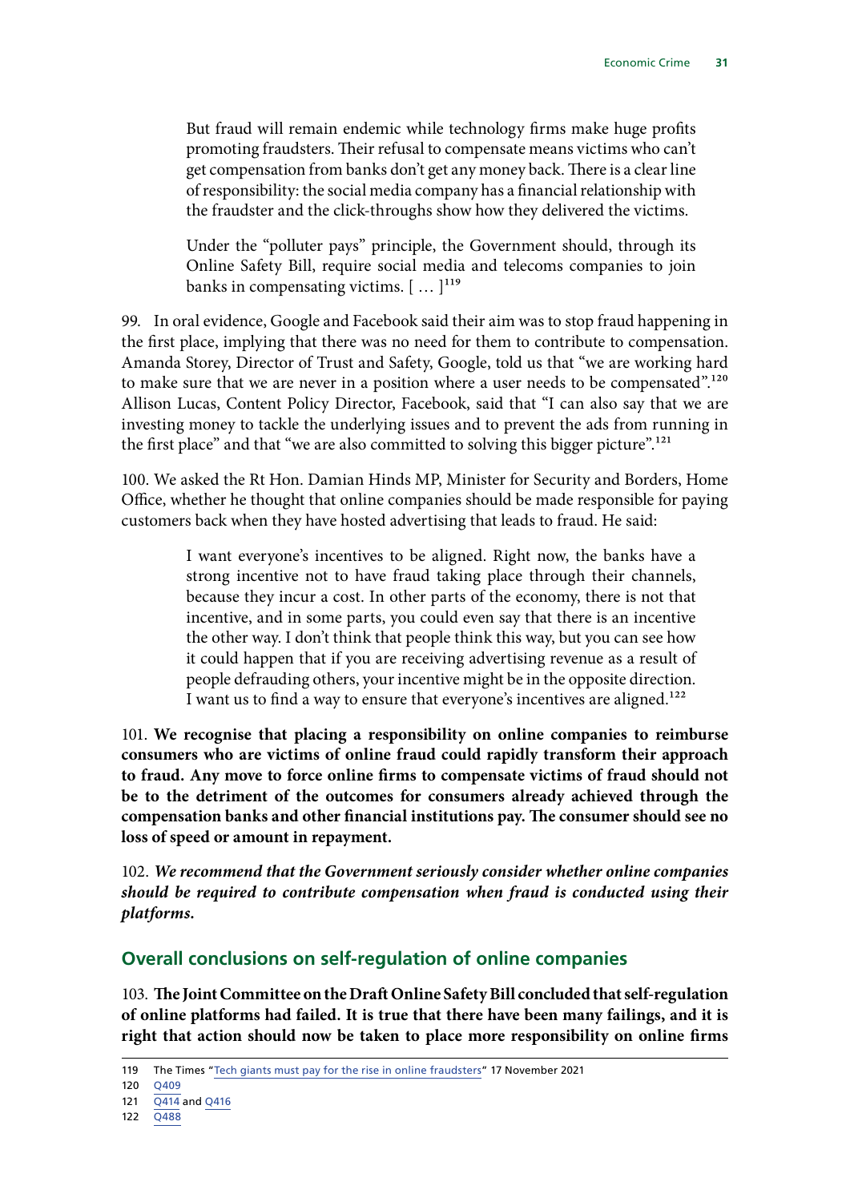> But fraud will remain endemic while technology firms make huge profits promoting fraudsters. Their refusal to compensate means victims who can't get compensation from banks don't get any money back. There is a clear line of responsibility: the social media company has a financial relationship with the fraudster and the click-throughs show how they delivered the victims.
>
> Under the "polluter pays" principle, the Government should, through its Online Safety Bill, require social media and telecoms companies to join banks in compensating victims. [ … ][119]

99. In oral evidence, Google and Facebook said their aim was to stop fraud happening in the first place, implying that there was no need for them to contribute to compensation. Amanda Storey, Director of Trust and Safety, Google, told us that "we are working hard to make sure that we are never in a position where a user needs to be compensated".[120] Allison Lucas, Content Policy Director, Facebook, said that "I can also say that we are investing money to tackle the underlying issues and to prevent the ads from running in the first place" and that "we are also committed to solving this bigger picture".[121]

100. We asked the Rt Hon. Damian Hinds MP, Minister for Security and Borders, Home Office, whether he thought that online companies should be made responsible for paying customers back when they have hosted advertising that leads to fraud. He said:

> I want everyone's incentives to be aligned. Right now, the banks have a strong incentive not to have fraud taking place through their channels, because they incur a cost. In other parts of the economy, there is not that incentive, and in some parts, you could even say that there is an incentive the other way. I don't think that people think this way, but you can see how it could happen that if you are receiving advertising revenue as a result of people defrauding others, your incentive might be in the opposite direction. I want us to find a way to ensure that everyone's incentives are aligned.[122]

101. **We recognise that placing a responsibility on online companies to reimburse consumers who are victims of online fraud could rapidly transform their approach to fraud. Any move to force online firms to compensate victims of fraud should not be to the detriment of the outcomes for consumers already achieved through the compensation banks and other financial institutions pay. The consumer should see no loss of speed or amount in repayment.**

102. ***We recommend that the Government seriously consider whether online companies should be required to contribute compensation when fraud is conducted using their platforms.***

## Overall conclusions on self-regulation of online companies

103. **The Joint Committee on the Draft Online Safety Bill concluded that self-regulation of online platforms had failed. It is true that there have been many failings, and it is right that action should now be taken to place more responsibility on online firms**

119 The Times "Tech giants must pay for the rise in online fraudsters" 17 November 2021

120 Q409

121 Q414 and Q416

122 Q488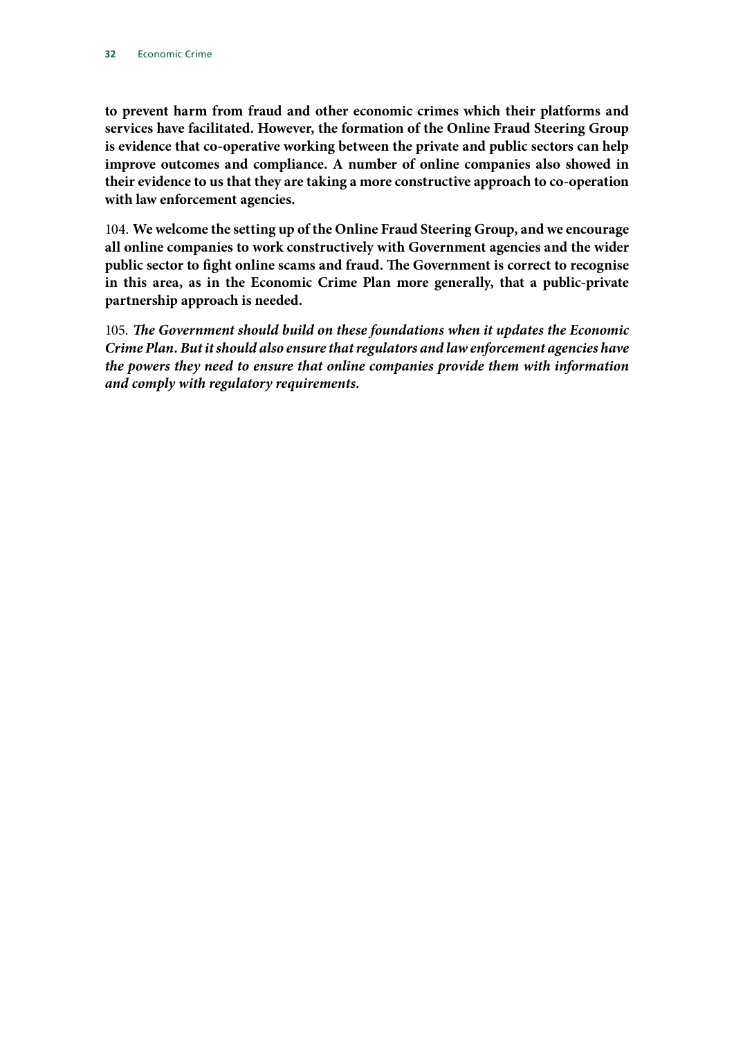**to prevent harm from fraud and other economic crimes which their platforms and services have facilitated. However, the formation of the Online Fraud Steering Group is evidence that co-operative working between the private and public sectors can help improve outcomes and compliance. A number of online companies also showed in their evidence to us that they are taking a more constructive approach to co-operation with law enforcement agencies.**

104. **We welcome the setting up of the Online Fraud Steering Group, and we encourage all online companies to work constructively with Government agencies and the wider public sector to fight online scams and fraud. The Government is correct to recognise in this area, as in the Economic Crime Plan more generally, that a public-private partnership approach is needed.**

105. ***The Government should build on these foundations when it updates the Economic Crime Plan. But it should also ensure that regulators and law enforcement agencies have the powers they need to ensure that online companies provide them with information and comply with regulatory requirements.***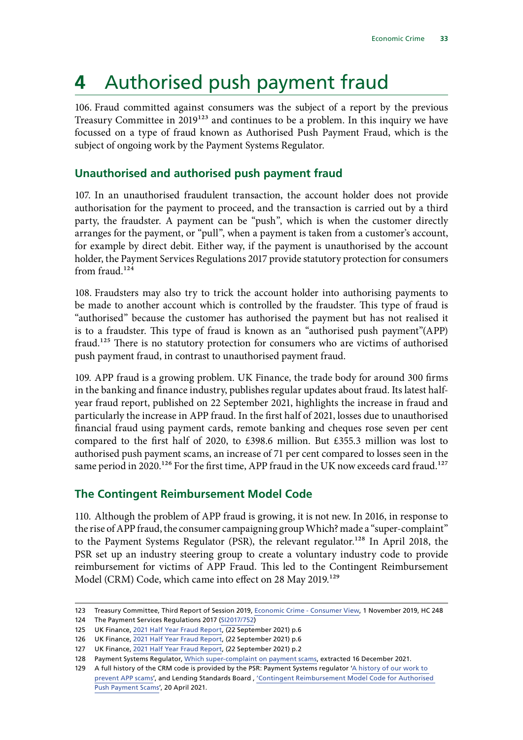# 4 Authorised push payment fraud

106. Fraud committed against consumers was the subject of a report by the previous Treasury Committee in 2019[123] and continues to be a problem. In this inquiry we have focussed on a type of fraud known as Authorised Push Payment Fraud, which is the subject of ongoing work by the Payment Systems Regulator.

## Unauthorised and authorised push payment fraud

107. In an unauthorised fraudulent transaction, the account holder does not provide authorisation for the payment to proceed, and the transaction is carried out by a third party, the fraudster. A payment can be "push", which is when the customer directly arranges for the payment, or "pull", when a payment is taken from a customer's account, for example by direct debit. Either way, if the payment is unauthorised by the account holder, the Payment Services Regulations 2017 provide statutory protection for consumers from fraud.[124]

108. Fraudsters may also try to trick the account holder into authorising payments to be made to another account which is controlled by the fraudster. This type of fraud is "authorised" because the customer has authorised the payment but has not realised it is to a fraudster. This type of fraud is known as an "authorised push payment"(APP) fraud.[125] There is no statutory protection for consumers who are victims of authorised push payment fraud, in contrast to unauthorised payment fraud.

109. APP fraud is a growing problem. UK Finance, the trade body for around 300 firms in the banking and finance industry, publishes regular updates about fraud. Its latest half-year fraud report, published on 22 September 2021, highlights the increase in fraud and particularly the increase in APP fraud. In the first half of 2021, losses due to unauthorised financial fraud using payment cards, remote banking and cheques rose seven per cent compared to the first half of 2020, to £398.6 million. But £355.3 million was lost to authorised push payment scams, an increase of 71 per cent compared to losses seen in the same period in 2020.[126] For the first time, APP fraud in the UK now exceeds card fraud.[127]

## The Contingent Reimbursement Model Code

110. Although the problem of APP fraud is growing, it is not new. In 2016, in response to the rise of APP fraud, the consumer campaigning group Which? made a "super-complaint" to the Payment Systems Regulator (PSR), the relevant regulator.[128] In April 2018, the PSR set up an industry steering group to create a voluntary industry code to provide reimbursement for victims of APP Fraud. This led to the Contingent Reimbursement Model (CRM) Code, which came into effect on 28 May 2019.[129]

---

123 Treasury Committee, Third Report of Session 2019, Economic Crime - Consumer View, 1 November 2019, HC 248

124 The Payment Services Regulations 2017 (SI2017/752)

125 UK Finance, 2021 Half Year Fraud Report, (22 September 2021) p.6

126 UK Finance, 2021 Half Year Fraud Report, (22 September 2021) p.6

127 UK Finance, 2021 Half Year Fraud Report, (22 September 2021) p.2

128 Payment Systems Regulator, Which super-complaint on payment scams, extracted 16 December 2021.

129 A full history of the CRM code is provided by the PSR: Payment Systems regulator 'A history of our work to prevent APP scams', and Lending Standards Board , 'Contingent Reimbursement Model Code for Authorised Push Payment Scams', 20 April 2021.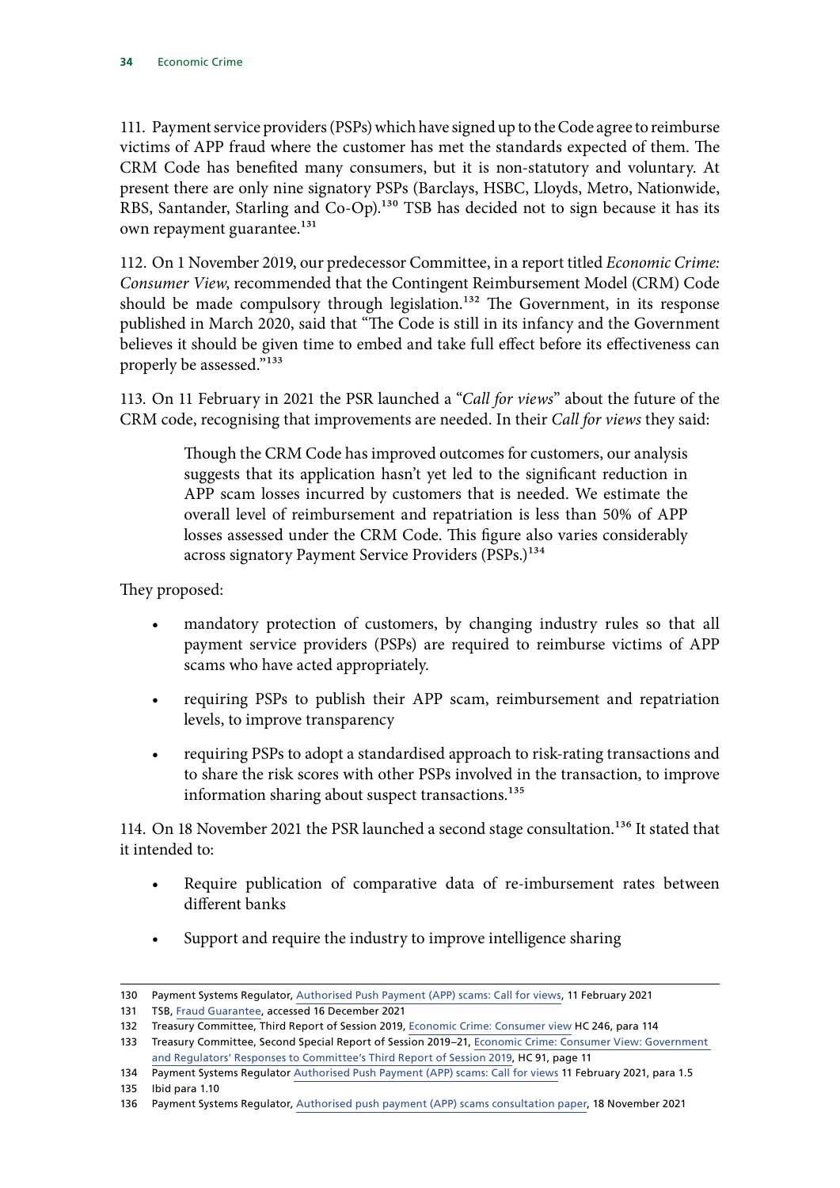111. Payment service providers (PSPs) which have signed up to the Code agree to reimburse victims of APP fraud where the customer has met the standards expected of them. The CRM Code has benefited many consumers, but it is non-statutory and voluntary. At present there are only nine signatory PSPs (Barclays, HSBC, Lloyds, Metro, Nationwide, RBS, Santander, Starling and Co-Op).[130] TSB has decided not to sign because it has its own repayment guarantee.[131]

112. On 1 November 2019, our predecessor Committee, in a report titled *Economic Crime: Consumer View*, recommended that the Contingent Reimbursement Model (CRM) Code should be made compulsory through legislation.[132] The Government, in its response published in March 2020, said that "The Code is still in its infancy and the Government believes it should be given time to embed and take full effect before its effectiveness can properly be assessed."[133]

113. On 11 February in 2021 the PSR launched a "*Call for views*" about the future of the CRM code, recognising that improvements are needed. In their *Call for views* they said:

> Though the CRM Code has improved outcomes for customers, our analysis suggests that its application hasn't yet led to the significant reduction in APP scam losses incurred by customers that is needed. We estimate the overall level of reimbursement and repatriation is less than 50% of APP losses assessed under the CRM Code. This figure also varies considerably across signatory Payment Service Providers (PSPs.)[134]

They proposed:

- mandatory protection of customers, by changing industry rules so that all payment service providers (PSPs) are required to reimburse victims of APP scams who have acted appropriately.
- requiring PSPs to publish their APP scam, reimbursement and repatriation levels, to improve transparency
- requiring PSPs to adopt a standardised approach to risk-rating transactions and to share the risk scores with other PSPs involved in the transaction, to improve information sharing about suspect transactions.[135]

114. On 18 November 2021 the PSR launched a second stage consultation.[136] It stated that it intended to:

- Require publication of comparative data of re-imbursement rates between different banks
- Support and require the industry to improve intelligence sharing

---

130 Payment Systems Regulator, Authorised Push Payment (APP) scams: Call for views, 11 February 2021

131 TSB, Fraud Guarantee, accessed 16 December 2021

132 Treasury Committee, Third Report of Session 2019, Economic Crime: Consumer view HC 246, para 114

133 Treasury Committee, Second Special Report of Session 2019–21, Economic Crime: Consumer View: Government and Regulators' Responses to Committee's Third Report of Session 2019, HC 91, page 11

134 Payment Systems Regulator Authorised Push Payment (APP) scams: Call for views 11 February 2021, para 1.5

135 Ibid para 1.10

136 Payment Systems Regulator, Authorised push payment (APP) scams consultation paper, 18 November 2021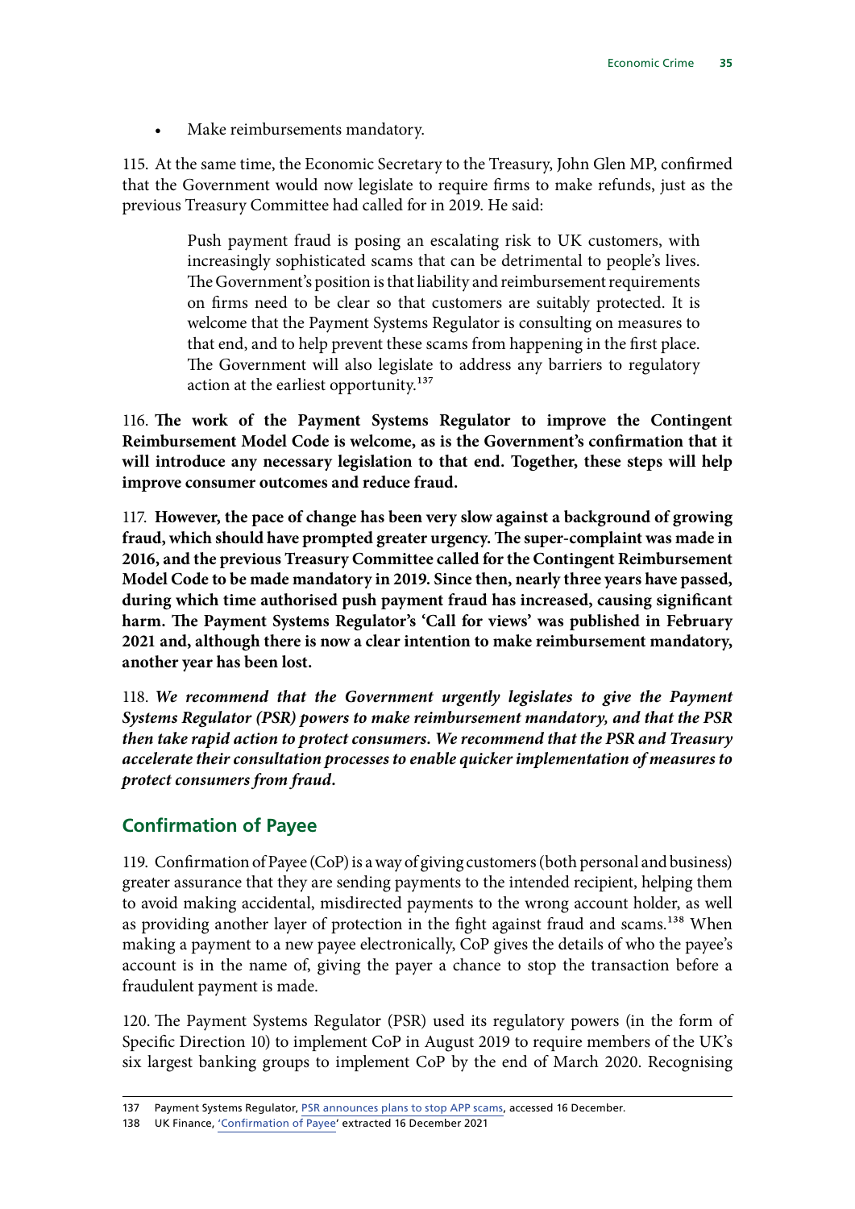- Make reimbursements mandatory.

115. At the same time, the Economic Secretary to the Treasury, John Glen MP, confirmed that the Government would now legislate to require firms to make refunds, just as the previous Treasury Committee had called for in 2019. He said:

> Push payment fraud is posing an escalating risk to UK customers, with increasingly sophisticated scams that can be detrimental to people's lives. The Government's position is that liability and reimbursement requirements on firms need to be clear so that customers are suitably protected. It is welcome that the Payment Systems Regulator is consulting on measures to that end, and to help prevent these scams from happening in the first place. The Government will also legislate to address any barriers to regulatory action at the earliest opportunity.[137]

116. **The work of the Payment Systems Regulator to improve the Contingent Reimbursement Model Code is welcome, as is the Government's confirmation that it will introduce any necessary legislation to that end. Together, these steps will help improve consumer outcomes and reduce fraud.**

117. **However, the pace of change has been very slow against a background of growing fraud, which should have prompted greater urgency. The super-complaint was made in 2016, and the previous Treasury Committee called for the Contingent Reimbursement Model Code to be made mandatory in 2019. Since then, nearly three years have passed, during which time authorised push payment fraud has increased, causing significant harm. The Payment Systems Regulator's 'Call for views' was published in February 2021 and, although there is now a clear intention to make reimbursement mandatory, another year has been lost.**

118. ***We recommend that the Government urgently legislates to give the Payment Systems Regulator (PSR) powers to make reimbursement mandatory, and that the PSR then take rapid action to protect consumers. We recommend that the PSR and Treasury accelerate their consultation processes to enable quicker implementation of measures to protect consumers from fraud.***

## Confirmation of Payee

119. Confirmation of Payee (CoP) is a way of giving customers (both personal and business) greater assurance that they are sending payments to the intended recipient, helping them to avoid making accidental, misdirected payments to the wrong account holder, as well as providing another layer of protection in the fight against fraud and scams.[138] When making a payment to a new payee electronically, CoP gives the details of who the payee's account is in the name of, giving the payer a chance to stop the transaction before a fraudulent payment is made.

120. The Payment Systems Regulator (PSR) used its regulatory powers (in the form of Specific Direction 10) to implement CoP in August 2019 to require members of the UK's six largest banking groups to implement CoP by the end of March 2020. Recognising

137 Payment Systems Regulator, PSR announces plans to stop APP scams, accessed 16 December.

138 UK Finance, 'Confirmation of Payee' extracted 16 December 2021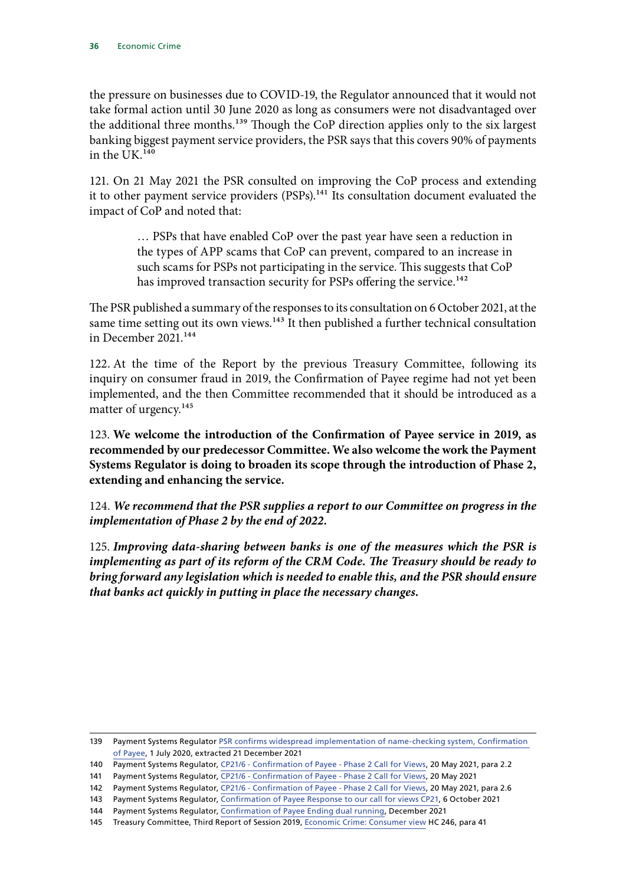the pressure on businesses due to COVID-19, the Regulator announced that it would not take formal action until 30 June 2020 as long as consumers were not disadvantaged over the additional three months.[139] Though the CoP direction applies only to the six largest banking biggest payment service providers, the PSR says that this covers 90% of payments in the UK.[140]

121. On 21 May 2021 the PSR consulted on improving the CoP process and extending it to other payment service providers (PSPs).[141] Its consultation document evaluated the impact of CoP and noted that:

> … PSPs that have enabled CoP over the past year have seen a reduction in the types of APP scams that CoP can prevent, compared to an increase in such scams for PSPs not participating in the service. This suggests that CoP has improved transaction security for PSPs offering the service.[142]

The PSR published a summary of the responses to its consultation on 6 October 2021, at the same time setting out its own views.[143] It then published a further technical consultation in December 2021.[144]

122. At the time of the Report by the previous Treasury Committee, following its inquiry on consumer fraud in 2019, the Confirmation of Payee regime had not yet been implemented, and the then Committee recommended that it should be introduced as a matter of urgency.[145]

123. **We welcome the introduction of the Confirmation of Payee service in 2019, as recommended by our predecessor Committee. We also welcome the work the Payment Systems Regulator is doing to broaden its scope through the introduction of Phase 2, extending and enhancing the service.**

124. ***We recommend that the PSR supplies a report to our Committee on progress in the implementation of Phase 2 by the end of 2022.***

125. ***Improving data-sharing between banks is one of the measures which the PSR is implementing as part of its reform of the CRM Code. The Treasury should be ready to bring forward any legislation which is needed to enable this, and the PSR should ensure that banks act quickly in putting in place the necessary changes.***

---

139 Payment Systems Regulator PSR confirms widespread implementation of name-checking system, Confirmation of Payee, 1 July 2020, extracted 21 December 2021

140 Payment Systems Regulator, CP21/6 - Confirmation of Payee - Phase 2 Call for Views, 20 May 2021, para 2.2

141 Payment Systems Regulator, CP21/6 - Confirmation of Payee - Phase 2 Call for Views, 20 May 2021

142 Payment Systems Regulator, CP21/6 - Confirmation of Payee - Phase 2 Call for Views, 20 May 2021, para 2.6

143 Payment Systems Regulator, Confirmation of Payee Response to our call for views CP21, 6 October 2021

144 Payment Systems Regulator, Confirmation of Payee Ending dual running, December 2021

145 Treasury Committee, Third Report of Session 2019, Economic Crime: Consumer view HC 246, para 41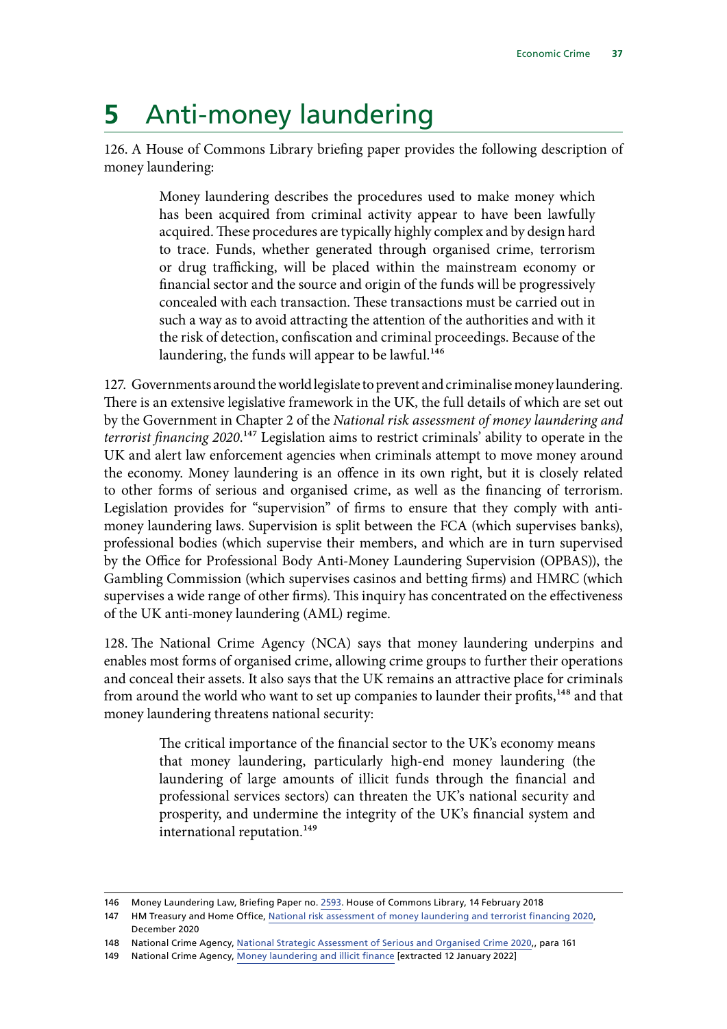# 5 Anti-money laundering

126. A House of Commons Library briefing paper provides the following description of money laundering:

> Money laundering describes the procedures used to make money which has been acquired from criminal activity appear to have been lawfully acquired. These procedures are typically highly complex and by design hard to trace. Funds, whether generated through organised crime, terrorism or drug trafficking, will be placed within the mainstream economy or financial sector and the source and origin of the funds will be progressively concealed with each transaction. These transactions must be carried out in such a way as to avoid attracting the attention of the authorities and with it the risk of detection, confiscation and criminal proceedings. Because of the laundering, the funds will appear to be lawful.[146]

127. Governments around the world legislate to prevent and criminalise money laundering. There is an extensive legislative framework in the UK, the full details of which are set out by the Government in Chapter 2 of the *National risk assessment of money laundering and terrorist financing 2020*.[147] Legislation aims to restrict criminals' ability to operate in the UK and alert law enforcement agencies when criminals attempt to move money around the economy. Money laundering is an offence in its own right, but it is closely related to other forms of serious and organised crime, as well as the financing of terrorism. Legislation provides for "supervision" of firms to ensure that they comply with anti-money laundering laws. Supervision is split between the FCA (which supervises banks), professional bodies (which supervise their members, and which are in turn supervised by the Office for Professional Body Anti-Money Laundering Supervision (OPBAS)), the Gambling Commission (which supervises casinos and betting firms) and HMRC (which supervises a wide range of other firms). This inquiry has concentrated on the effectiveness of the UK anti-money laundering (AML) regime.

128. The National Crime Agency (NCA) says that money laundering underpins and enables most forms of organised crime, allowing crime groups to further their operations and conceal their assets. It also says that the UK remains an attractive place for criminals from around the world who want to set up companies to launder their profits,[148] and that money laundering threatens national security:

> The critical importance of the financial sector to the UK's economy means that money laundering, particularly high-end money laundering (the laundering of large amounts of illicit funds through the financial and professional services sectors) can threaten the UK's national security and prosperity, and undermine the integrity of the UK's financial system and international reputation.[149]

---

146 Money Laundering Law, Briefing Paper no. 2593. House of Commons Library, 14 February 2018

147 HM Treasury and Home Office, National risk assessment of money laundering and terrorist financing 2020, December 2020

148 National Crime Agency, National Strategic Assessment of Serious and Organised Crime 2020,, para 161

149 National Crime Agency, Money laundering and illicit finance [extracted 12 January 2022]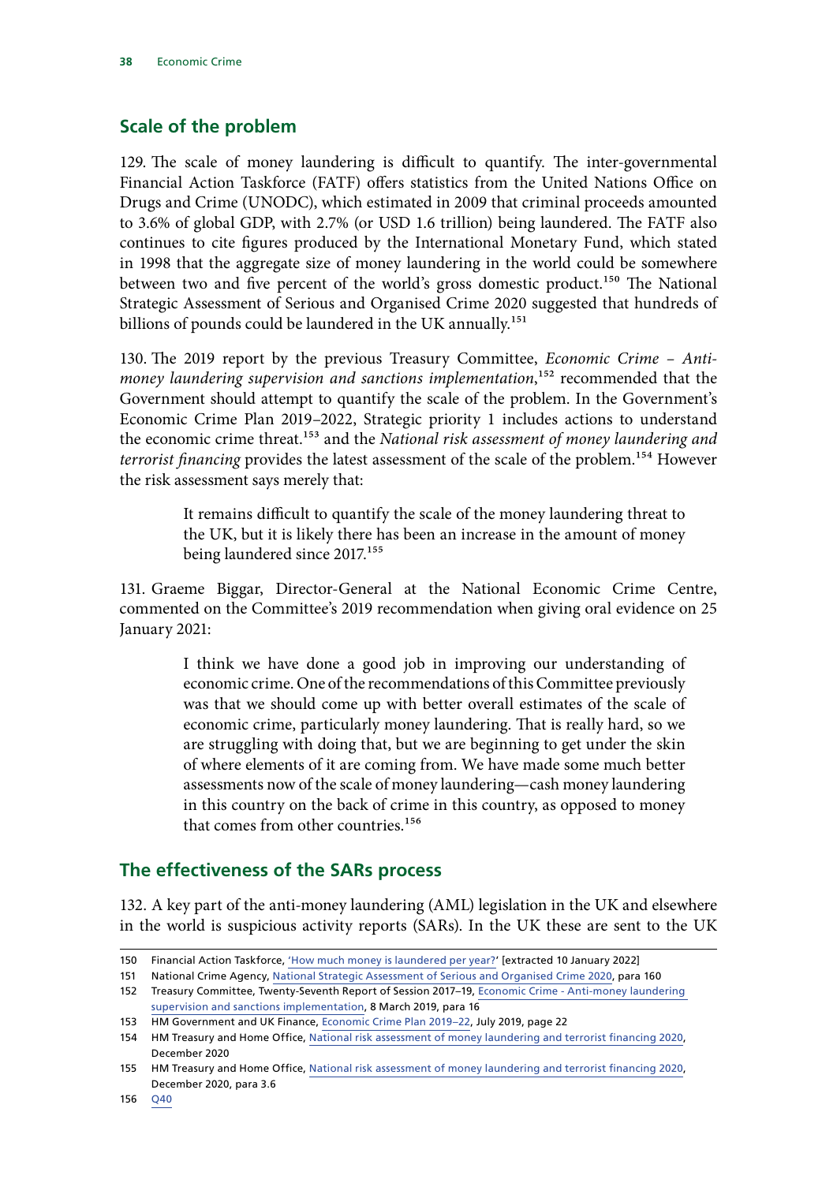## Scale of the problem

129. The scale of money laundering is difficult to quantify. The inter-governmental Financial Action Taskforce (FATF) offers statistics from the United Nations Office on Drugs and Crime (UNODC), which estimated in 2009 that criminal proceeds amounted to 3.6% of global GDP, with 2.7% (or USD 1.6 trillion) being laundered. The FATF also continues to cite figures produced by the International Monetary Fund, which stated in 1998 that the aggregate size of money laundering in the world could be somewhere between two and five percent of the world's gross domestic product.[150] The National Strategic Assessment of Serious and Organised Crime 2020 suggested that hundreds of billions of pounds could be laundered in the UK annually.[151]

130. The 2019 report by the previous Treasury Committee, *Economic Crime – Anti-money laundering supervision and sanctions implementation*,[152] recommended that the Government should attempt to quantify the scale of the problem. In the Government's Economic Crime Plan 2019–2022, Strategic priority 1 includes actions to understand the economic crime threat.[153] and the *National risk assessment of money laundering and terrorist financing* provides the latest assessment of the scale of the problem.[154] However the risk assessment says merely that:

> It remains difficult to quantify the scale of the money laundering threat to the UK, but it is likely there has been an increase in the amount of money being laundered since 2017.[155]

131. Graeme Biggar, Director-General at the National Economic Crime Centre, commented on the Committee's 2019 recommendation when giving oral evidence on 25 January 2021:

> I think we have done a good job in improving our understanding of economic crime. One of the recommendations of this Committee previously was that we should come up with better overall estimates of the scale of economic crime, particularly money laundering. That is really hard, so we are struggling with doing that, but we are beginning to get under the skin of where elements of it are coming from. We have made some much better assessments now of the scale of money laundering—cash money laundering in this country on the back of crime in this country, as opposed to money that comes from other countries.[156]

## The effectiveness of the SARs process

132. A key part of the anti-money laundering (AML) legislation in the UK and elsewhere in the world is suspicious activity reports (SARs). In the UK these are sent to the UK

---

150 Financial Action Taskforce, 'How much money is laundered per year?' [extracted 10 January 2022]

151 National Crime Agency, National Strategic Assessment of Serious and Organised Crime 2020, para 160

152 Treasury Committee, Twenty-Seventh Report of Session 2017–19, Economic Crime - Anti-money laundering supervision and sanctions implementation, 8 March 2019, para 16

153 HM Government and UK Finance, Economic Crime Plan 2019–22, July 2019, page 22

154 HM Treasury and Home Office, National risk assessment of money laundering and terrorist financing 2020, December 2020

155 HM Treasury and Home Office, National risk assessment of money laundering and terrorist financing 2020, December 2020, para 3.6

156 Q40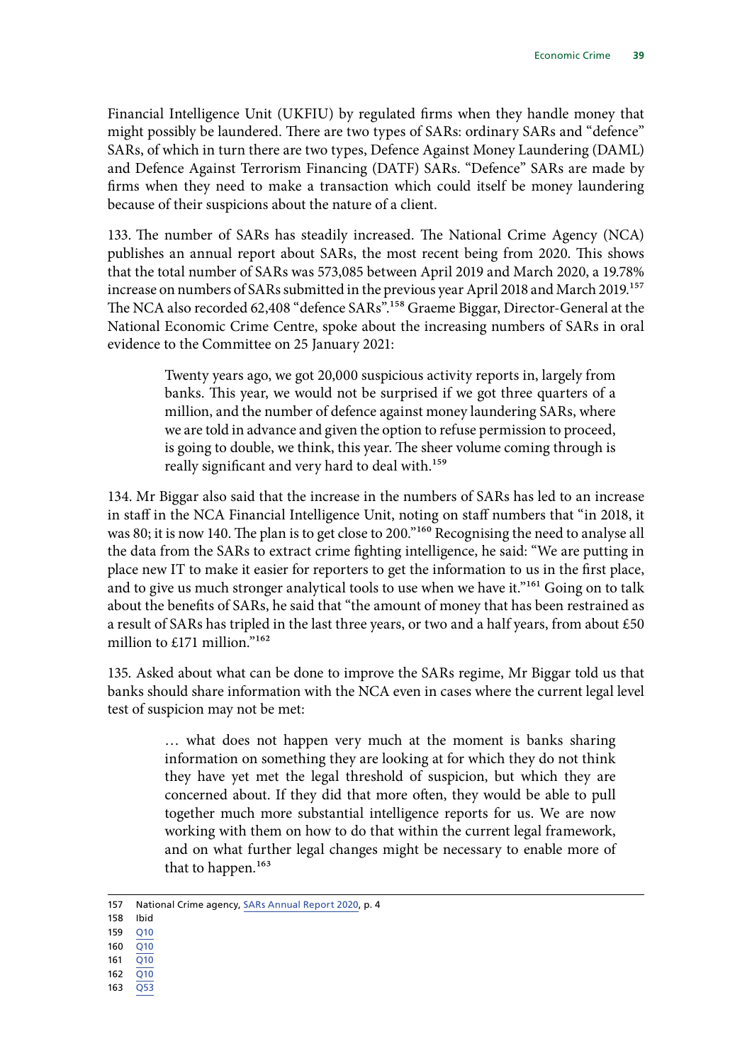Financial Intelligence Unit (UKFIU) by regulated firms when they handle money that might possibly be laundered. There are two types of SARs: ordinary SARs and "defence" SARs, of which in turn there are two types, Defence Against Money Laundering (DAML) and Defence Against Terrorism Financing (DATF) SARs. "Defence" SARs are made by firms when they need to make a transaction which could itself be money laundering because of their suspicions about the nature of a client.

133. The number of SARs has steadily increased. The National Crime Agency (NCA) publishes an annual report about SARs, the most recent being from 2020. This shows that the total number of SARs was 573,085 between April 2019 and March 2020, a 19.78% increase on numbers of SARs submitted in the previous year April 2018 and March 2019.[157] The NCA also recorded 62,408 "defence SARs".[158] Graeme Biggar, Director-General at the National Economic Crime Centre, spoke about the increasing numbers of SARs in oral evidence to the Committee on 25 January 2021:

> Twenty years ago, we got 20,000 suspicious activity reports in, largely from banks. This year, we would not be surprised if we got three quarters of a million, and the number of defence against money laundering SARs, where we are told in advance and given the option to refuse permission to proceed, is going to double, we think, this year. The sheer volume coming through is really significant and very hard to deal with.[159]

134. Mr Biggar also said that the increase in the numbers of SARs has led to an increase in staff in the NCA Financial Intelligence Unit, noting on staff numbers that "in 2018, it was 80; it is now 140. The plan is to get close to 200."[160] Recognising the need to analyse all the data from the SARs to extract crime fighting intelligence, he said: "We are putting in place new IT to make it easier for reporters to get the information to us in the first place, and to give us much stronger analytical tools to use when we have it."[161] Going on to talk about the benefits of SARs, he said that "the amount of money that has been restrained as a result of SARs has tripled in the last three years, or two and a half years, from about £50 million to £171 million."[162]

135. Asked about what can be done to improve the SARs regime, Mr Biggar told us that banks should share information with the NCA even in cases where the current legal level test of suspicion may not be met:

> … what does not happen very much at the moment is banks sharing information on something they are looking at for which they do not think they have yet met the legal threshold of suspicion, but which they are concerned about. If they did that more often, they would be able to pull together much more substantial intelligence reports for us. We are now working with them on how to do that within the current legal framework, and on what further legal changes might be necessary to enable more of that to happen.[163]

157 National Crime agency, SARs Annual Report 2020, p. 4
158 Ibid
159 Q10
160 Q10
161 Q10
162 Q10
163 Q53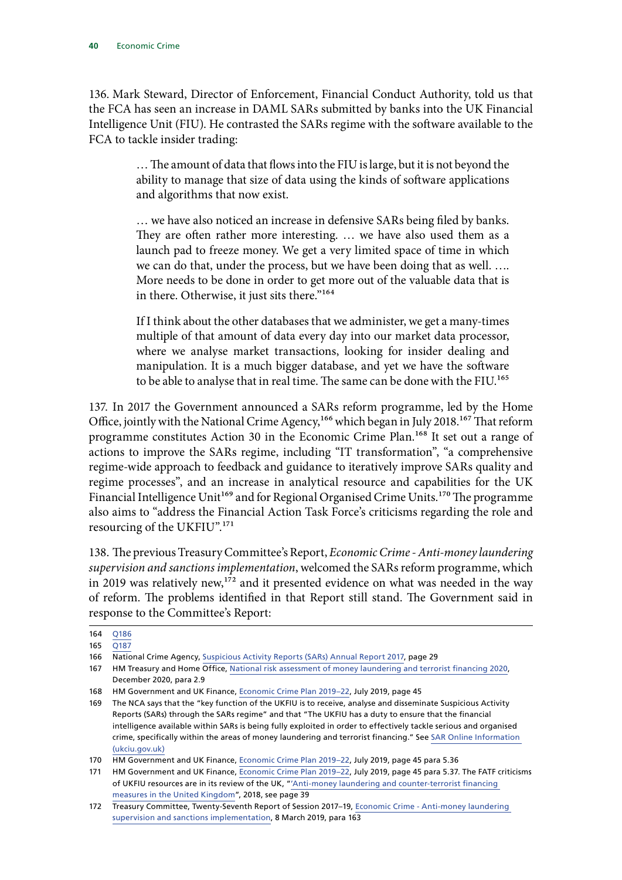136. Mark Steward, Director of Enforcement, Financial Conduct Authority, told us that the FCA has seen an increase in DAML SARs submitted by banks into the UK Financial Intelligence Unit (FIU). He contrasted the SARs regime with the software available to the FCA to tackle insider trading:

> … The amount of data that flows into the FIU is large, but it is not beyond the ability to manage that size of data using the kinds of software applications and algorithms that now exist.
>
> … we have also noticed an increase in defensive SARs being filed by banks. They are often rather more interesting. … we have also used them as a launch pad to freeze money. We get a very limited space of time in which we can do that, under the process, but we have been doing that as well. …. More needs to be done in order to get more out of the valuable data that is in there. Otherwise, it just sits there."[164]
>
> If I think about the other databases that we administer, we get a many-times multiple of that amount of data every day into our market data processor, where we analyse market transactions, looking for insider dealing and manipulation. It is a much bigger database, and yet we have the software to be able to analyse that in real time. The same can be done with the FIU.[165]

137. In 2017 the Government announced a SARs reform programme, led by the Home Office, jointly with the National Crime Agency,[166] which began in July 2018.[167] That reform programme constitutes Action 30 in the Economic Crime Plan.[168] It set out a range of actions to improve the SARs regime, including "IT transformation", "a comprehensive regime-wide approach to feedback and guidance to iteratively improve SARs quality and regime processes", and an increase in analytical resource and capabilities for the UK Financial Intelligence Unit[169] and for Regional Organised Crime Units.[170] The programme also aims to "address the Financial Action Task Force's criticisms regarding the role and resourcing of the UKFIU".[171]

138. The previous Treasury Committee's Report, *Economic Crime - Anti-money laundering supervision and sanctions implementation*, welcomed the SARs reform programme, which in 2019 was relatively new,[172] and it presented evidence on what was needed in the way of reform. The problems identified in that Report still stand. The Government said in response to the Committee's Report:

---

164 Q186

165 Q187

166 National Crime Agency, Suspicious Activity Reports (SARs) Annual Report 2017, page 29

167 HM Treasury and Home Office, National risk assessment of money laundering and terrorist financing 2020, December 2020, para 2.9

168 HM Government and UK Finance, Economic Crime Plan 2019–22, July 2019, page 45

169 The NCA says that the "key function of the UKFIU is to receive, analyse and disseminate Suspicious Activity Reports (SARs) through the SARs regime" and that "The UKFIU has a duty to ensure that the financial intelligence available within SARs is being fully exploited in order to effectively tackle serious and organised crime, specifically within the areas of money laundering and terrorist financing." See SAR Online Information (ukciu.gov.uk)

170 HM Government and UK Finance, Economic Crime Plan 2019–22, July 2019, page 45 para 5.36

171 HM Government and UK Finance, Economic Crime Plan 2019–22, July 2019, page 45 para 5.37. The FATF criticisms of UKFIU resources are in its review of the UK, "'Anti-money laundering and counter-terrorist financing measures in the United Kingdom", 2018, see page 39

172 Treasury Committee, Twenty-Seventh Report of Session 2017–19, Economic Crime - Anti-money laundering supervision and sanctions implementation, 8 March 2019, para 163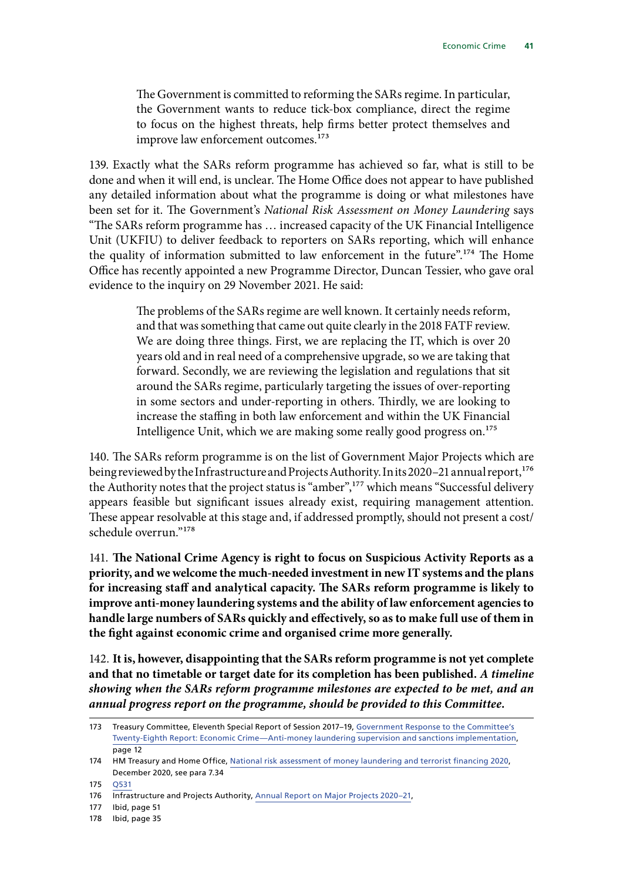> The Government is committed to reforming the SARs regime. In particular, the Government wants to reduce tick-box compliance, direct the regime to focus on the highest threats, help firms better protect themselves and improve law enforcement outcomes.[173]

139. Exactly what the SARs reform programme has achieved so far, what is still to be done and when it will end, is unclear. The Home Office does not appear to have published any detailed information about what the programme is doing or what milestones have been set for it. The Government's *National Risk Assessment on Money Laundering* says "The SARs reform programme has … increased capacity of the UK Financial Intelligence Unit (UKFIU) to deliver feedback to reporters on SARs reporting, which will enhance the quality of information submitted to law enforcement in the future".[174] The Home Office has recently appointed a new Programme Director, Duncan Tessier, who gave oral evidence to the inquiry on 29 November 2021. He said:

> The problems of the SARs regime are well known. It certainly needs reform, and that was something that came out quite clearly in the 2018 FATF review. We are doing three things. First, we are replacing the IT, which is over 20 years old and in real need of a comprehensive upgrade, so we are taking that forward. Secondly, we are reviewing the legislation and regulations that sit around the SARs regime, particularly targeting the issues of over-reporting in some sectors and under-reporting in others. Thirdly, we are looking to increase the staffing in both law enforcement and within the UK Financial Intelligence Unit, which we are making some really good progress on.[175]

140. The SARs reform programme is on the list of Government Major Projects which are being reviewed by the Infrastructure and Projects Authority. In its 2020–21 annual report,[176] the Authority notes that the project status is "amber",[177] which means "Successful delivery appears feasible but significant issues already exist, requiring management attention. These appear resolvable at this stage and, if addressed promptly, should not present a cost/schedule overrun."[178]

141. **The National Crime Agency is right to focus on Suspicious Activity Reports as a priority, and we welcome the much-needed investment in new IT systems and the plans for increasing staff and analytical capacity. The SARs reform programme is likely to improve anti-money laundering systems and the ability of law enforcement agencies to handle large numbers of SARs quickly and effectively, so as to make full use of them in the fight against economic crime and organised crime more generally.**

142. **It is, however, disappointing that the SARs reform programme is not yet complete and that no timetable or target date for its completion has been published.** ***A timeline showing when the SARs reform programme milestones are expected to be met, and an annual progress report on the programme, should be provided to this Committee.***

---

173 Treasury Committee, Eleventh Special Report of Session 2017–19, Government Response to the Committee's Twenty-Eighth Report: Economic Crime—Anti-money laundering supervision and sanctions implementation, page 12

174 HM Treasury and Home Office, National risk assessment of money laundering and terrorist financing 2020, December 2020, see para 7.34

175 Q531

176 Infrastructure and Projects Authority, Annual Report on Major Projects 2020–21,

177 Ibid, page 51

178 Ibid, page 35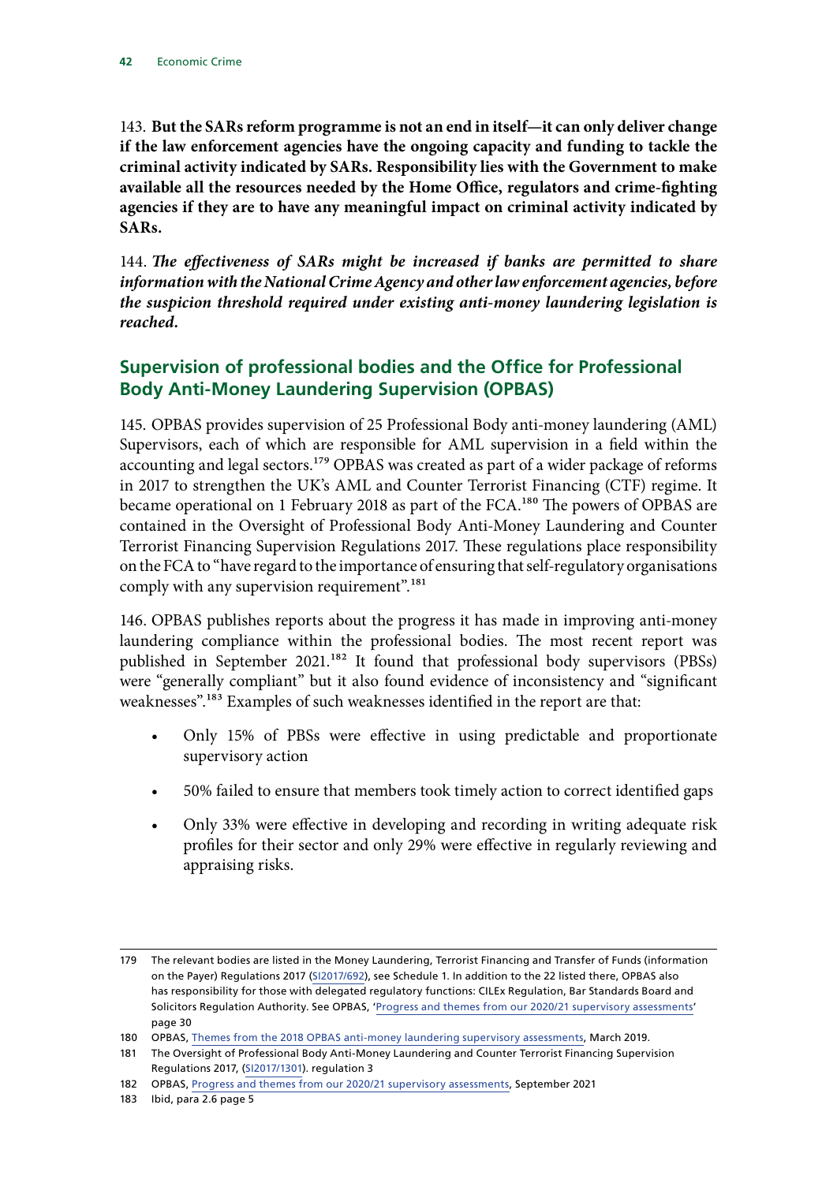143. **But the SARs reform programme is not an end in itself—it can only deliver change if the law enforcement agencies have the ongoing capacity and funding to tackle the criminal activity indicated by SARs. Responsibility lies with the Government to make available all the resources needed by the Home Office, regulators and crime-fighting agencies if they are to have any meaningful impact on criminal activity indicated by SARs.**

144. ***The effectiveness of SARs might be increased if banks are permitted to share information with the National Crime Agency and other law enforcement agencies, before the suspicion threshold required under existing anti-money laundering legislation is reached.***

## Supervision of professional bodies and the Office for Professional Body Anti-Money Laundering Supervision (OPBAS)

145. OPBAS provides supervision of 25 Professional Body anti-money laundering (AML) Supervisors, each of which are responsible for AML supervision in a field within the accounting and legal sectors.[179] OPBAS was created as part of a wider package of reforms in 2017 to strengthen the UK's AML and Counter Terrorist Financing (CTF) regime. It became operational on 1 February 2018 as part of the FCA.[180] The powers of OPBAS are contained in the Oversight of Professional Body Anti-Money Laundering and Counter Terrorist Financing Supervision Regulations 2017. These regulations place responsibility on the FCA to "have regard to the importance of ensuring that self-regulatory organisations comply with any supervision requirement".[181]

146. OPBAS publishes reports about the progress it has made in improving anti-money laundering compliance within the professional bodies. The most recent report was published in September 2021.[182] It found that professional body supervisors (PBSs) were "generally compliant" but it also found evidence of inconsistency and "significant weaknesses".[183] Examples of such weaknesses identified in the report are that:

- Only 15% of PBSs were effective in using predictable and proportionate supervisory action
- 50% failed to ensure that members took timely action to correct identified gaps
- Only 33% were effective in developing and recording in writing adequate risk profiles for their sector and only 29% were effective in regularly reviewing and appraising risks.

---

179 The relevant bodies are listed in the Money Laundering, Terrorist Financing and Transfer of Funds (information on the Payer) Regulations 2017 (SI2017/692), see Schedule 1. In addition to the 22 listed there, OPBAS also has responsibility for those with delegated regulatory functions: CILEx Regulation, Bar Standards Board and Solicitors Regulation Authority. See OPBAS, 'Progress and themes from our 2020/21 supervisory assessments' page 30

180 OPBAS, Themes from the 2018 OPBAS anti-money laundering supervisory assessments, March 2019.

181 The Oversight of Professional Body Anti-Money Laundering and Counter Terrorist Financing Supervision Regulations 2017, (SI2017/1301). regulation 3

182 OPBAS, Progress and themes from our 2020/21 supervisory assessments, September 2021

183 Ibid, para 2.6 page 5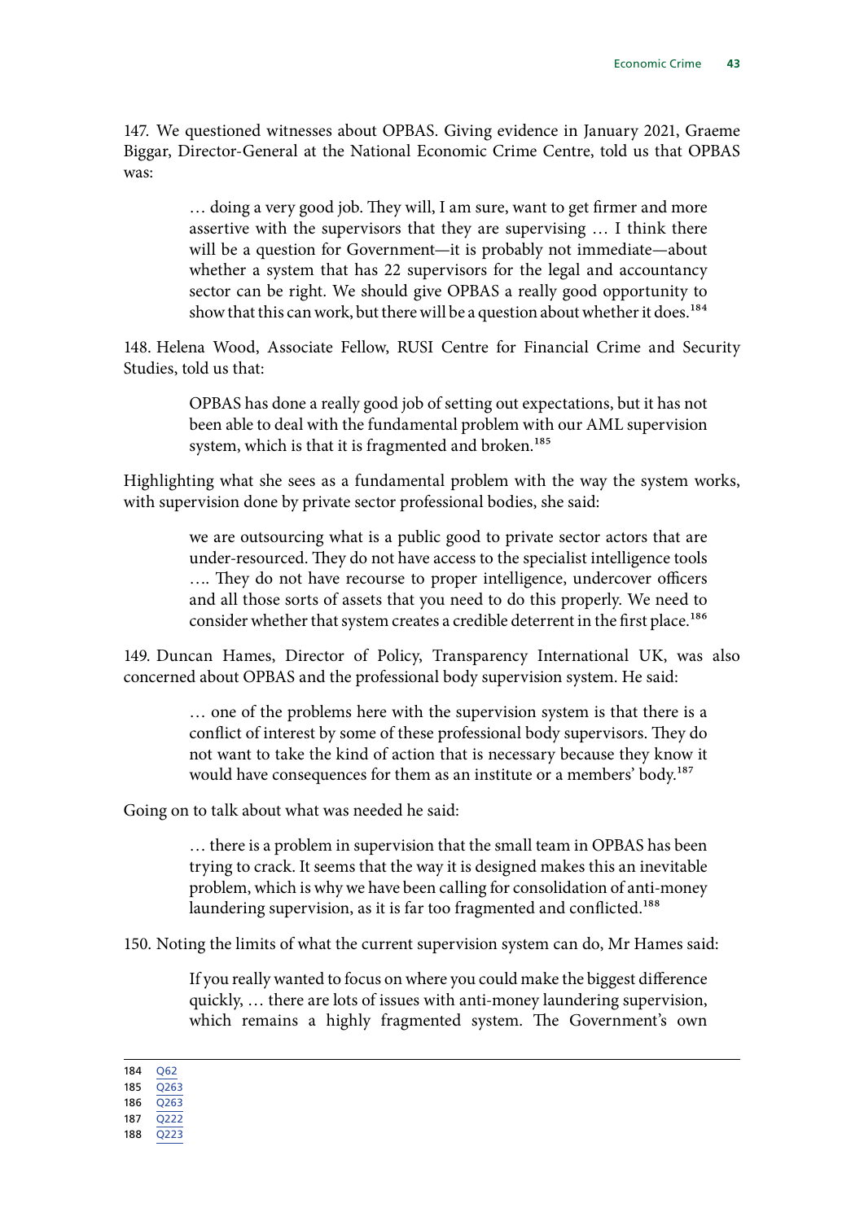147. We questioned witnesses about OPBAS. Giving evidence in January 2021, Graeme Biggar, Director-General at the National Economic Crime Centre, told us that OPBAS was:

> … doing a very good job. They will, I am sure, want to get firmer and more assertive with the supervisors that they are supervising … I think there will be a question for Government—it is probably not immediate—about whether a system that has 22 supervisors for the legal and accountancy sector can be right. We should give OPBAS a really good opportunity to show that this can work, but there will be a question about whether it does.[184]

148. Helena Wood, Associate Fellow, RUSI Centre for Financial Crime and Security Studies, told us that:

> OPBAS has done a really good job of setting out expectations, but it has not been able to deal with the fundamental problem with our AML supervision system, which is that it is fragmented and broken.[185]

Highlighting what she sees as a fundamental problem with the way the system works, with supervision done by private sector professional bodies, she said:

> we are outsourcing what is a public good to private sector actors that are under-resourced. They do not have access to the specialist intelligence tools …. They do not have recourse to proper intelligence, undercover officers and all those sorts of assets that you need to do this properly. We need to consider whether that system creates a credible deterrent in the first place.[186]

149. Duncan Hames, Director of Policy, Transparency International UK, was also concerned about OPBAS and the professional body supervision system. He said:

> … one of the problems here with the supervision system is that there is a conflict of interest by some of these professional body supervisors. They do not want to take the kind of action that is necessary because they know it would have consequences for them as an institute or a members' body.[187]

Going on to talk about what was needed he said:

> … there is a problem in supervision that the small team in OPBAS has been trying to crack. It seems that the way it is designed makes this an inevitable problem, which is why we have been calling for consolidation of anti-money laundering supervision, as it is far too fragmented and conflicted.[188]

150. Noting the limits of what the current supervision system can do, Mr Hames said:

> If you really wanted to focus on where you could make the biggest difference quickly, … there are lots of issues with anti-money laundering supervision, which remains a highly fragmented system. The Government's own

---

184 Q62
185 Q263
186 Q263
187 Q222
188 Q223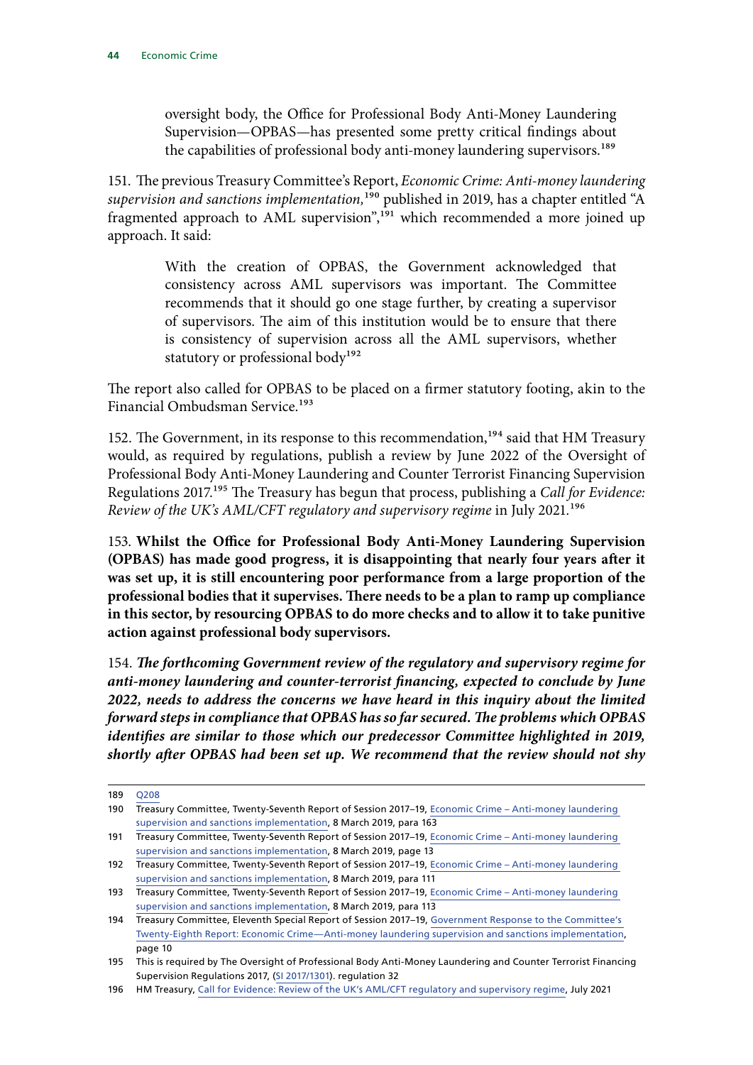> oversight body, the Office for Professional Body Anti-Money Laundering Supervision—OPBAS—has presented some pretty critical findings about the capabilities of professional body anti-money laundering supervisors.[189]

151. The previous Treasury Committee's Report, *Economic Crime: Anti-money laundering supervision and sanctions implementation,*[190] published in 2019, has a chapter entitled "A fragmented approach to AML supervision",[191] which recommended a more joined up approach. It said:

> With the creation of OPBAS, the Government acknowledged that consistency across AML supervisors was important. The Committee recommends that it should go one stage further, by creating a supervisor of supervisors. The aim of this institution would be to ensure that there is consistency of supervision across all the AML supervisors, whether statutory or professional body[192]

The report also called for OPBAS to be placed on a firmer statutory footing, akin to the Financial Ombudsman Service.[193]

152. The Government, in its response to this recommendation,[194] said that HM Treasury would, as required by regulations, publish a review by June 2022 of the Oversight of Professional Body Anti-Money Laundering and Counter Terrorist Financing Supervision Regulations 2017.[195] The Treasury has begun that process, publishing a *Call for Evidence: Review of the UK's AML/CFT regulatory and supervisory regime* in July 2021.[196]

153. **Whilst the Office for Professional Body Anti-Money Laundering Supervision (OPBAS) has made good progress, it is disappointing that nearly four years after it was set up, it is still encountering poor performance from a large proportion of the professional bodies that it supervises. There needs to be a plan to ramp up compliance in this sector, by resourcing OPBAS to do more checks and to allow it to take punitive action against professional body supervisors.**

154. ***The forthcoming Government review of the regulatory and supervisory regime for anti-money laundering and counter-terrorist financing, expected to conclude by June 2022, needs to address the concerns we have heard in this inquiry about the limited forward steps in compliance that OPBAS has so far secured. The problems which OPBAS identifies are similar to those which our predecessor Committee highlighted in 2019, shortly after OPBAS had been set up. We recommend that the review should not shy***

---

189 Q208

190 Treasury Committee, Twenty-Seventh Report of Session 2017–19, Economic Crime – Anti-money laundering supervision and sanctions implementation, 8 March 2019, para 163

191 Treasury Committee, Twenty-Seventh Report of Session 2017–19, Economic Crime – Anti-money laundering supervision and sanctions implementation, 8 March 2019, page 13

192 Treasury Committee, Twenty-Seventh Report of Session 2017–19, Economic Crime – Anti-money laundering supervision and sanctions implementation, 8 March 2019, para 111

193 Treasury Committee, Twenty-Seventh Report of Session 2017–19, Economic Crime – Anti-money laundering supervision and sanctions implementation, 8 March 2019, para 113

194 Treasury Committee, Eleventh Special Report of Session 2017–19, Government Response to the Committee's Twenty-Eighth Report: Economic Crime—Anti-money laundering supervision and sanctions implementation, page 10

195 This is required by The Oversight of Professional Body Anti-Money Laundering and Counter Terrorist Financing Supervision Regulations 2017, (SI 2017/1301). regulation 32

196 HM Treasury, Call for Evidence: Review of the UK's AML/CFT regulatory and supervisory regime, July 2021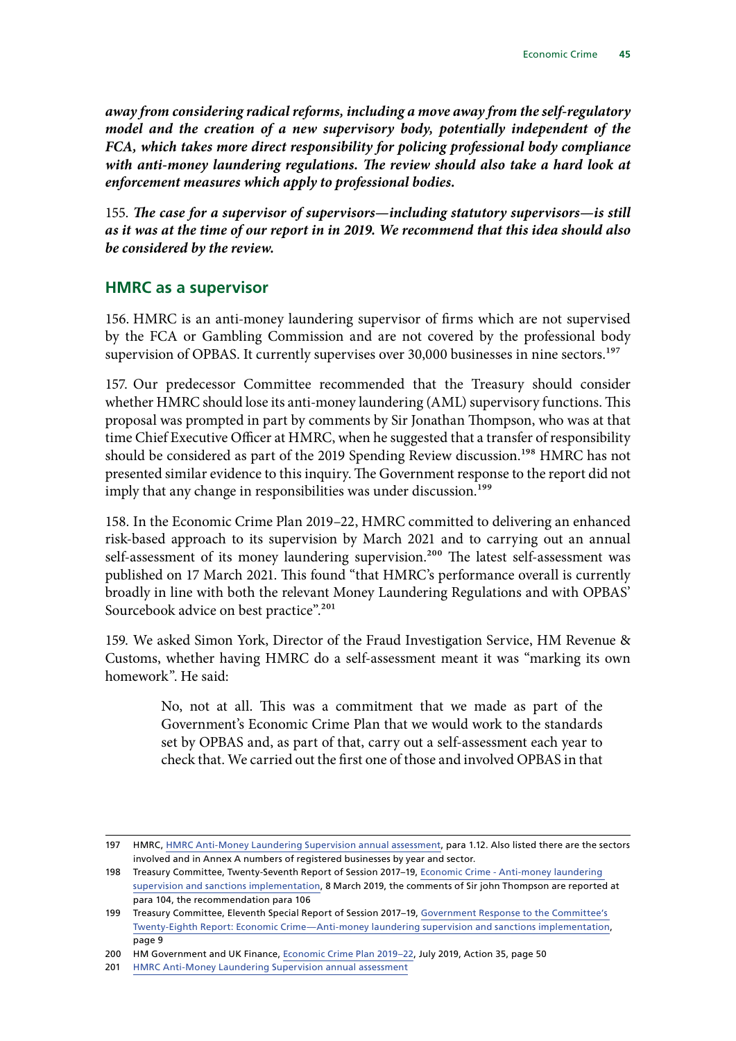***away from considering radical reforms, including a move away from the self-regulatory model and the creation of a new supervisory body, potentially independent of the FCA, which takes more direct responsibility for policing professional body compliance with anti-money laundering regulations. The review should also take a hard look at enforcement measures which apply to professional bodies.***

155. ***The case for a supervisor of supervisors—including statutory supervisors—is still as it was at the time of our report in in 2019. We recommend that this idea should also be considered by the review.***

## HMRC as a supervisor

156. HMRC is an anti-money laundering supervisor of firms which are not supervised by the FCA or Gambling Commission and are not covered by the professional body supervision of OPBAS. It currently supervises over 30,000 businesses in nine sectors.[197]

157. Our predecessor Committee recommended that the Treasury should consider whether HMRC should lose its anti-money laundering (AML) supervisory functions. This proposal was prompted in part by comments by Sir Jonathan Thompson, who was at that time Chief Executive Officer at HMRC, when he suggested that a transfer of responsibility should be considered as part of the 2019 Spending Review discussion.[198] HMRC has not presented similar evidence to this inquiry. The Government response to the report did not imply that any change in responsibilities was under discussion.[199]

158. In the Economic Crime Plan 2019–22, HMRC committed to delivering an enhanced risk-based approach to its supervision by March 2021 and to carrying out an annual self-assessment of its money laundering supervision.[200] The latest self-assessment was published on 17 March 2021. This found "that HMRC's performance overall is currently broadly in line with both the relevant Money Laundering Regulations and with OPBAS' Sourcebook advice on best practice".[201]

159. We asked Simon York, Director of the Fraud Investigation Service, HM Revenue & Customs, whether having HMRC do a self-assessment meant it was "marking its own homework". He said:

> No, not at all. This was a commitment that we made as part of the Government's Economic Crime Plan that we would work to the standards set by OPBAS and, as part of that, carry out a self-assessment each year to check that. We carried out the first one of those and involved OPBAS in that

---

197 HMRC, HMRC Anti-Money Laundering Supervision annual assessment, para 1.12. Also listed there are the sectors involved and in Annex A numbers of registered businesses by year and sector.

198 Treasury Committee, Twenty-Seventh Report of Session 2017–19, Economic Crime - Anti-money laundering supervision and sanctions implementation, 8 March 2019, the comments of Sir john Thompson are reported at para 104, the recommendation para 106

199 Treasury Committee, Eleventh Special Report of Session 2017–19, Government Response to the Committee's Twenty-Eighth Report: Economic Crime—Anti-money laundering supervision and sanctions implementation, page 9

200 HM Government and UK Finance, Economic Crime Plan 2019–22, July 2019, Action 35, page 50

201 HMRC Anti-Money Laundering Supervision annual assessment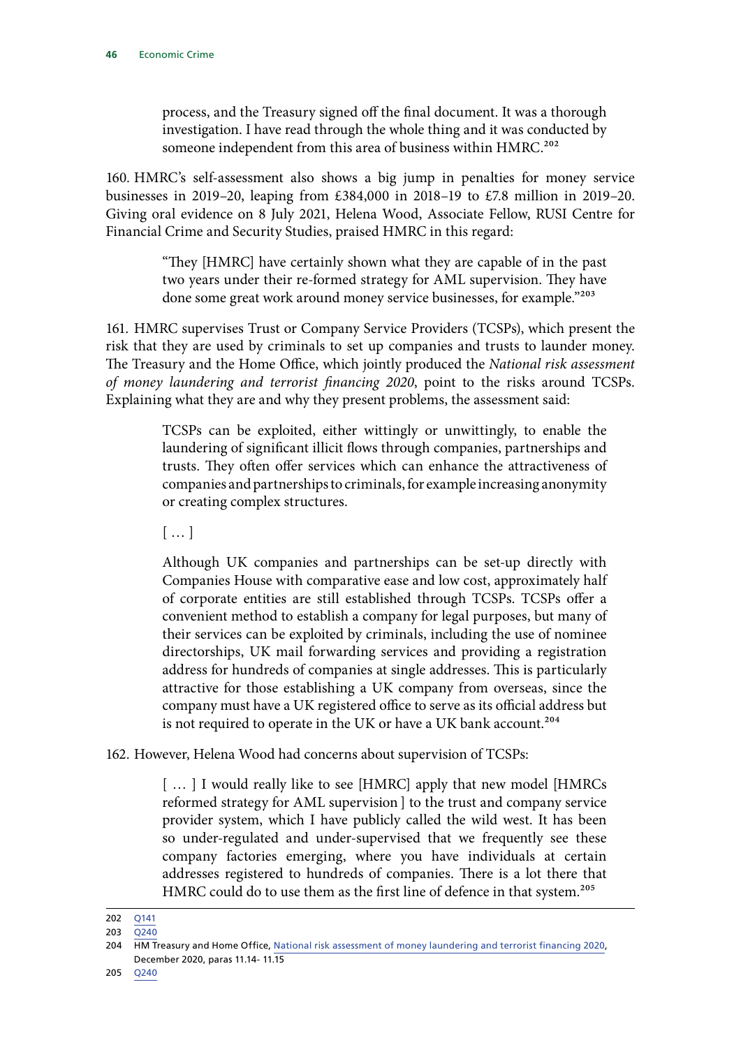> process, and the Treasury signed off the final document. It was a thorough investigation. I have read through the whole thing and it was conducted by someone independent from this area of business within HMRC.[202]

160. HMRC's self-assessment also shows a big jump in penalties for money service businesses in 2019–20, leaping from £384,000 in 2018–19 to £7.8 million in 2019–20. Giving oral evidence on 8 July 2021, Helena Wood, Associate Fellow, RUSI Centre for Financial Crime and Security Studies, praised HMRC in this regard:

> "They [HMRC] have certainly shown what they are capable of in the past two years under their re-formed strategy for AML supervision. They have done some great work around money service businesses, for example."[203]

161. HMRC supervises Trust or Company Service Providers (TCSPs), which present the risk that they are used by criminals to set up companies and trusts to launder money. The Treasury and the Home Office, which jointly produced the *National risk assessment of money laundering and terrorist financing 2020*, point to the risks around TCSPs. Explaining what they are and why they present problems, the assessment said:

> TCSPs can be exploited, either wittingly or unwittingly, to enable the laundering of significant illicit flows through companies, partnerships and trusts. They often offer services which can enhance the attractiveness of companies and partnerships to criminals, for example increasing anonymity or creating complex structures.
>
> [ … ]
>
> Although UK companies and partnerships can be set-up directly with Companies House with comparative ease and low cost, approximately half of corporate entities are still established through TCSPs. TCSPs offer a convenient method to establish a company for legal purposes, but many of their services can be exploited by criminals, including the use of nominee directorships, UK mail forwarding services and providing a registration address for hundreds of companies at single addresses. This is particularly attractive for those establishing a UK company from overseas, since the company must have a UK registered office to serve as its official address but is not required to operate in the UK or have a UK bank account.[204]

162. However, Helena Wood had concerns about supervision of TCSPs:

> [ … ] I would really like to see [HMRC] apply that new model [HMRCs reformed strategy for AML supervision ] to the trust and company service provider system, which I have publicly called the wild west. It has been so under-regulated and under-supervised that we frequently see these company factories emerging, where you have individuals at certain addresses registered to hundreds of companies. There is a lot there that HMRC could do to use them as the first line of defence in that system.[205]

---

202 Q141

203 Q240

204 HM Treasury and Home Office, National risk assessment of money laundering and terrorist financing 2020, December 2020, paras 11.14- 11.15

205 Q240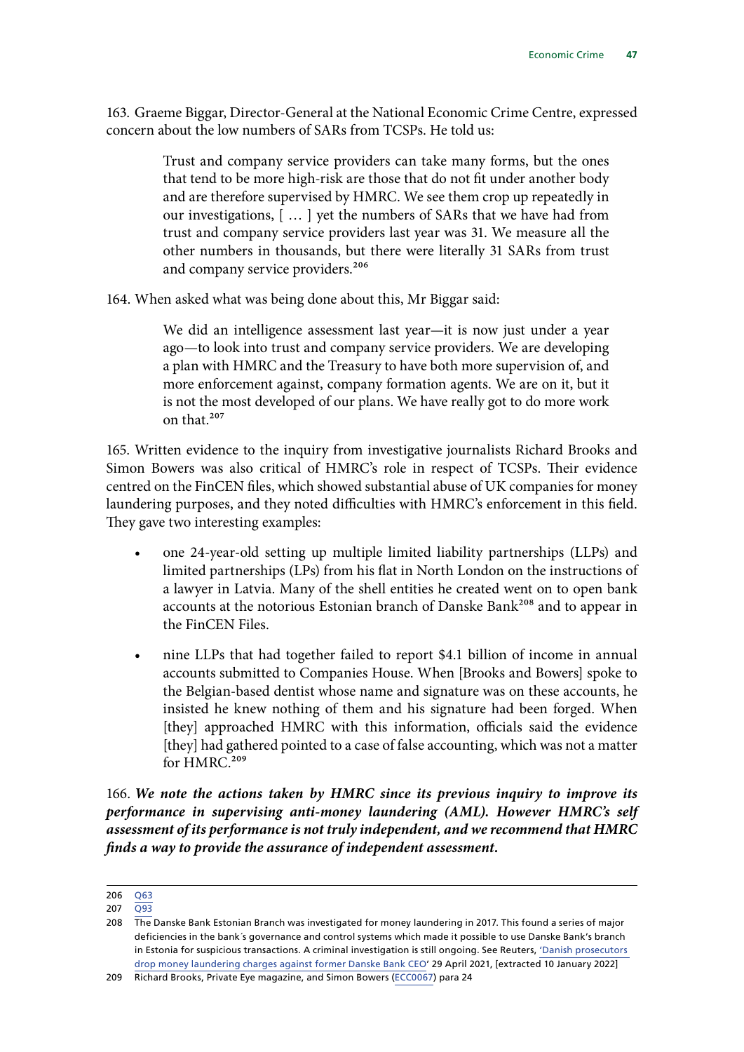163. Graeme Biggar, Director-General at the National Economic Crime Centre, expressed concern about the low numbers of SARs from TCSPs. He told us:

> Trust and company service providers can take many forms, but the ones that tend to be more high-risk are those that do not fit under another body and are therefore supervised by HMRC. We see them crop up repeatedly in our investigations, [ … ] yet the numbers of SARs that we have had from trust and company service providers last year was 31. We measure all the other numbers in thousands, but there were literally 31 SARs from trust and company service providers.[206]

164. When asked what was being done about this, Mr Biggar said:

> We did an intelligence assessment last year—it is now just under a year ago—to look into trust and company service providers. We are developing a plan with HMRC and the Treasury to have both more supervision of, and more enforcement against, company formation agents. We are on it, but it is not the most developed of our plans. We have really got to do more work on that.[207]

165. Written evidence to the inquiry from investigative journalists Richard Brooks and Simon Bowers was also critical of HMRC's role in respect of TCSPs. Their evidence centred on the FinCEN files, which showed substantial abuse of UK companies for money laundering purposes, and they noted difficulties with HMRC's enforcement in this field. They gave two interesting examples:

- one 24-year-old setting up multiple limited liability partnerships (LLPs) and limited partnerships (LPs) from his flat in North London on the instructions of a lawyer in Latvia. Many of the shell entities he created went on to open bank accounts at the notorious Estonian branch of Danske Bank[208] and to appear in the FinCEN Files.
- nine LLPs that had together failed to report $4.1 billion of income in annual accounts submitted to Companies House. When [Brooks and Bowers] spoke to the Belgian-based dentist whose name and signature was on these accounts, he insisted he knew nothing of them and his signature had been forged. When [they] approached HMRC with this information, officials said the evidence [they] had gathered pointed to a case of false accounting, which was not a matter for HMRC.[209]

166. ***We note the actions taken by HMRC since its previous inquiry to improve its performance in supervising anti-money laundering (AML). However HMRC's self assessment of its performance is not truly independent, and we recommend that HMRC finds a way to provide the assurance of independent assessment.***

---

206 Q63

207 Q93

208 The Danske Bank Estonian Branch was investigated for money laundering in 2017. This found a series of major deficiencies in the bank´s governance and control systems which made it possible to use Danske Bank's branch in Estonia for suspicious transactions. A criminal investigation is still ongoing. See Reuters, 'Danish prosecutors drop money laundering charges against former Danske Bank CEO' 29 April 2021, [extracted 10 January 2022]

209 Richard Brooks, Private Eye magazine, and Simon Bowers (ECC0067) para 24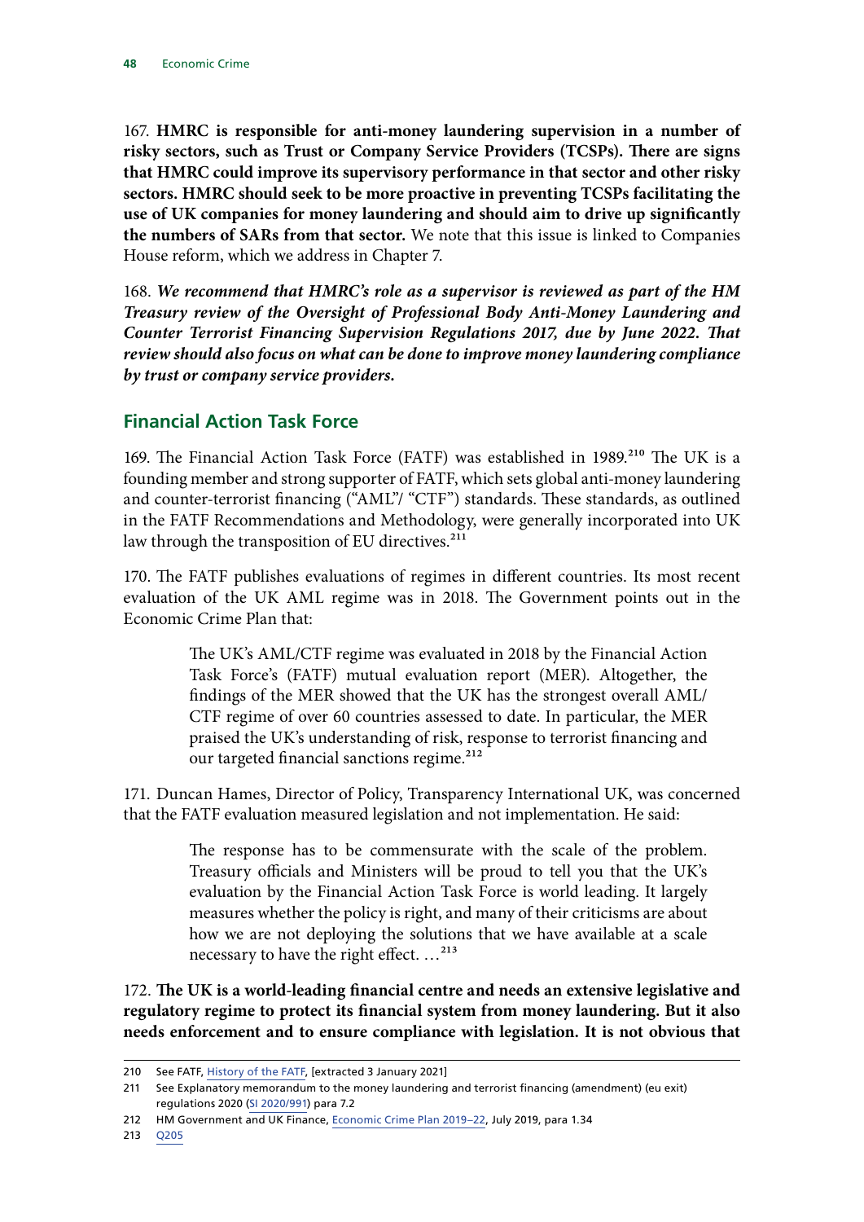167. **HMRC is responsible for anti-money laundering supervision in a number of risky sectors, such as Trust or Company Service Providers (TCSPs). There are signs that HMRC could improve its supervisory performance in that sector and other risky sectors. HMRC should seek to be more proactive in preventing TCSPs facilitating the use of UK companies for money laundering and should aim to drive up significantly the numbers of SARs from that sector.** We note that this issue is linked to Companies House reform, which we address in Chapter 7.

168. ***We recommend that HMRC's role as a supervisor is reviewed as part of the HM Treasury review of the Oversight of Professional Body Anti-Money Laundering and Counter Terrorist Financing Supervision Regulations 2017, due by June 2022. That review should also focus on what can be done to improve money laundering compliance by trust or company service providers.***

## Financial Action Task Force

169. The Financial Action Task Force (FATF) was established in 1989.[210] The UK is a founding member and strong supporter of FATF, which sets global anti-money laundering and counter-terrorist financing ("AML"/ "CTF") standards. These standards, as outlined in the FATF Recommendations and Methodology, were generally incorporated into UK law through the transposition of EU directives.[211]

170. The FATF publishes evaluations of regimes in different countries. Its most recent evaluation of the UK AML regime was in 2018. The Government points out in the Economic Crime Plan that:

> The UK's AML/CTF regime was evaluated in 2018 by the Financial Action Task Force's (FATF) mutual evaluation report (MER). Altogether, the findings of the MER showed that the UK has the strongest overall AML/CTF regime of over 60 countries assessed to date. In particular, the MER praised the UK's understanding of risk, response to terrorist financing and our targeted financial sanctions regime.[212]

171. Duncan Hames, Director of Policy, Transparency International UK, was concerned that the FATF evaluation measured legislation and not implementation. He said:

> The response has to be commensurate with the scale of the problem. Treasury officials and Ministers will be proud to tell you that the UK's evaluation by the Financial Action Task Force is world leading. It largely measures whether the policy is right, and many of their criticisms are about how we are not deploying the solutions that we have available at a scale necessary to have the right effect. …[213]

172. **The UK is a world-leading financial centre and needs an extensive legislative and regulatory regime to protect its financial system from money laundering. But it also needs enforcement and to ensure compliance with legislation. It is not obvious that**

---

210 See FATF, History of the FATF, [extracted 3 January 2021]

211 See Explanatory memorandum to the money laundering and terrorist financing (amendment) (eu exit) regulations 2020 (SI 2020/991) para 7.2

212 HM Government and UK Finance, Economic Crime Plan 2019–22, July 2019, para 1.34

213 Q205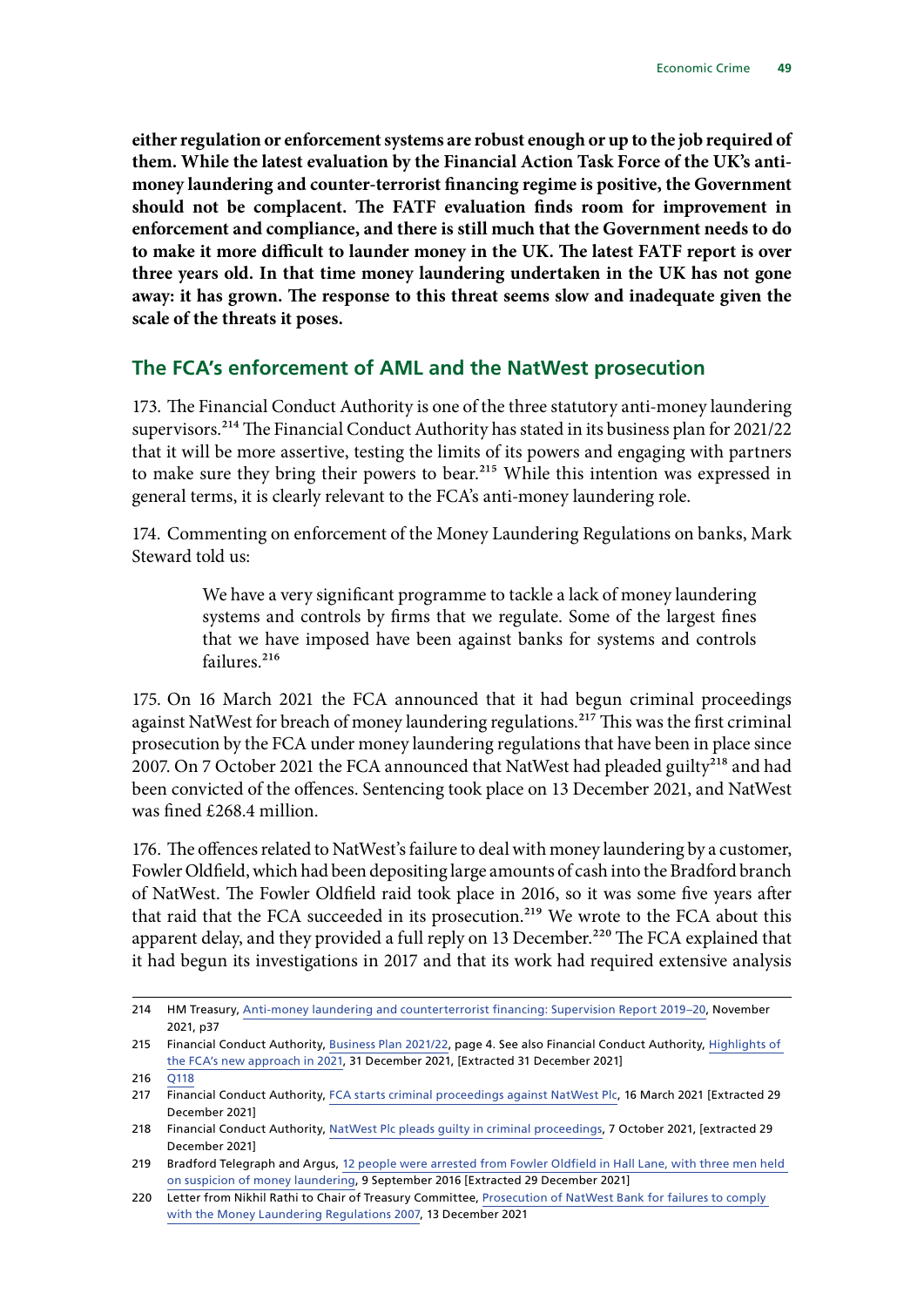**either regulation or enforcement systems are robust enough or up to the job required of them. While the latest evaluation by the Financial Action Task Force of the UK's anti-money laundering and counter-terrorist financing regime is positive, the Government should not be complacent. The FATF evaluation finds room for improvement in enforcement and compliance, and there is still much that the Government needs to do to make it more difficult to launder money in the UK. The latest FATF report is over three years old. In that time money laundering undertaken in the UK has not gone away: it has grown. The response to this threat seems slow and inadequate given the scale of the threats it poses.**

## The FCA's enforcement of AML and the NatWest prosecution

173. The Financial Conduct Authority is one of the three statutory anti-money laundering supervisors.[214] The Financial Conduct Authority has stated in its business plan for 2021/22 that it will be more assertive, testing the limits of its powers and engaging with partners to make sure they bring their powers to bear.[215] While this intention was expressed in general terms, it is clearly relevant to the FCA's anti-money laundering role.

174. Commenting on enforcement of the Money Laundering Regulations on banks, Mark Steward told us:

> We have a very significant programme to tackle a lack of money laundering systems and controls by firms that we regulate. Some of the largest fines that we have imposed have been against banks for systems and controls failures.[216]

175. On 16 March 2021 the FCA announced that it had begun criminal proceedings against NatWest for breach of money laundering regulations.[217] This was the first criminal prosecution by the FCA under money laundering regulations that have been in place since 2007. On 7 October 2021 the FCA announced that NatWest had pleaded guilty[218] and had been convicted of the offences. Sentencing took place on 13 December 2021, and NatWest was fined £268.4 million.

176. The offences related to NatWest's failure to deal with money laundering by a customer, Fowler Oldfield, which had been depositing large amounts of cash into the Bradford branch of NatWest. The Fowler Oldfield raid took place in 2016, so it was some five years after that raid that the FCA succeeded in its prosecution.[219] We wrote to the FCA about this apparent delay, and they provided a full reply on 13 December.[220] The FCA explained that it had begun its investigations in 2017 and that its work had required extensive analysis

---

214 HM Treasury, Anti-money laundering and counterterrorist financing: Supervision Report 2019–20, November 2021, p37

215 Financial Conduct Authority, Business Plan 2021/22, page 4. See also Financial Conduct Authority, Highlights of the FCA's new approach in 2021, 31 December 2021, [Extracted 31 December 2021]

216 Q118

217 Financial Conduct Authority, FCA starts criminal proceedings against NatWest Plc, 16 March 2021 [Extracted 29 December 2021]

218 Financial Conduct Authority, NatWest Plc pleads guilty in criminal proceedings, 7 October 2021, [extracted 29 December 2021]

219 Bradford Telegraph and Argus, 12 people were arrested from Fowler Oldfield in Hall Lane, with three men held on suspicion of money laundering, 9 September 2016 [Extracted 29 December 2021]

220 Letter from Nikhil Rathi to Chair of Treasury Committee, Prosecution of NatWest Bank for failures to comply with the Money Laundering Regulations 2007, 13 December 2021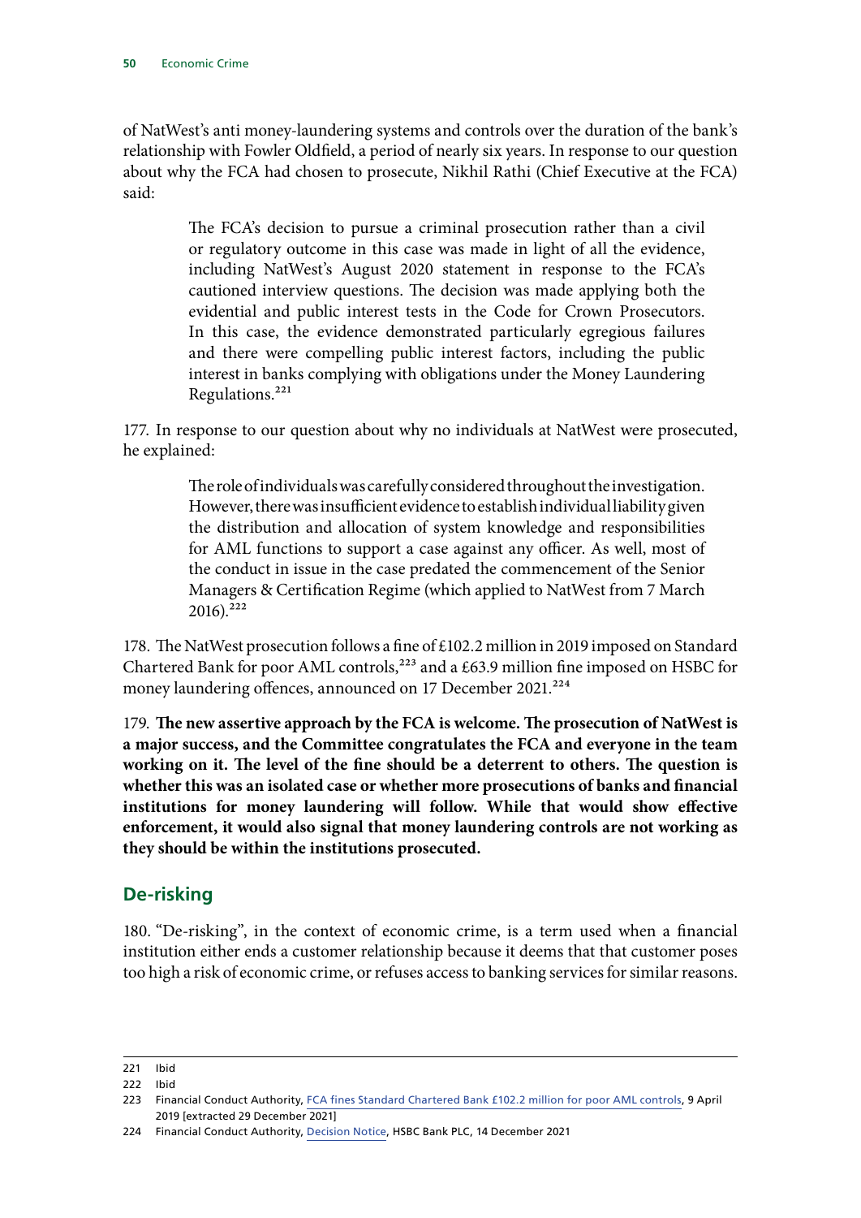of NatWest's anti money-laundering systems and controls over the duration of the bank's relationship with Fowler Oldfield, a period of nearly six years. In response to our question about why the FCA had chosen to prosecute, Nikhil Rathi (Chief Executive at the FCA) said:

> The FCA's decision to pursue a criminal prosecution rather than a civil or regulatory outcome in this case was made in light of all the evidence, including NatWest's August 2020 statement in response to the FCA's cautioned interview questions. The decision was made applying both the evidential and public interest tests in the Code for Crown Prosecutors. In this case, the evidence demonstrated particularly egregious failures and there were compelling public interest factors, including the public interest in banks complying with obligations under the Money Laundering Regulations.[221]

177. In response to our question about why no individuals at NatWest were prosecuted, he explained:

> The role of individuals was carefully considered throughout the investigation. However, there was insufficient evidence to establish individual liability given the distribution and allocation of system knowledge and responsibilities for AML functions to support a case against any officer. As well, most of the conduct in issue in the case predated the commencement of the Senior Managers & Certification Regime (which applied to NatWest from 7 March 2016).[222]

178. The NatWest prosecution follows a fine of £102.2 million in 2019 imposed on Standard Chartered Bank for poor AML controls,[223] and a £63.9 million fine imposed on HSBC for money laundering offences, announced on 17 December 2021.[224]

179. **The new assertive approach by the FCA is welcome. The prosecution of NatWest is a major success, and the Committee congratulates the FCA and everyone in the team working on it. The level of the fine should be a deterrent to others. The question is whether this was an isolated case or whether more prosecutions of banks and financial institutions for money laundering will follow. While that would show effective enforcement, it would also signal that money laundering controls are not working as they should be within the institutions prosecuted.**

## De-risking

180. "De-risking", in the context of economic crime, is a term used when a financial institution either ends a customer relationship because it deems that that customer poses too high a risk of economic crime, or refuses access to banking services for similar reasons.

---

221 Ibid

222 Ibid

223 Financial Conduct Authority, FCA fines Standard Chartered Bank £102.2 million for poor AML controls, 9 April 2019 [extracted 29 December 2021]

224 Financial Conduct Authority, Decision Notice, HSBC Bank PLC, 14 December 2021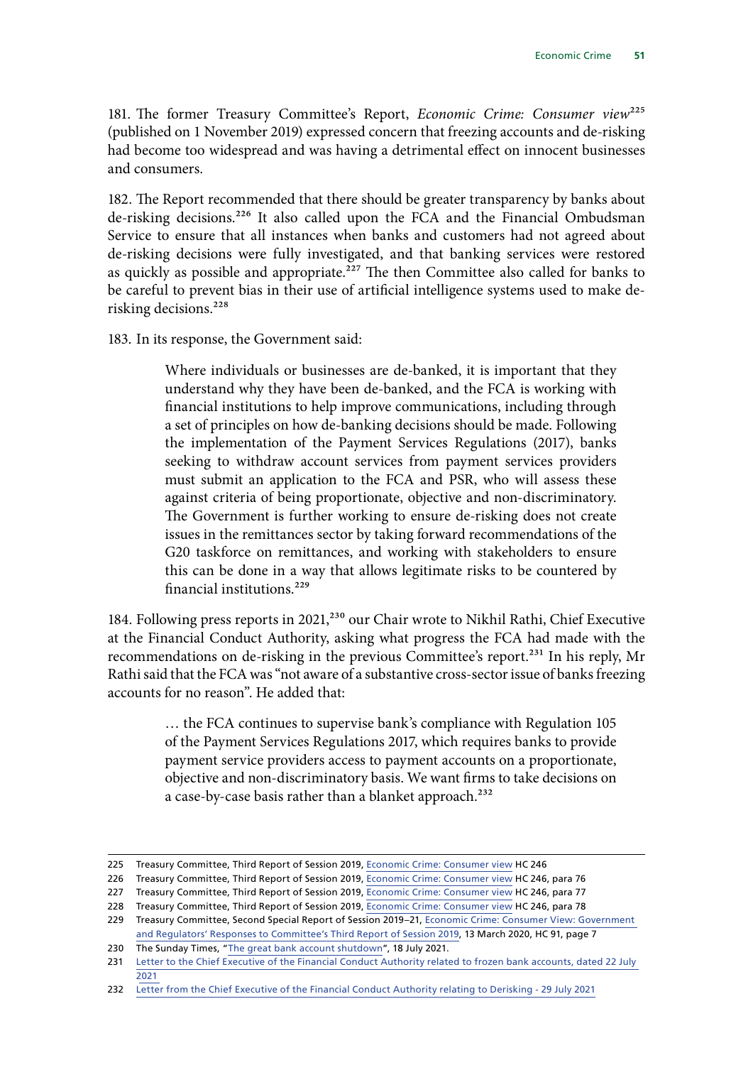181. The former Treasury Committee's Report, *Economic Crime: Consumer view*[225] (published on 1 November 2019) expressed concern that freezing accounts and de-risking had become too widespread and was having a detrimental effect on innocent businesses and consumers.

182. The Report recommended that there should be greater transparency by banks about de-risking decisions.[226] It also called upon the FCA and the Financial Ombudsman Service to ensure that all instances when banks and customers had not agreed about de-risking decisions were fully investigated, and that banking services were restored as quickly as possible and appropriate.[227] The then Committee also called for banks to be careful to prevent bias in their use of artificial intelligence systems used to make de-risking decisions.[228]

183. In its response, the Government said:

> Where individuals or businesses are de-banked, it is important that they understand why they have been de-banked, and the FCA is working with financial institutions to help improve communications, including through a set of principles on how de-banking decisions should be made. Following the implementation of the Payment Services Regulations (2017), banks seeking to withdraw account services from payment services providers must submit an application to the FCA and PSR, who will assess these against criteria of being proportionate, objective and non-discriminatory. The Government is further working to ensure de-risking does not create issues in the remittances sector by taking forward recommendations of the G20 taskforce on remittances, and working with stakeholders to ensure this can be done in a way that allows legitimate risks to be countered by financial institutions.[229]

184. Following press reports in 2021,[230] our Chair wrote to Nikhil Rathi, Chief Executive at the Financial Conduct Authority, asking what progress the FCA had made with the recommendations on de-risking in the previous Committee's report.[231] In his reply, Mr Rathi said that the FCA was "not aware of a substantive cross-sector issue of banks freezing accounts for no reason". He added that:

> … the FCA continues to supervise bank's compliance with Regulation 105 of the Payment Services Regulations 2017, which requires banks to provide payment service providers access to payment accounts on a proportionate, objective and non-discriminatory basis. We want firms to take decisions on a case-by-case basis rather than a blanket approach.[232]

---

225 Treasury Committee, Third Report of Session 2019, Economic Crime: Consumer view HC 246

226 Treasury Committee, Third Report of Session 2019, Economic Crime: Consumer view HC 246, para 76

227 Treasury Committee, Third Report of Session 2019, Economic Crime: Consumer view HC 246, para 77

228 Treasury Committee, Third Report of Session 2019, Economic Crime: Consumer view HC 246, para 78

229 Treasury Committee, Second Special Report of Session 2019–21, Economic Crime: Consumer View: Government and Regulators' Responses to Committee's Third Report of Session 2019, 13 March 2020, HC 91, page 7

230 The Sunday Times, "The great bank account shutdown", 18 July 2021.

231 Letter to the Chief Executive of the Financial Conduct Authority related to frozen bank accounts, dated 22 July 2021

232 Letter from the Chief Executive of the Financial Conduct Authority relating to Derisking - 29 July 2021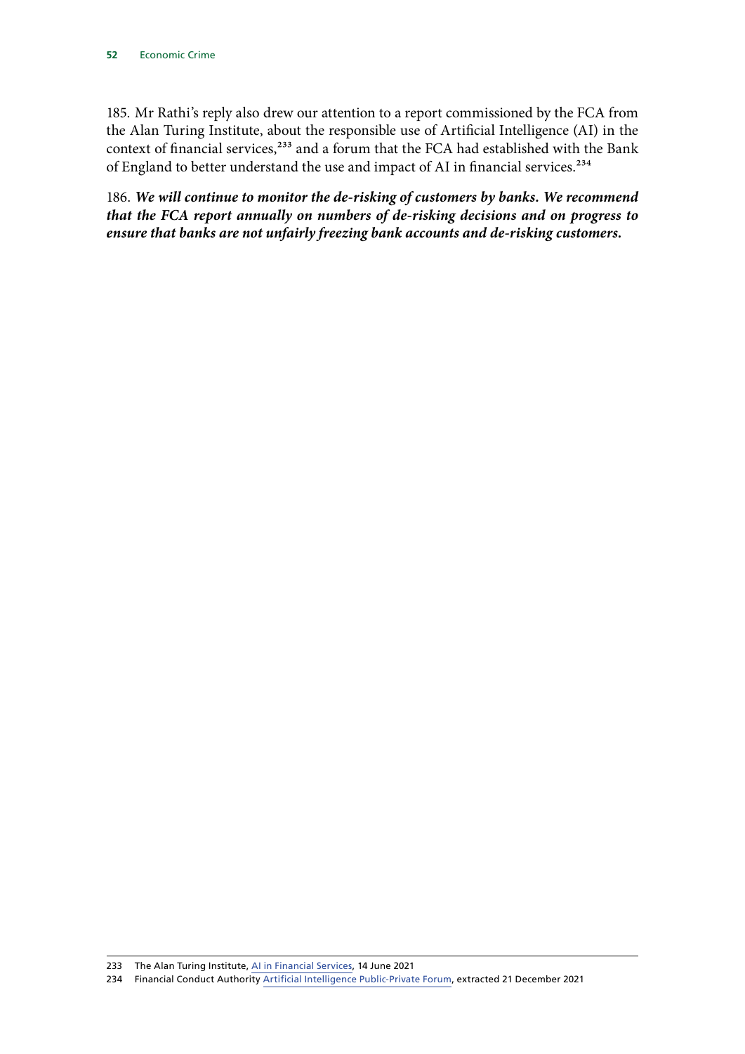185. Mr Rathi's reply also drew our attention to a report commissioned by the FCA from the Alan Turing Institute, about the responsible use of Artificial Intelligence (AI) in the context of financial services,[233] and a forum that the FCA had established with the Bank of England to better understand the use and impact of AI in financial services.[234]

186. ***We will continue to monitor the de-risking of customers by banks. We recommend that the FCA report annually on numbers of de-risking decisions and on progress to ensure that banks are not unfairly freezing bank accounts and de-risking customers.***

---

233 The Alan Turing Institute, AI in Financial Services, 14 June 2021

234 Financial Conduct Authority Artificial Intelligence Public-Private Forum, extracted 21 December 2021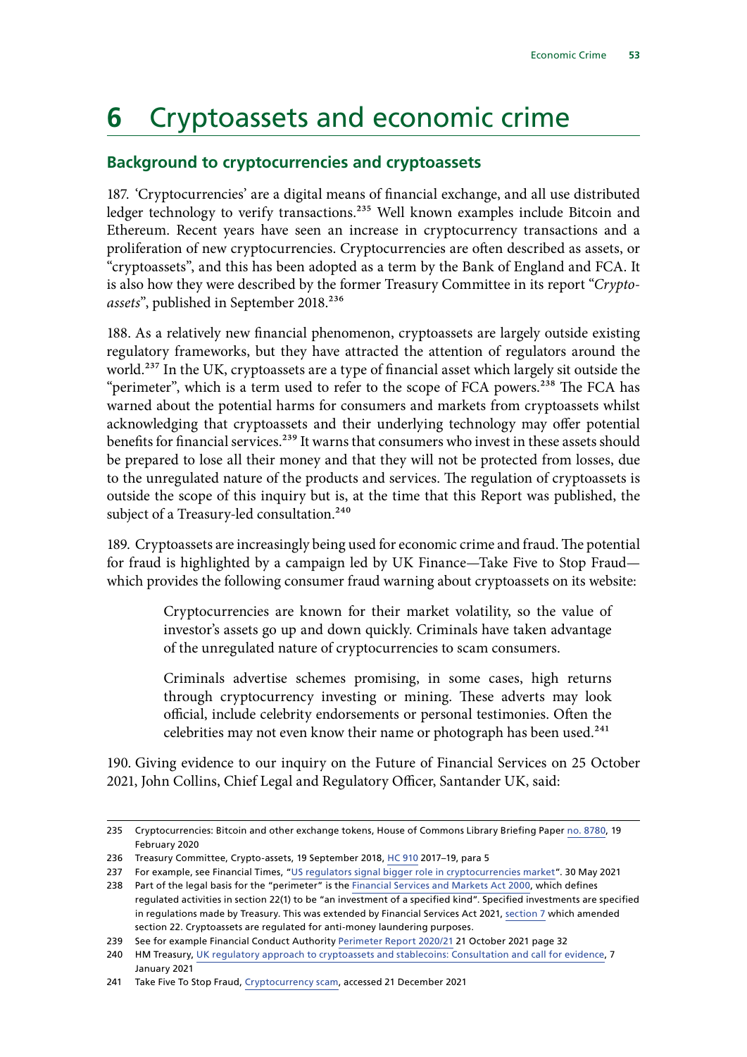# 6 Cryptoassets and economic crime

## Background to cryptocurrencies and cryptoassets

187. 'Cryptocurrencies' are a digital means of financial exchange, and all use distributed ledger technology to verify transactions.[235] Well known examples include Bitcoin and Ethereum. Recent years have seen an increase in cryptocurrency transactions and a proliferation of new cryptocurrencies. Cryptocurrencies are often described as assets, or "cryptoassets", and this has been adopted as a term by the Bank of England and FCA. It is also how they were described by the former Treasury Committee in its report "*Crypto-assets*", published in September 2018.[236]

188. As a relatively new financial phenomenon, cryptoassets are largely outside existing regulatory frameworks, but they have attracted the attention of regulators around the world.[237] In the UK, cryptoassets are a type of financial asset which largely sit outside the "perimeter", which is a term used to refer to the scope of FCA powers.[238] The FCA has warned about the potential harms for consumers and markets from cryptoassets whilst acknowledging that cryptoassets and their underlying technology may offer potential benefits for financial services.[239] It warns that consumers who invest in these assets should be prepared to lose all their money and that they will not be protected from losses, due to the unregulated nature of the products and services. The regulation of cryptoassets is outside the scope of this inquiry but is, at the time that this Report was published, the subject of a Treasury-led consultation.[240]

189. Cryptoassets are increasingly being used for economic crime and fraud. The potential for fraud is highlighted by a campaign led by UK Finance—Take Five to Stop Fraud—which provides the following consumer fraud warning about cryptoassets on its website:

> Cryptocurrencies are known for their market volatility, so the value of investor's assets go up and down quickly. Criminals have taken advantage of the unregulated nature of cryptocurrencies to scam consumers.
>
> Criminals advertise schemes promising, in some cases, high returns through cryptocurrency investing or mining. These adverts may look official, include celebrity endorsements or personal testimonies. Often the celebrities may not even know their name or photograph has been used.[241]

190. Giving evidence to our inquiry on the Future of Financial Services on 25 October 2021, John Collins, Chief Legal and Regulatory Officer, Santander UK, said:

---

235 Cryptocurrencies: Bitcoin and other exchange tokens, House of Commons Library Briefing Paper no. 8780, 19 February 2020

236 Treasury Committee, Crypto-assets, 19 September 2018, HC 910 2017–19, para 5

237 For example, see Financial Times, "US regulators signal bigger role in cryptocurrencies market". 30 May 2021

238 Part of the legal basis for the "perimeter" is the Financial Services and Markets Act 2000, which defines regulated activities in section 22(1) to be "an investment of a specified kind". Specified investments are specified in regulations made by Treasury. This was extended by Financial Services Act 2021, section 7 which amended section 22. Cryptoassets are regulated for anti-money laundering purposes.

239 See for example Financial Conduct Authority Perimeter Report 2020/21 21 October 2021 page 32

240 HM Treasury, UK regulatory approach to cryptoassets and stablecoins: Consultation and call for evidence, 7 January 2021

241 Take Five To Stop Fraud, Cryptocurrency scam, accessed 21 December 2021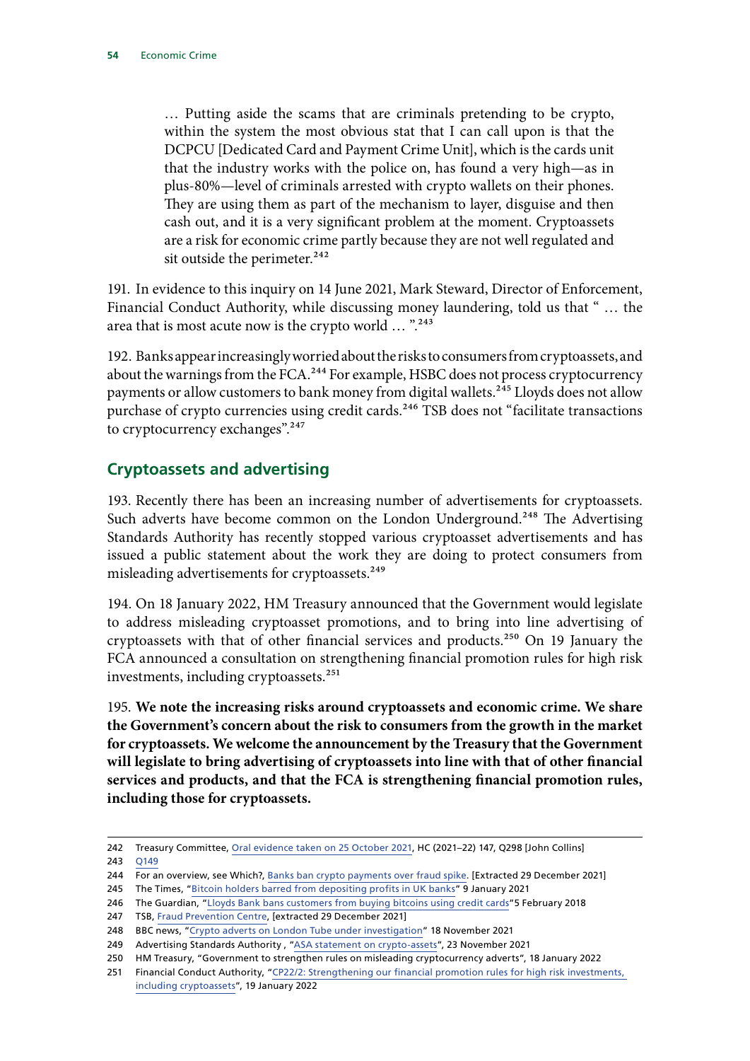> … Putting aside the scams that are criminals pretending to be crypto, within the system the most obvious stat that I can call upon is that the DCPCU [Dedicated Card and Payment Crime Unit], which is the cards unit that the industry works with the police on, has found a very high—as in plus-80%—level of criminals arrested with crypto wallets on their phones. They are using them as part of the mechanism to layer, disguise and then cash out, and it is a very significant problem at the moment. Cryptoassets are a risk for economic crime partly because they are not well regulated and sit outside the perimeter.[242]

191. In evidence to this inquiry on 14 June 2021, Mark Steward, Director of Enforcement, Financial Conduct Authority, while discussing money laundering, told us that " … the area that is most acute now is the crypto world … ".[243]

192. Banks appear increasingly worried about the risks to consumers from cryptoassets, and about the warnings from the FCA.[244] For example, HSBC does not process cryptocurrency payments or allow customers to bank money from digital wallets.[245] Lloyds does not allow purchase of crypto currencies using credit cards.[246] TSB does not "facilitate transactions to cryptocurrency exchanges".[247]

## Cryptoassets and advertising

193. Recently there has been an increasing number of advertisements for cryptoassets. Such adverts have become common on the London Underground.[248] The Advertising Standards Authority has recently stopped various cryptoasset advertisements and has issued a public statement about the work they are doing to protect consumers from misleading advertisements for cryptoassets.[249]

194. On 18 January 2022, HM Treasury announced that the Government would legislate to address misleading cryptoasset promotions, and to bring into line advertising of cryptoassets with that of other financial services and products.[250] On 19 January the FCA announced a consultation on strengthening financial promotion rules for high risk investments, including cryptoassets.[251]

195. **We note the increasing risks around cryptoassets and economic crime. We share the Government's concern about the risk to consumers from the growth in the market for cryptoassets. We welcome the announcement by the Treasury that the Government will legislate to bring advertising of cryptoassets into line with that of other financial services and products, and that the FCA is strengthening financial promotion rules, including those for cryptoassets.**

---

242 Treasury Committee, Oral evidence taken on 25 October 2021, HC (2021–22) 147, Q298 [John Collins]

243 Q149

244 For an overview, see Which?, Banks ban crypto payments over fraud spike. [Extracted 29 December 2021]

245 The Times, "Bitcoin holders barred from depositing profits in UK banks" 9 January 2021

246 The Guardian, "Lloyds Bank bans customers from buying bitcoins using credit cards"5 February 2018

247 TSB, Fraud Prevention Centre, [extracted 29 December 2021]

248 BBC news, "Crypto adverts on London Tube under investigation" 18 November 2021

249 Advertising Standards Authority , "ASA statement on crypto-assets", 23 November 2021

250 HM Treasury, "Government to strengthen rules on misleading cryptocurrency adverts", 18 January 2022

251 Financial Conduct Authority, "CP22/2: Strengthening our financial promotion rules for high risk investments, including cryptoassets", 19 January 2022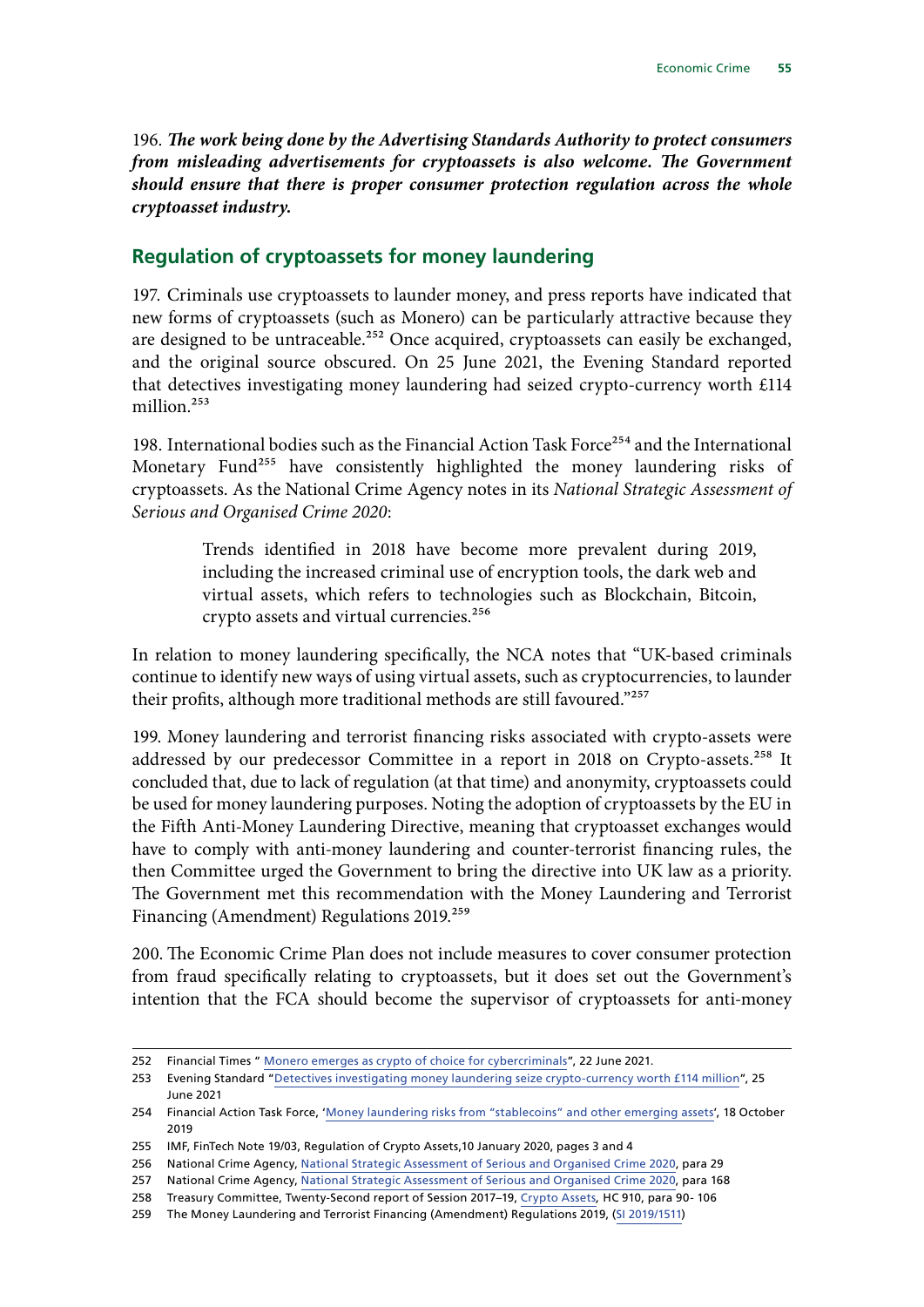196. ***The work being done by the Advertising Standards Authority to protect consumers from misleading advertisements for cryptoassets is also welcome. The Government should ensure that there is proper consumer protection regulation across the whole cryptoasset industry.***

## Regulation of cryptoassets for money laundering

197. Criminals use cryptoassets to launder money, and press reports have indicated that new forms of cryptoassets (such as Monero) can be particularly attractive because they are designed to be untraceable.[252] Once acquired, cryptoassets can easily be exchanged, and the original source obscured. On 25 June 2021, the Evening Standard reported that detectives investigating money laundering had seized crypto-currency worth £114 million.[253]

198. International bodies such as the Financial Action Task Force[254] and the International Monetary Fund[255] have consistently highlighted the money laundering risks of cryptoassets. As the National Crime Agency notes in its *National Strategic Assessment of Serious and Organised Crime 2020*:

> Trends identified in 2018 have become more prevalent during 2019, including the increased criminal use of encryption tools, the dark web and virtual assets, which refers to technologies such as Blockchain, Bitcoin, crypto assets and virtual currencies.[256]

In relation to money laundering specifically, the NCA notes that "UK-based criminals continue to identify new ways of using virtual assets, such as cryptocurrencies, to launder their profits, although more traditional methods are still favoured."[257]

199. Money laundering and terrorist financing risks associated with crypto-assets were addressed by our predecessor Committee in a report in 2018 on Crypto-assets.[258] It concluded that, due to lack of regulation (at that time) and anonymity, cryptoassets could be used for money laundering purposes. Noting the adoption of cryptoassets by the EU in the Fifth Anti-Money Laundering Directive, meaning that cryptoasset exchanges would have to comply with anti-money laundering and counter-terrorist financing rules, the then Committee urged the Government to bring the directive into UK law as a priority. The Government met this recommendation with the Money Laundering and Terrorist Financing (Amendment) Regulations 2019.[259]

200. The Economic Crime Plan does not include measures to cover consumer protection from fraud specifically relating to cryptoassets, but it does set out the Government's intention that the FCA should become the supervisor of cryptoassets for anti-money

---

252 Financial Times " Monero emerges as crypto of choice for cybercriminals", 22 June 2021.

253 Evening Standard "Detectives investigating money laundering seize crypto-currency worth £114 million", 25 June 2021

254 Financial Action Task Force, 'Money laundering risks from "stablecoins" and other emerging assets', 18 October 2019

255 IMF, FinTech Note 19/03, Regulation of Crypto Assets,10 January 2020, pages 3 and 4

256 National Crime Agency, National Strategic Assessment of Serious and Organised Crime 2020, para 29

257 National Crime Agency, National Strategic Assessment of Serious and Organised Crime 2020, para 168

258 Treasury Committee, Twenty-Second report of Session 2017–19, *Crypto Assets*, HC 910, para 90- 106

259 The Money Laundering and Terrorist Financing (Amendment) Regulations 2019, (SI 2019/1511)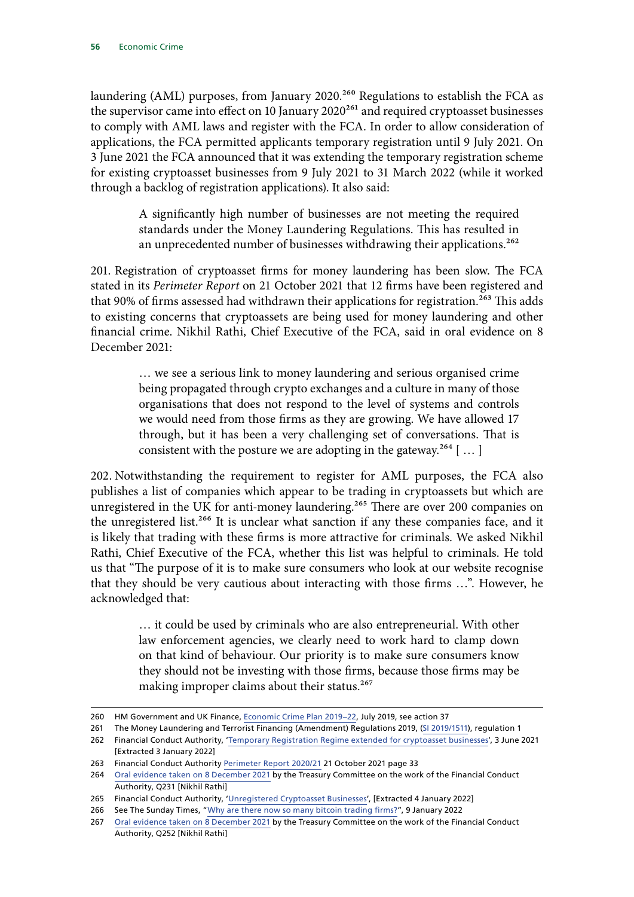laundering (AML) purposes, from January 2020.[260] Regulations to establish the FCA as the supervisor came into effect on 10 January 2020[261] and required cryptoasset businesses to comply with AML laws and register with the FCA. In order to allow consideration of applications, the FCA permitted applicants temporary registration until 9 July 2021. On 3 June 2021 the FCA announced that it was extending the temporary registration scheme for existing cryptoasset businesses from 9 July 2021 to 31 March 2022 (while it worked through a backlog of registration applications). It also said:

> A significantly high number of businesses are not meeting the required standards under the Money Laundering Regulations. This has resulted in an unprecedented number of businesses withdrawing their applications.[262]

201. Registration of cryptoasset firms for money laundering has been slow. The FCA stated in its *Perimeter Report* on 21 October 2021 that 12 firms have been registered and that 90% of firms assessed had withdrawn their applications for registration.[263] This adds to existing concerns that cryptoassets are being used for money laundering and other financial crime. Nikhil Rathi, Chief Executive of the FCA, said in oral evidence on 8 December 2021:

> … we see a serious link to money laundering and serious organised crime being propagated through crypto exchanges and a culture in many of those organisations that does not respond to the level of systems and controls we would need from those firms as they are growing. We have allowed 17 through, but it has been a very challenging set of conversations. That is consistent with the posture we are adopting in the gateway.[264] [ … ]

202. Notwithstanding the requirement to register for AML purposes, the FCA also publishes a list of companies which appear to be trading in cryptoassets but which are unregistered in the UK for anti-money laundering.[265] There are over 200 companies on the unregistered list.[266] It is unclear what sanction if any these companies face, and it is likely that trading with these firms is more attractive for criminals. We asked Nikhil Rathi, Chief Executive of the FCA, whether this list was helpful to criminals. He told us that "The purpose of it is to make sure consumers who look at our website recognise that they should be very cautious about interacting with those firms …". However, he acknowledged that:

> … it could be used by criminals who are also entrepreneurial. With other law enforcement agencies, we clearly need to work hard to clamp down on that kind of behaviour. Our priority is to make sure consumers know they should not be investing with those firms, because those firms may be making improper claims about their status.[267]

---

260 HM Government and UK Finance, Economic Crime Plan 2019–22, July 2019, see action 37

261 The Money Laundering and Terrorist Financing (Amendment) Regulations 2019, (SI 2019/1511), regulation 1

262 Financial Conduct Authority, 'Temporary Registration Regime extended for cryptoasset businesses', 3 June 2021 [Extracted 3 January 2022]

263 Financial Conduct Authority Perimeter Report 2020/21 21 October 2021 page 33

264 Oral evidence taken on 8 December 2021 by the Treasury Committee on the work of the Financial Conduct Authority, Q231 [Nikhil Rathi]

265 Financial Conduct Authority, 'Unregistered Cryptoasset Businesses', [Extracted 4 January 2022]

266 See The Sunday Times, "Why are there now so many bitcoin trading firms?", 9 January 2022

267 Oral evidence taken on 8 December 2021 by the Treasury Committee on the work of the Financial Conduct Authority, Q252 [Nikhil Rathi]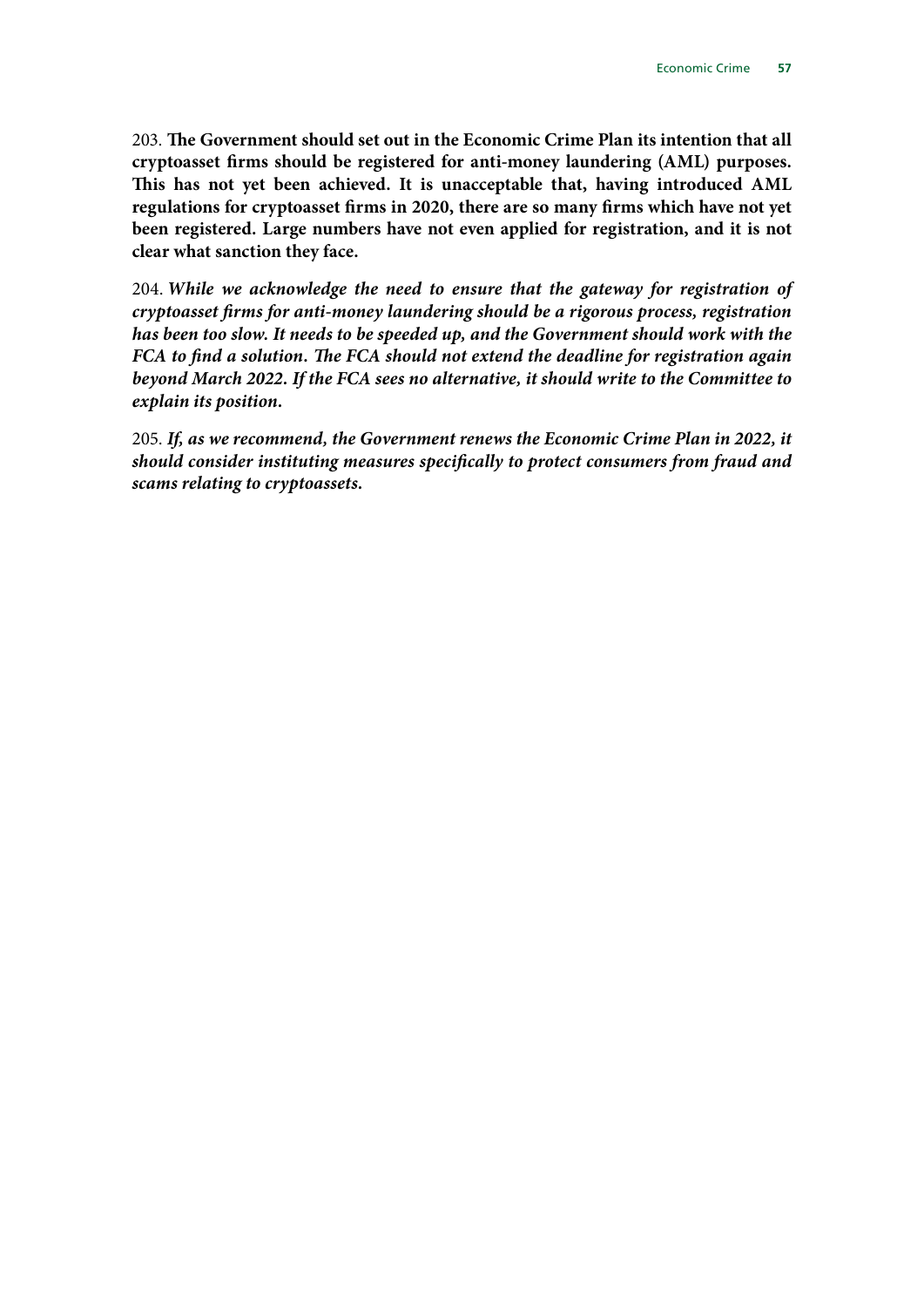203. **The Government should set out in the Economic Crime Plan its intention that all cryptoasset firms should be registered for anti-money laundering (AML) purposes. This has not yet been achieved. It is unacceptable that, having introduced AML regulations for cryptoasset firms in 2020, there are so many firms which have not yet been registered. Large numbers have not even applied for registration, and it is not clear what sanction they face.**

204. ***While we acknowledge the need to ensure that the gateway for registration of cryptoasset firms for anti-money laundering should be a rigorous process, registration has been too slow. It needs to be speeded up, and the Government should work with the FCA to find a solution. The FCA should not extend the deadline for registration again beyond March 2022. If the FCA sees no alternative, it should write to the Committee to explain its position.***

205. ***If, as we recommend, the Government renews the Economic Crime Plan in 2022, it should consider instituting measures specifically to protect consumers from fraud and scams relating to cryptoassets.***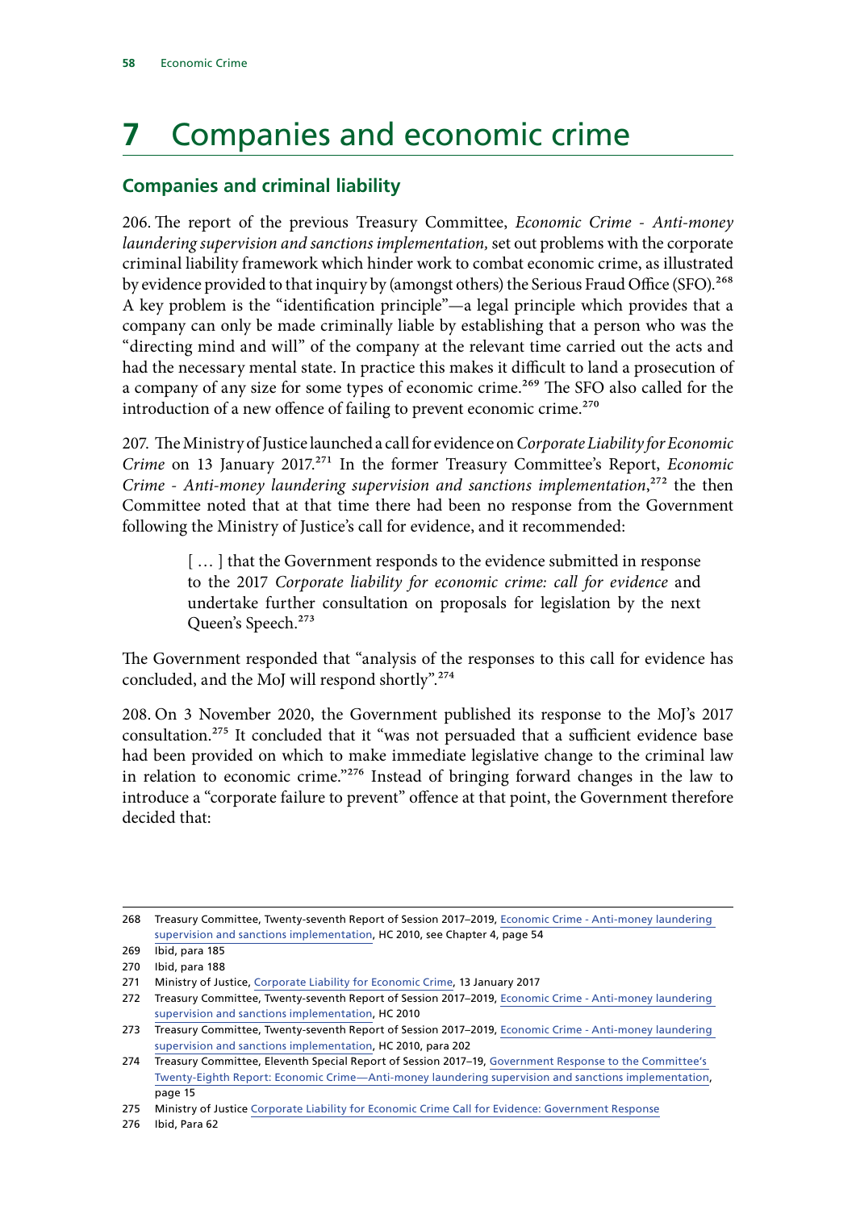# 7 Companies and economic crime

## Companies and criminal liability

206. The report of the previous Treasury Committee, *Economic Crime - Anti-money laundering supervision and sanctions implementation*, set out problems with the corporate criminal liability framework which hinder work to combat economic crime, as illustrated by evidence provided to that inquiry by (amongst others) the Serious Fraud Office (SFO).[268] A key problem is the "identification principle"—a legal principle which provides that a company can only be made criminally liable by establishing that a person who was the "directing mind and will" of the company at the relevant time carried out the acts and had the necessary mental state. In practice this makes it difficult to land a prosecution of a company of any size for some types of economic crime.[269] The SFO also called for the introduction of a new offence of failing to prevent economic crime.[270]

207. The Ministry of Justice launched a call for evidence on *Corporate Liability for Economic Crime* on 13 January 2017.[271] In the former Treasury Committee's Report, *Economic Crime - Anti-money laundering supervision and sanctions implementation*,[272] the then Committee noted that at that time there had been no response from the Government following the Ministry of Justice's call for evidence, and it recommended:

> [ … ] that the Government responds to the evidence submitted in response to the 2017 *Corporate liability for economic crime: call for evidence* and undertake further consultation on proposals for legislation by the next Queen's Speech.[273]

The Government responded that "analysis of the responses to this call for evidence has concluded, and the MoJ will respond shortly".[274]

208. On 3 November 2020, the Government published its response to the MoJ's 2017 consultation.[275] It concluded that it "was not persuaded that a sufficient evidence base had been provided on which to make immediate legislative change to the criminal law in relation to economic crime."[276] Instead of bringing forward changes in the law to introduce a "corporate failure to prevent" offence at that point, the Government therefore decided that:

---

268 Treasury Committee, Twenty-seventh Report of Session 2017–2019, Economic Crime - Anti-money laundering supervision and sanctions implementation, HC 2010, see Chapter 4, page 54

269 Ibid, para 185

270 Ibid, para 188

271 Ministry of Justice, Corporate Liability for Economic Crime, 13 January 2017

272 Treasury Committee, Twenty-seventh Report of Session 2017–2019, Economic Crime - Anti-money laundering supervision and sanctions implementation, HC 2010

273 Treasury Committee, Twenty-seventh Report of Session 2017–2019, Economic Crime - Anti-money laundering supervision and sanctions implementation, HC 2010, para 202

274 Treasury Committee, Eleventh Special Report of Session 2017–19, Government Response to the Committee's Twenty-Eighth Report: Economic Crime—Anti-money laundering supervision and sanctions implementation, page 15

275 Ministry of Justice Corporate Liability for Economic Crime Call for Evidence: Government Response

276 Ibid, Para 62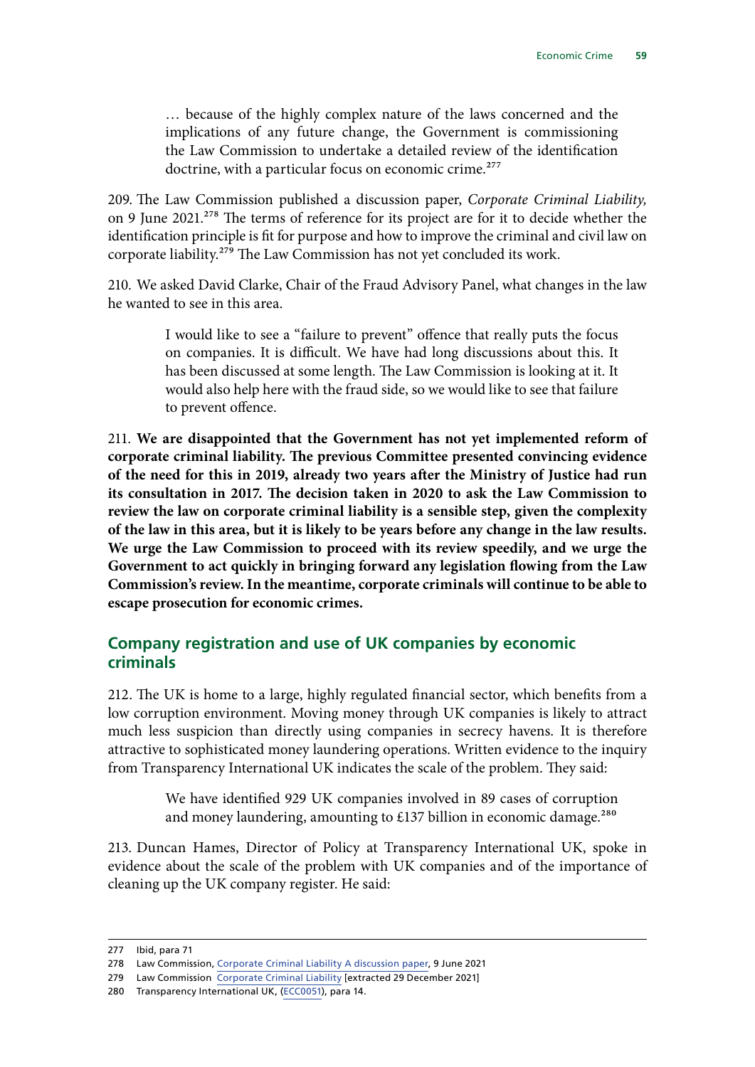> … because of the highly complex nature of the laws concerned and the implications of any future change, the Government is commissioning the Law Commission to undertake a detailed review of the identification doctrine, with a particular focus on economic crime.[277]

209. The Law Commission published a discussion paper, *Corporate Criminal Liability,* on 9 June 2021.[278] The terms of reference for its project are for it to decide whether the identification principle is fit for purpose and how to improve the criminal and civil law on corporate liability.[279] The Law Commission has not yet concluded its work.

210. We asked David Clarke, Chair of the Fraud Advisory Panel, what changes in the law he wanted to see in this area.

> I would like to see a "failure to prevent" offence that really puts the focus on companies. It is difficult. We have had long discussions about this. It has been discussed at some length. The Law Commission is looking at it. It would also help here with the fraud side, so we would like to see that failure to prevent offence.

211. **We are disappointed that the Government has not yet implemented reform of corporate criminal liability. The previous Committee presented convincing evidence of the need for this in 2019, already two years after the Ministry of Justice had run its consultation in 2017. The decision taken in 2020 to ask the Law Commission to review the law on corporate criminal liability is a sensible step, given the complexity of the law in this area, but it is likely to be years before any change in the law results. We urge the Law Commission to proceed with its review speedily, and we urge the Government to act quickly in bringing forward any legislation flowing from the Law Commission's review. In the meantime, corporate criminals will continue to be able to escape prosecution for economic crimes.**

## Company registration and use of UK companies by economic criminals

212. The UK is home to a large, highly regulated financial sector, which benefits from a low corruption environment. Moving money through UK companies is likely to attract much less suspicion than directly using companies in secrecy havens. It is therefore attractive to sophisticated money laundering operations. Written evidence to the inquiry from Transparency International UK indicates the scale of the problem. They said:

> We have identified 929 UK companies involved in 89 cases of corruption and money laundering, amounting to £137 billion in economic damage.[280]

213. Duncan Hames, Director of Policy at Transparency International UK, spoke in evidence about the scale of the problem with UK companies and of the importance of cleaning up the UK company register. He said:

---

277 Ibid, para 71

278 Law Commission, Corporate Criminal Liability A discussion paper, 9 June 2021

279 Law Commission Corporate Criminal Liability [extracted 29 December 2021]

280 Transparency International UK, (ECC0051), para 14.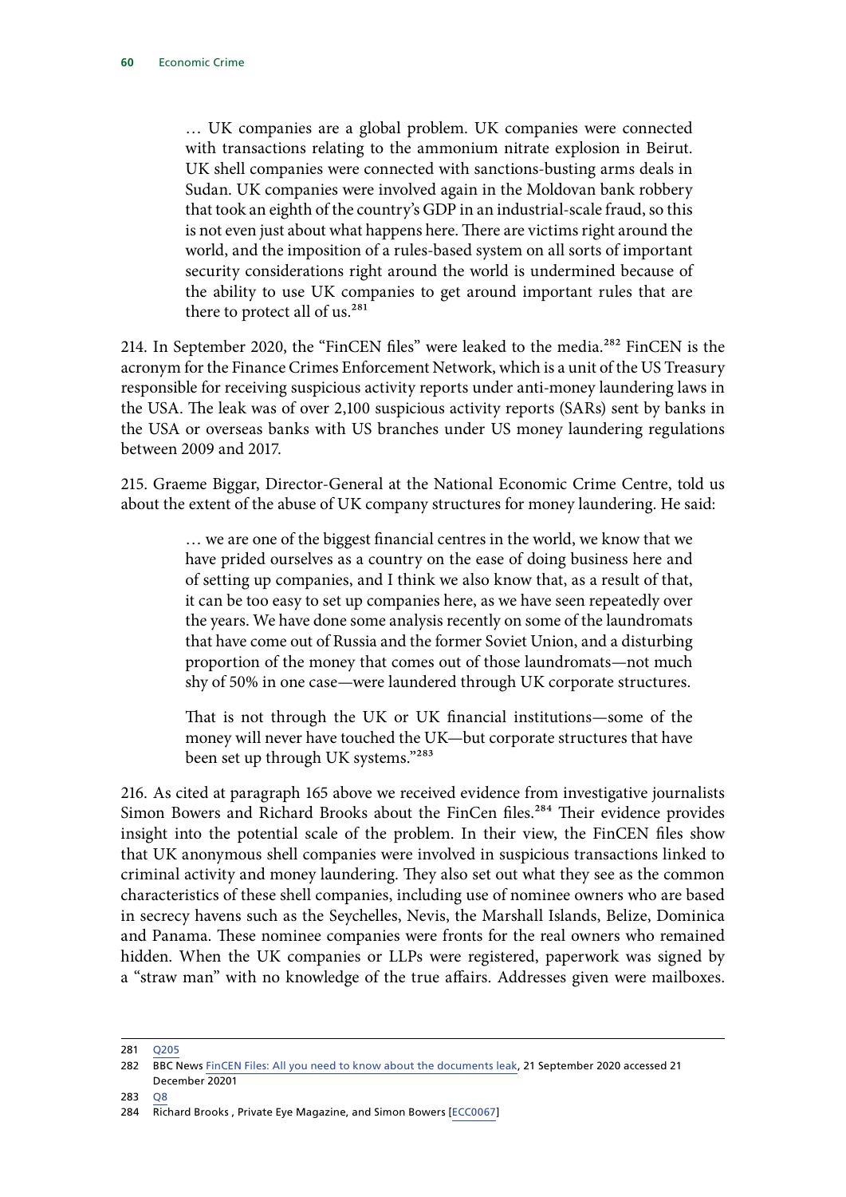> … UK companies are a global problem. UK companies were connected with transactions relating to the ammonium nitrate explosion in Beirut. UK shell companies were connected with sanctions-busting arms deals in Sudan. UK companies were involved again in the Moldovan bank robbery that took an eighth of the country's GDP in an industrial-scale fraud, so this is not even just about what happens here. There are victims right around the world, and the imposition of a rules-based system on all sorts of important security considerations right around the world is undermined because of the ability to use UK companies to get around important rules that are there to protect all of us.[281]

214. In September 2020, the "FinCEN files" were leaked to the media.[282] FinCEN is the acronym for the Finance Crimes Enforcement Network, which is a unit of the US Treasury responsible for receiving suspicious activity reports under anti-money laundering laws in the USA. The leak was of over 2,100 suspicious activity reports (SARs) sent by banks in the USA or overseas banks with US branches under US money laundering regulations between 2009 and 2017.

215. Graeme Biggar, Director-General at the National Economic Crime Centre, told us about the extent of the abuse of UK company structures for money laundering. He said:

> … we are one of the biggest financial centres in the world, we know that we have prided ourselves as a country on the ease of doing business here and of setting up companies, and I think we also know that, as a result of that, it can be too easy to set up companies here, as we have seen repeatedly over the years. We have done some analysis recently on some of the laundromats that have come out of Russia and the former Soviet Union, and a disturbing proportion of the money that comes out of those laundromats—not much shy of 50% in one case—were laundered through UK corporate structures.
>
> That is not through the UK or UK financial institutions—some of the money will never have touched the UK—but corporate structures that have been set up through UK systems."[283]

216. As cited at paragraph 165 above we received evidence from investigative journalists Simon Bowers and Richard Brooks about the FinCen files.[284] Their evidence provides insight into the potential scale of the problem. In their view, the FinCEN files show that UK anonymous shell companies were involved in suspicious transactions linked to criminal activity and money laundering. They also set out what they see as the common characteristics of these shell companies, including use of nominee owners who are based in secrecy havens such as the Seychelles, Nevis, the Marshall Islands, Belize, Dominica and Panama. These nominee companies were fronts for the real owners who remained hidden. When the UK companies or LLPs were registered, paperwork was signed by a "straw man" with no knowledge of the true affairs. Addresses given were mailboxes.

---

281 Q205

282 BBC News FinCEN Files: All you need to know about the documents leak, 21 September 2020 accessed 21 December 20201

283 Q8

284 Richard Brooks , Private Eye Magazine, and Simon Bowers [ECC0067]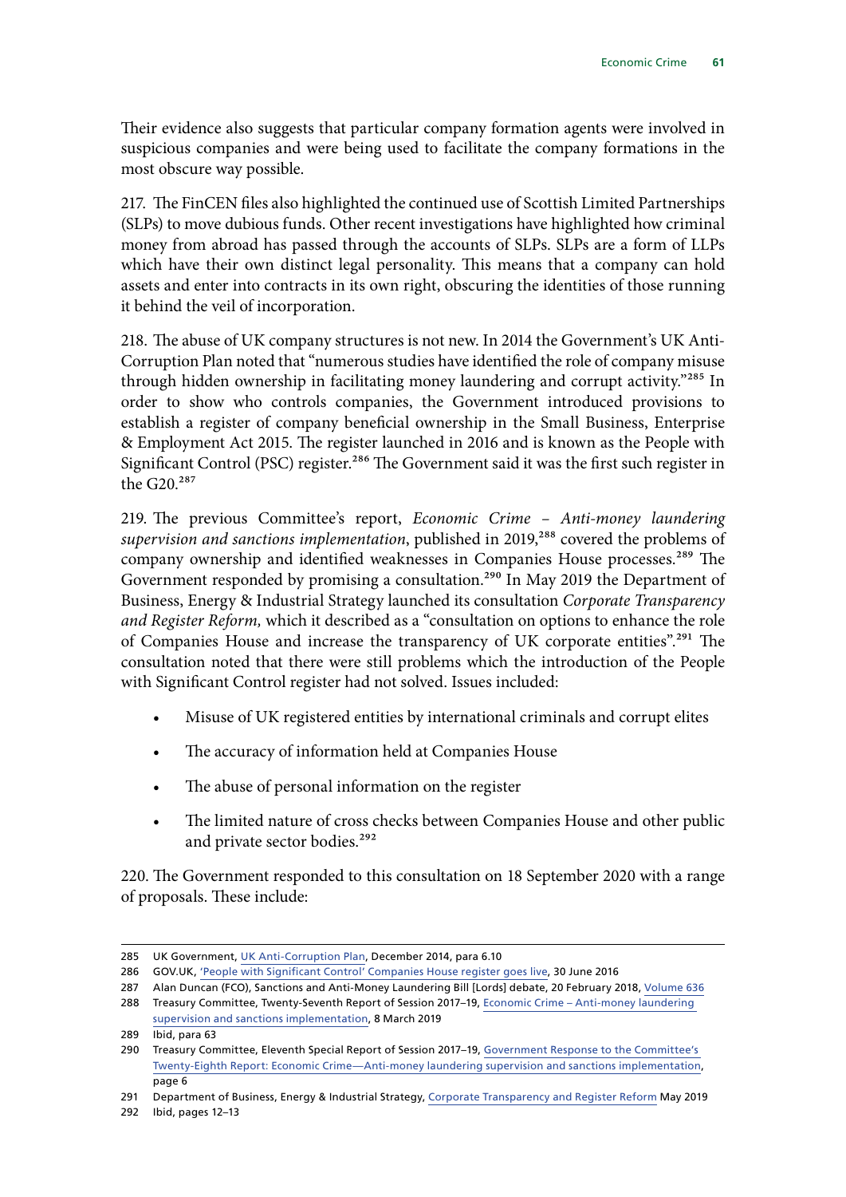Their evidence also suggests that particular company formation agents were involved in suspicious companies and were being used to facilitate the company formations in the most obscure way possible.

217. The FinCEN files also highlighted the continued use of Scottish Limited Partnerships (SLPs) to move dubious funds. Other recent investigations have highlighted how criminal money from abroad has passed through the accounts of SLPs. SLPs are a form of LLPs which have their own distinct legal personality. This means that a company can hold assets and enter into contracts in its own right, obscuring the identities of those running it behind the veil of incorporation.

218. The abuse of UK company structures is not new. In 2014 the Government's UK Anti-Corruption Plan noted that "numerous studies have identified the role of company misuse through hidden ownership in facilitating money laundering and corrupt activity."[285] In order to show who controls companies, the Government introduced provisions to establish a register of company beneficial ownership in the Small Business, Enterprise & Employment Act 2015. The register launched in 2016 and is known as the People with Significant Control (PSC) register.[286] The Government said it was the first such register in the G20.[287]

219. The previous Committee's report, *Economic Crime – Anti-money laundering supervision and sanctions implementation*, published in 2019,[288] covered the problems of company ownership and identified weaknesses in Companies House processes.[289] The Government responded by promising a consultation.[290] In May 2019 the Department of Business, Energy & Industrial Strategy launched its consultation *Corporate Transparency and Register Reform,* which it described as a "consultation on options to enhance the role of Companies House and increase the transparency of UK corporate entities".[291] The consultation noted that there were still problems which the introduction of the People with Significant Control register had not solved. Issues included:

- Misuse of UK registered entities by international criminals and corrupt elites
- The accuracy of information held at Companies House
- The abuse of personal information on the register
- The limited nature of cross checks between Companies House and other public and private sector bodies.[292]

220. The Government responded to this consultation on 18 September 2020 with a range of proposals. These include:

---

285 UK Government, UK Anti-Corruption Plan, December 2014, para 6.10

286 GOV.UK, 'People with Significant Control' Companies House register goes live, 30 June 2016

287 Alan Duncan (FCO), Sanctions and Anti-Money Laundering Bill [Lords] debate, 20 February 2018, Volume 636

288 Treasury Committee, Twenty-Seventh Report of Session 2017–19, Economic Crime – Anti-money laundering supervision and sanctions implementation, 8 March 2019

289 Ibid, para 63

290 Treasury Committee, Eleventh Special Report of Session 2017–19, Government Response to the Committee's Twenty-Eighth Report: Economic Crime—Anti-money laundering supervision and sanctions implementation, page 6

291 Department of Business, Energy & Industrial Strategy, Corporate Transparency and Register Reform May 2019

292 Ibid, pages 12–13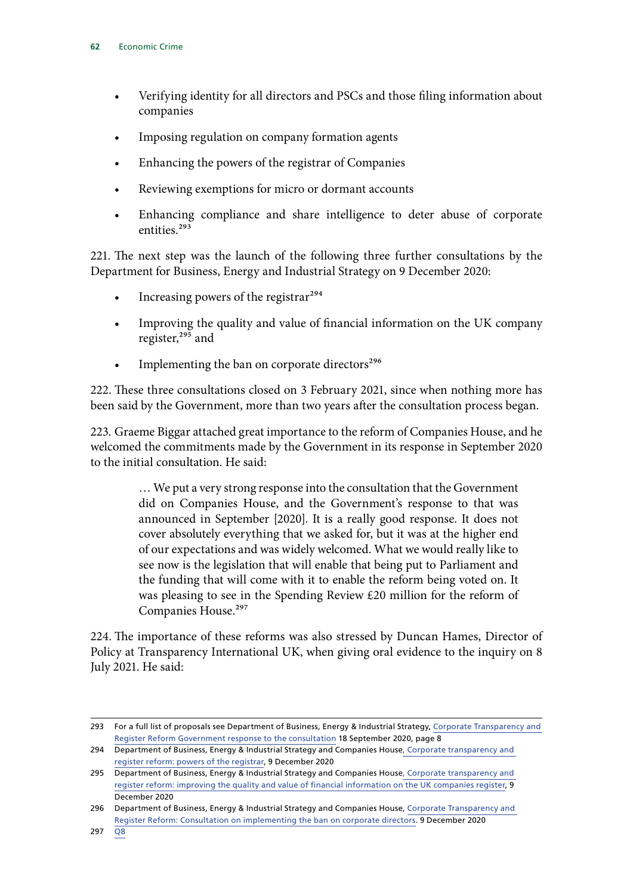- Verifying identity for all directors and PSCs and those filing information about companies
- Imposing regulation on company formation agents
- Enhancing the powers of the registrar of Companies
- Reviewing exemptions for micro or dormant accounts
- Enhancing compliance and share intelligence to deter abuse of corporate entities.[293]

221. The next step was the launch of the following three further consultations by the Department for Business, Energy and Industrial Strategy on 9 December 2020:

- Increasing powers of the registrar[294]
- Improving the quality and value of financial information on the UK company register,[295] and
- Implementing the ban on corporate directors[296]

222. These three consultations closed on 3 February 2021, since when nothing more has been said by the Government, more than two years after the consultation process began.

223. Graeme Biggar attached great importance to the reform of Companies House, and he welcomed the commitments made by the Government in its response in September 2020 to the initial consultation. He said:

> … We put a very strong response into the consultation that the Government did on Companies House, and the Government's response to that was announced in September [2020]. It is a really good response. It does not cover absolutely everything that we asked for, but it was at the higher end of our expectations and was widely welcomed. What we would really like to see now is the legislation that will enable that being put to Parliament and the funding that will come with it to enable the reform being voted on. It was pleasing to see in the Spending Review £20 million for the reform of Companies House.[297]

224. The importance of these reforms was also stressed by Duncan Hames, Director of Policy at Transparency International UK, when giving oral evidence to the inquiry on 8 July 2021. He said:

---

293 For a full list of proposals see Department of Business, Energy & Industrial Strategy, Corporate Transparency and Register Reform Government response to the consultation 18 September 2020, page 8

294 Department of Business, Energy & Industrial Strategy and Companies House, Corporate transparency and register reform: powers of the registrar, 9 December 2020

295 Department of Business, Energy & Industrial Strategy and Companies House, Corporate transparency and register reform: improving the quality and value of financial information on the UK companies register, 9 December 2020

296 Department of Business, Energy & Industrial Strategy and Companies House, Corporate Transparency and Register Reform: Consultation on implementing the ban on corporate directors. 9 December 2020

297 Q8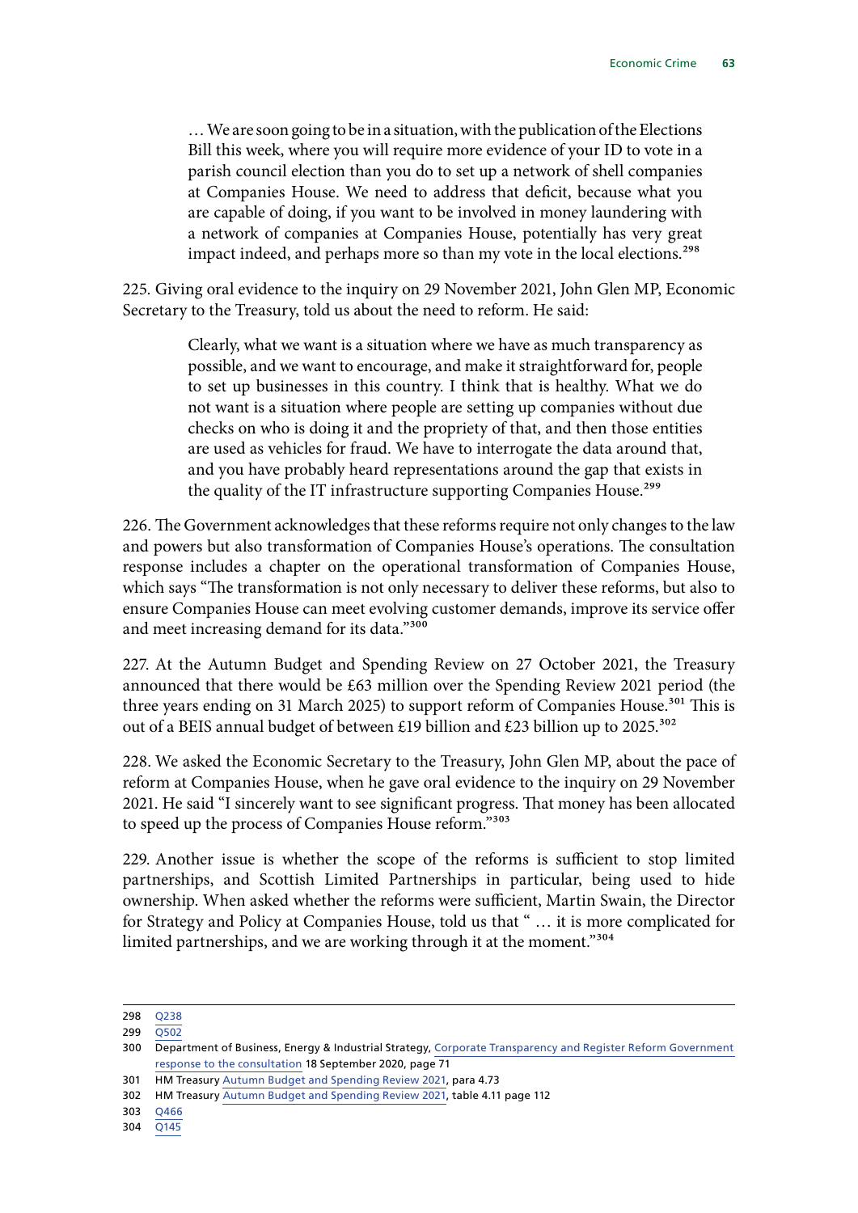> … We are soon going to be in a situation, with the publication of the Elections Bill this week, where you will require more evidence of your ID to vote in a parish council election than you do to set up a network of shell companies at Companies House. We need to address that deficit, because what you are capable of doing, if you want to be involved in money laundering with a network of companies at Companies House, potentially has very great impact indeed, and perhaps more so than my vote in the local elections.[298]

225. Giving oral evidence to the inquiry on 29 November 2021, John Glen MP, Economic Secretary to the Treasury, told us about the need to reform. He said:

> Clearly, what we want is a situation where we have as much transparency as possible, and we want to encourage, and make it straightforward for, people to set up businesses in this country. I think that is healthy. What we do not want is a situation where people are setting up companies without due checks on who is doing it and the propriety of that, and then those entities are used as vehicles for fraud. We have to interrogate the data around that, and you have probably heard representations around the gap that exists in the quality of the IT infrastructure supporting Companies House.[299]

226. The Government acknowledges that these reforms require not only changes to the law and powers but also transformation of Companies House's operations. The consultation response includes a chapter on the operational transformation of Companies House, which says "The transformation is not only necessary to deliver these reforms, but also to ensure Companies House can meet evolving customer demands, improve its service offer and meet increasing demand for its data."[300]

227. At the Autumn Budget and Spending Review on 27 October 2021, the Treasury announced that there would be £63 million over the Spending Review 2021 period (the three years ending on 31 March 2025) to support reform of Companies House.[301] This is out of a BEIS annual budget of between £19 billion and £23 billion up to 2025.[302]

228. We asked the Economic Secretary to the Treasury, John Glen MP, about the pace of reform at Companies House, when he gave oral evidence to the inquiry on 29 November 2021. He said "I sincerely want to see significant progress. That money has been allocated to speed up the process of Companies House reform."[303]

229. Another issue is whether the scope of the reforms is sufficient to stop limited partnerships, and Scottish Limited Partnerships in particular, being used to hide ownership. When asked whether the reforms were sufficient, Martin Swain, the Director for Strategy and Policy at Companies House, told us that " … it is more complicated for limited partnerships, and we are working through it at the moment."[304]

---

298 Q238

299 Q502

300 Department of Business, Energy & Industrial Strategy, Corporate Transparency and Register Reform Government response to the consultation 18 September 2020, page 71

301 HM Treasury Autumn Budget and Spending Review 2021, para 4.73

302 HM Treasury Autumn Budget and Spending Review 2021, table 4.11 page 112

303 Q466

304 Q145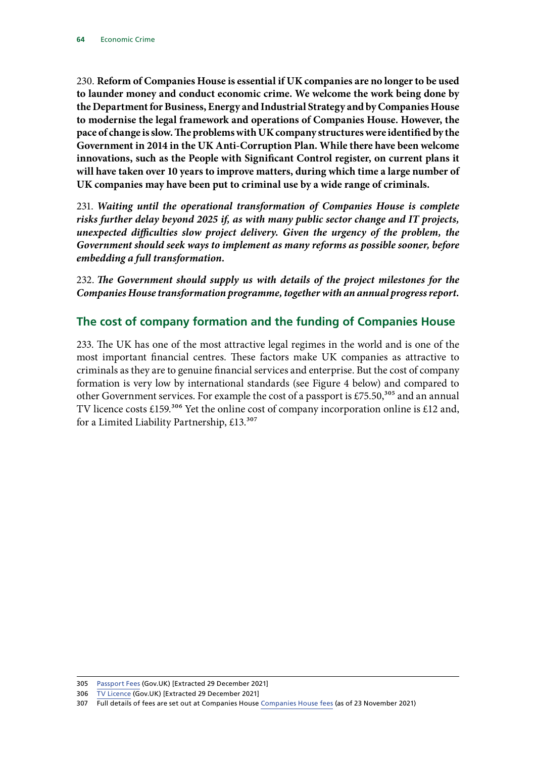230. **Reform of Companies House is essential if UK companies are no longer to be used to launder money and conduct economic crime. We welcome the work being done by the Department for Business, Energy and Industrial Strategy and by Companies House to modernise the legal framework and operations of Companies House. However, the pace of change is slow. The problems with UK company structures were identified by the Government in 2014 in the UK Anti-Corruption Plan. While there have been welcome innovations, such as the People with Significant Control register, on current plans it will have taken over 10 years to improve matters, during which time a large number of UK companies may have been put to criminal use by a wide range of criminals.**

231. ***Waiting until the operational transformation of Companies House is complete risks further delay beyond 2025 if, as with many public sector change and IT projects, unexpected difficulties slow project delivery. Given the urgency of the problem, the Government should seek ways to implement as many reforms as possible sooner, before embedding a full transformation.***

232. ***The Government should supply us with details of the project milestones for the Companies House transformation programme, together with an annual progress report.***

## The cost of company formation and the funding of Companies House

233. The UK has one of the most attractive legal regimes in the world and is one of the most important financial centres. These factors make UK companies as attractive to criminals as they are to genuine financial services and enterprise. But the cost of company formation is very low by international standards (see Figure 4 below) and compared to other Government services. For example the cost of a passport is £75.50,[305] and an annual TV licence costs £159.[306] Yet the online cost of company incorporation online is £12 and, for a Limited Liability Partnership, £13.[307]

305 Passport Fees (Gov.UK) [Extracted 29 December 2021]

306 TV Licence (Gov.UK) [Extracted 29 December 2021]

307 Full details of fees are set out at Companies House Companies House fees (as of 23 November 2021)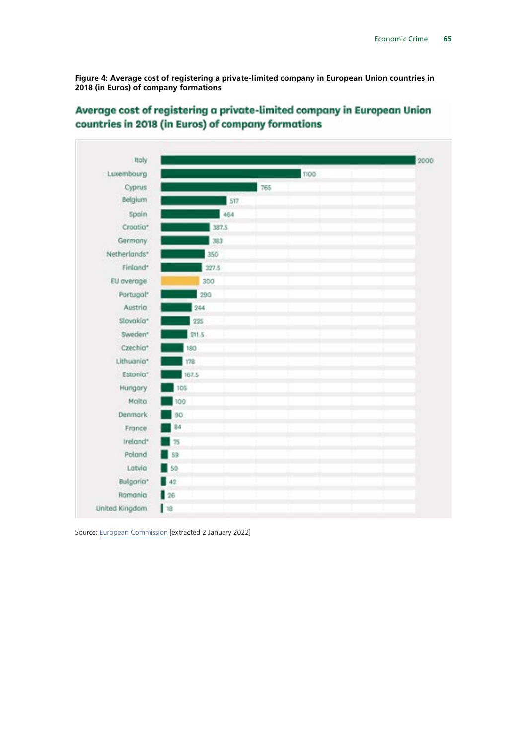**Figure 4: Average cost of registering a private-limited company in European Union countries in 2018 (in Euros) of company formations**

## Average cost of registering a private-limited company in European Union countries in 2018 (in Euros) of company formations

| Country | Cost (€) |
|---|---|
| Italy | 2000 |
| Luxembourg | 1100 |
| Cyprus | 765 |
| Belgium | 517 |
| Spain | 464 |
| Croatia* | 387.5 |
| Germany | 383 |
| Netherlands* | 350 |
| Finland* | 327.5 |
| EU average | 300 |
| Portugal* | 290 |
| Austria | 244 |
| Slovakia* | 225 |
| Sweden* | 211.5 |
| Czechia* | 180 |
| Lithuania* | 178 |
| Estonia* | 167.5 |
| Hungary | 105 |
| Malta | 100 |
| Denmark | 90 |
| France | 84 |
| Ireland* | 75 |
| Poland | 59 |
| Latvia | 50 |
| Bulgaria* | 42 |
| Romania | 26 |
| United Kingdom | 18 |

Source: European Commission [extracted 2 January 2022]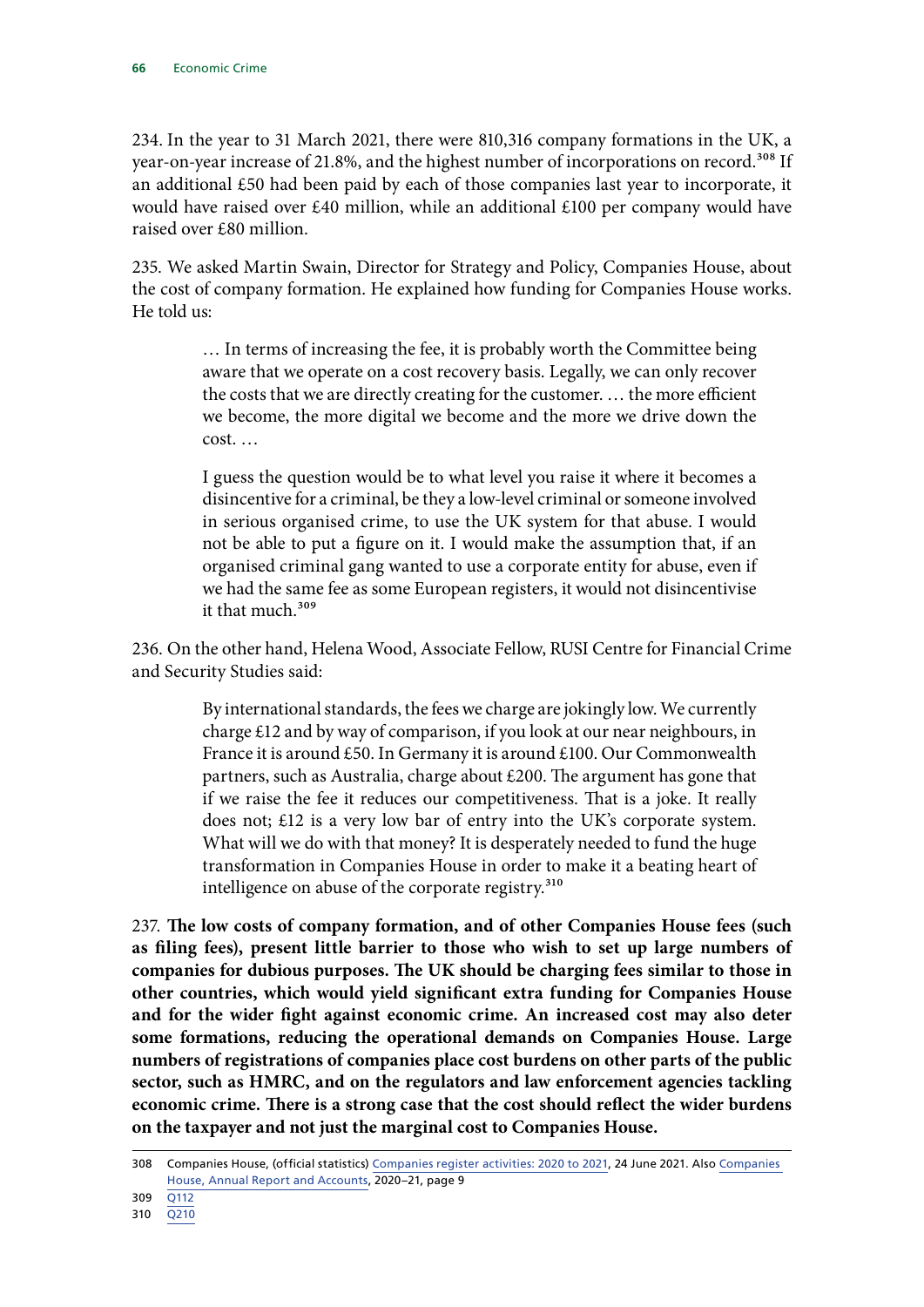234. In the year to 31 March 2021, there were 810,316 company formations in the UK, a year-on-year increase of 21.8%, and the highest number of incorporations on record.[308] If an additional £50 had been paid by each of those companies last year to incorporate, it would have raised over £40 million, while an additional £100 per company would have raised over £80 million.

235. We asked Martin Swain, Director for Strategy and Policy, Companies House, about the cost of company formation. He explained how funding for Companies House works. He told us:

> … In terms of increasing the fee, it is probably worth the Committee being aware that we operate on a cost recovery basis. Legally, we can only recover the costs that we are directly creating for the customer. … the more efficient we become, the more digital we become and the more we drive down the cost. …
>
> I guess the question would be to what level you raise it where it becomes a disincentive for a criminal, be they a low-level criminal or someone involved in serious organised crime, to use the UK system for that abuse. I would not be able to put a figure on it. I would make the assumption that, if an organised criminal gang wanted to use a corporate entity for abuse, even if we had the same fee as some European registers, it would not disincentivise it that much.[309]

236. On the other hand, Helena Wood, Associate Fellow, RUSI Centre for Financial Crime and Security Studies said:

> By international standards, the fees we charge are jokingly low. We currently charge £12 and by way of comparison, if you look at our near neighbours, in France it is around £50. In Germany it is around £100. Our Commonwealth partners, such as Australia, charge about £200. The argument has gone that if we raise the fee it reduces our competitiveness. That is a joke. It really does not; £12 is a very low bar of entry into the UK's corporate system. What will we do with that money? It is desperately needed to fund the huge transformation in Companies House in order to make it a beating heart of intelligence on abuse of the corporate registry.[310]

237. **The low costs of company formation, and of other Companies House fees (such as filing fees), present little barrier to those who wish to set up large numbers of companies for dubious purposes. The UK should be charging fees similar to those in other countries, which would yield significant extra funding for Companies House and for the wider fight against economic crime. An increased cost may also deter some formations, reducing the operational demands on Companies House. Large numbers of registrations of companies place cost burdens on other parts of the public sector, such as HMRC, and on the regulators and law enforcement agencies tackling economic crime. There is a strong case that the cost should reflect the wider burdens on the taxpayer and not just the marginal cost to Companies House.**

---

308 Companies House, (official statistics) Companies register activities: 2020 to 2021, 24 June 2021. Also Companies House, Annual Report and Accounts, 2020–21, page 9

309 Q112

310 Q210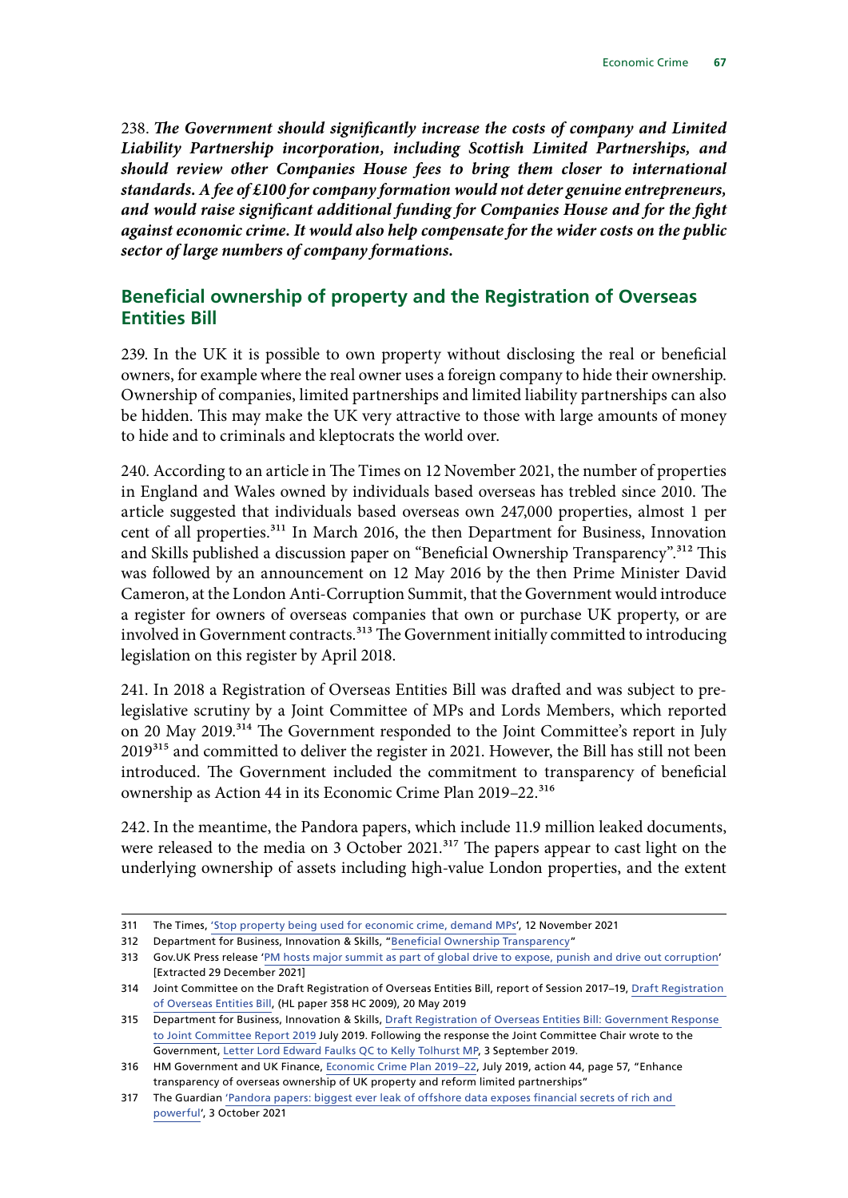238. ***The Government should significantly increase the costs of company and Limited Liability Partnership incorporation, including Scottish Limited Partnerships, and should review other Companies House fees to bring them closer to international standards. A fee of £100 for company formation would not deter genuine entrepreneurs, and would raise significant additional funding for Companies House and for the fight against economic crime. It would also help compensate for the wider costs on the public sector of large numbers of company formations.***

## Beneficial ownership of property and the Registration of Overseas Entities Bill

239. In the UK it is possible to own property without disclosing the real or beneficial owners, for example where the real owner uses a foreign company to hide their ownership. Ownership of companies, limited partnerships and limited liability partnerships can also be hidden. This may make the UK very attractive to those with large amounts of money to hide and to criminals and kleptocrats the world over.

240. According to an article in The Times on 12 November 2021, the number of properties in England and Wales owned by individuals based overseas has trebled since 2010. The article suggested that individuals based overseas own 247,000 properties, almost 1 per cent of all properties.[311] In March 2016, the then Department for Business, Innovation and Skills published a discussion paper on "Beneficial Ownership Transparency".[312] This was followed by an announcement on 12 May 2016 by the then Prime Minister David Cameron, at the London Anti-Corruption Summit, that the Government would introduce a register for owners of overseas companies that own or purchase UK property, or are involved in Government contracts.[313] The Government initially committed to introducing legislation on this register by April 2018.

241. In 2018 a Registration of Overseas Entities Bill was drafted and was subject to pre-legislative scrutiny by a Joint Committee of MPs and Lords Members, which reported on 20 May 2019.[314] The Government responded to the Joint Committee's report in July 2019[315] and committed to deliver the register in 2021. However, the Bill has still not been introduced. The Government included the commitment to transparency of beneficial ownership as Action 44 in its Economic Crime Plan 2019–22.[316]

242. In the meantime, the Pandora papers, which include 11.9 million leaked documents, were released to the media on 3 October 2021.[317] The papers appear to cast light on the underlying ownership of assets including high-value London properties, and the extent

---

311 The Times, 'Stop property being used for economic crime, demand MPs', 12 November 2021

312 Department for Business, Innovation & Skills, "Beneficial Ownership Transparency"

313 Gov.UK Press release 'PM hosts major summit as part of global drive to expose, punish and drive out corruption' [Extracted 29 December 2021]

314 Joint Committee on the Draft Registration of Overseas Entities Bill, report of Session 2017–19, Draft Registration of Overseas Entities Bill, (HL paper 358 HC 2009), 20 May 2019

315 Department for Business, Innovation & Skills, Draft Registration of Overseas Entities Bill: Government Response to Joint Committee Report 2019 July 2019. Following the response the Joint Committee Chair wrote to the Government, Letter Lord Edward Faulks QC to Kelly Tolhurst MP, 3 September 2019.

316 HM Government and UK Finance, Economic Crime Plan 2019–22, July 2019, action 44, page 57, "Enhance transparency of overseas ownership of UK property and reform limited partnerships"

317 The Guardian 'Pandora papers: biggest ever leak of offshore data exposes financial secrets of rich and powerful', 3 October 2021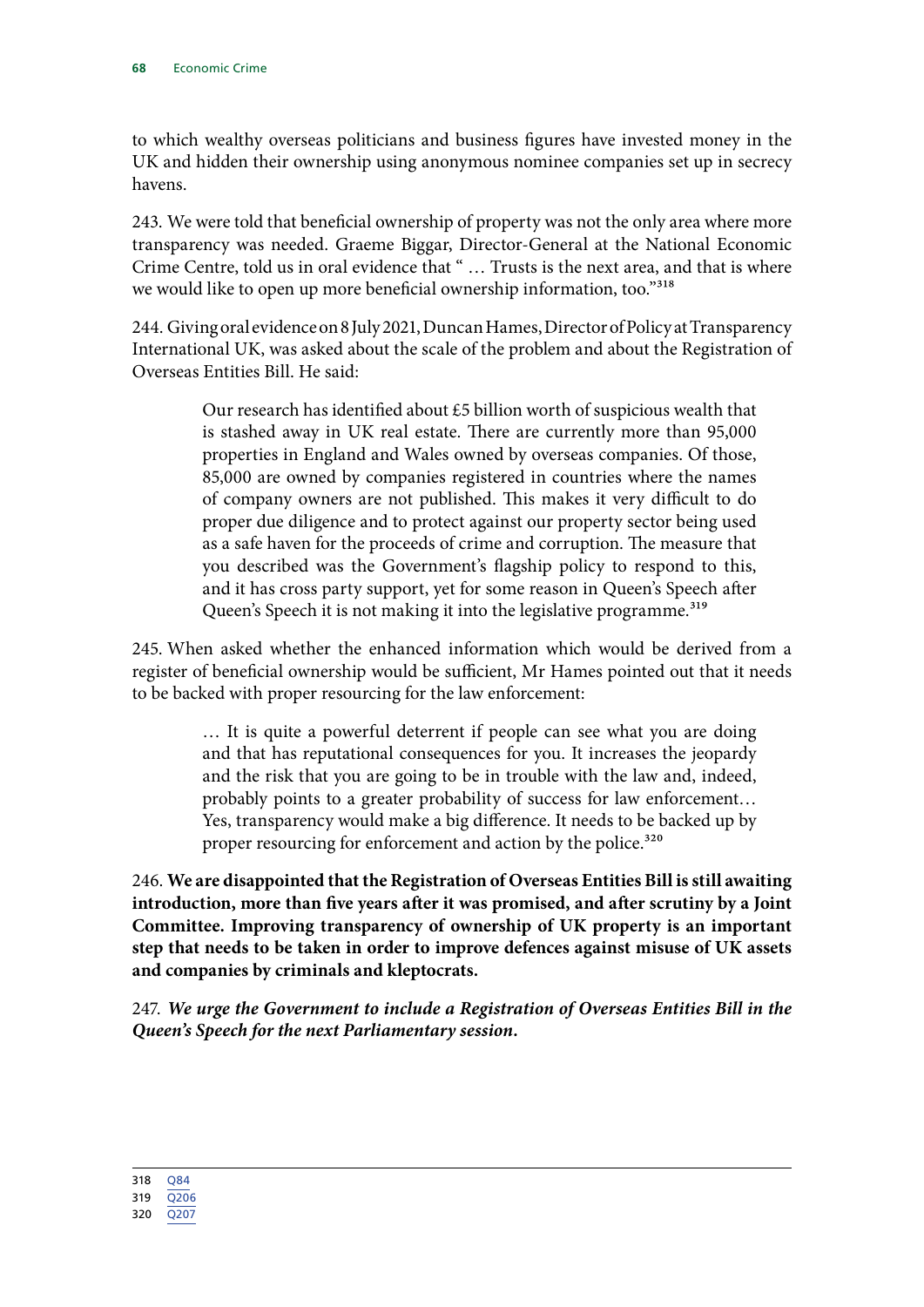to which wealthy overseas politicians and business figures have invested money in the UK and hidden their ownership using anonymous nominee companies set up in secrecy havens.

243. We were told that beneficial ownership of property was not the only area where more transparency was needed. Graeme Biggar, Director-General at the National Economic Crime Centre, told us in oral evidence that " … Trusts is the next area, and that is where we would like to open up more beneficial ownership information, too."[318]

244. Giving oral evidence on 8 July 2021, Duncan Hames, Director of Policy at Transparency International UK, was asked about the scale of the problem and about the Registration of Overseas Entities Bill. He said:

> Our research has identified about £5 billion worth of suspicious wealth that is stashed away in UK real estate. There are currently more than 95,000 properties in England and Wales owned by overseas companies. Of those, 85,000 are owned by companies registered in countries where the names of company owners are not published. This makes it very difficult to do proper due diligence and to protect against our property sector being used as a safe haven for the proceeds of crime and corruption. The measure that you described was the Government's flagship policy to respond to this, and it has cross party support, yet for some reason in Queen's Speech after Queen's Speech it is not making it into the legislative programme.[319]

245. When asked whether the enhanced information which would be derived from a register of beneficial ownership would be sufficient, Mr Hames pointed out that it needs to be backed with proper resourcing for the law enforcement:

> … It is quite a powerful deterrent if people can see what you are doing and that has reputational consequences for you. It increases the jeopardy and the risk that you are going to be in trouble with the law and, indeed, probably points to a greater probability of success for law enforcement… Yes, transparency would make a big difference. It needs to be backed up by proper resourcing for enforcement and action by the police.[320]

246. **We are disappointed that the Registration of Overseas Entities Bill is still awaiting introduction, more than five years after it was promised, and after scrutiny by a Joint Committee. Improving transparency of ownership of UK property is an important step that needs to be taken in order to improve defences against misuse of UK assets and companies by criminals and kleptocrats.**

247. ***We urge the Government to include a Registration of Overseas Entities Bill in the Queen's Speech for the next Parliamentary session.***

---

318 Q84

319 Q206

320 Q207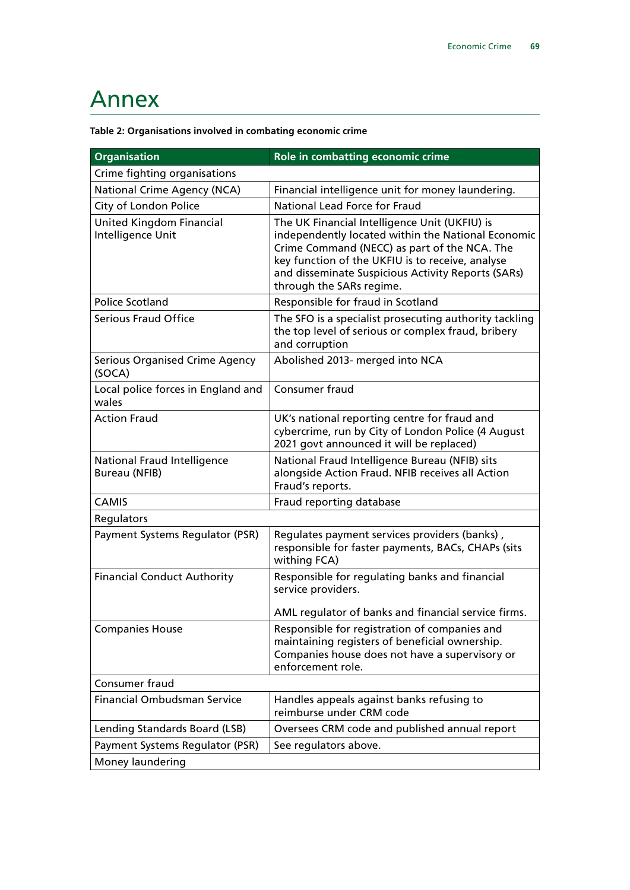# Annex

**Table 2: Organisations involved in combating economic crime**

| Organisation | Role in combatting economic crime |
| --- | --- |
| Crime fighting organisations | |
| National Crime Agency (NCA) | Financial intelligence unit for money laundering. |
| City of London Police | National Lead Force for Fraud |
| United Kingdom Financial Intelligence Unit | The UK Financial Intelligence Unit (UKFIU) is independently located within the National Economic Crime Command (NECC) as part of the NCA. The key function of the UKFIU is to receive, analyse and disseminate Suspicious Activity Reports (SARs) through the SARs regime. |
| Police Scotland | Responsible for fraud in Scotland |
| Serious Fraud Office | The SFO is a specialist prosecuting authority tackling the top level of serious or complex fraud, bribery and corruption |
| Serious Organised Crime Agency (SOCA) | Abolished 2013- merged into NCA |
| Local police forces in England and wales | Consumer fraud |
| Action Fraud | UK's national reporting centre for fraud and cybercrime, run by City of London Police (4 August 2021 govt announced it will be replaced) |
| National Fraud Intelligence Bureau (NFIB) | National Fraud Intelligence Bureau (NFIB) sits alongside Action Fraud. NFIB receives all Action Fraud's reports. |
| CAMIS | Fraud reporting database |
| Regulators | |
| Payment Systems Regulator (PSR) | Regulates payment services providers (banks) , responsible for faster payments, BACs, CHAPs (sits withing FCA) |
| Financial Conduct Authority | Responsible for regulating banks and financial service providers.<br><br>AML regulator of banks and financial service firms. |
| Companies House | Responsible for registration of companies and maintaining registers of beneficial ownership. Companies house does not have a supervisory or enforcement role. |
| Consumer fraud | |
| Financial Ombudsman Service | Handles appeals against banks refusing to reimburse under CRM code |
| Lending Standards Board (LSB) | Oversees CRM code and published annual report |
| Payment Systems Regulator (PSR) | See regulators above. |
| Money laundering | |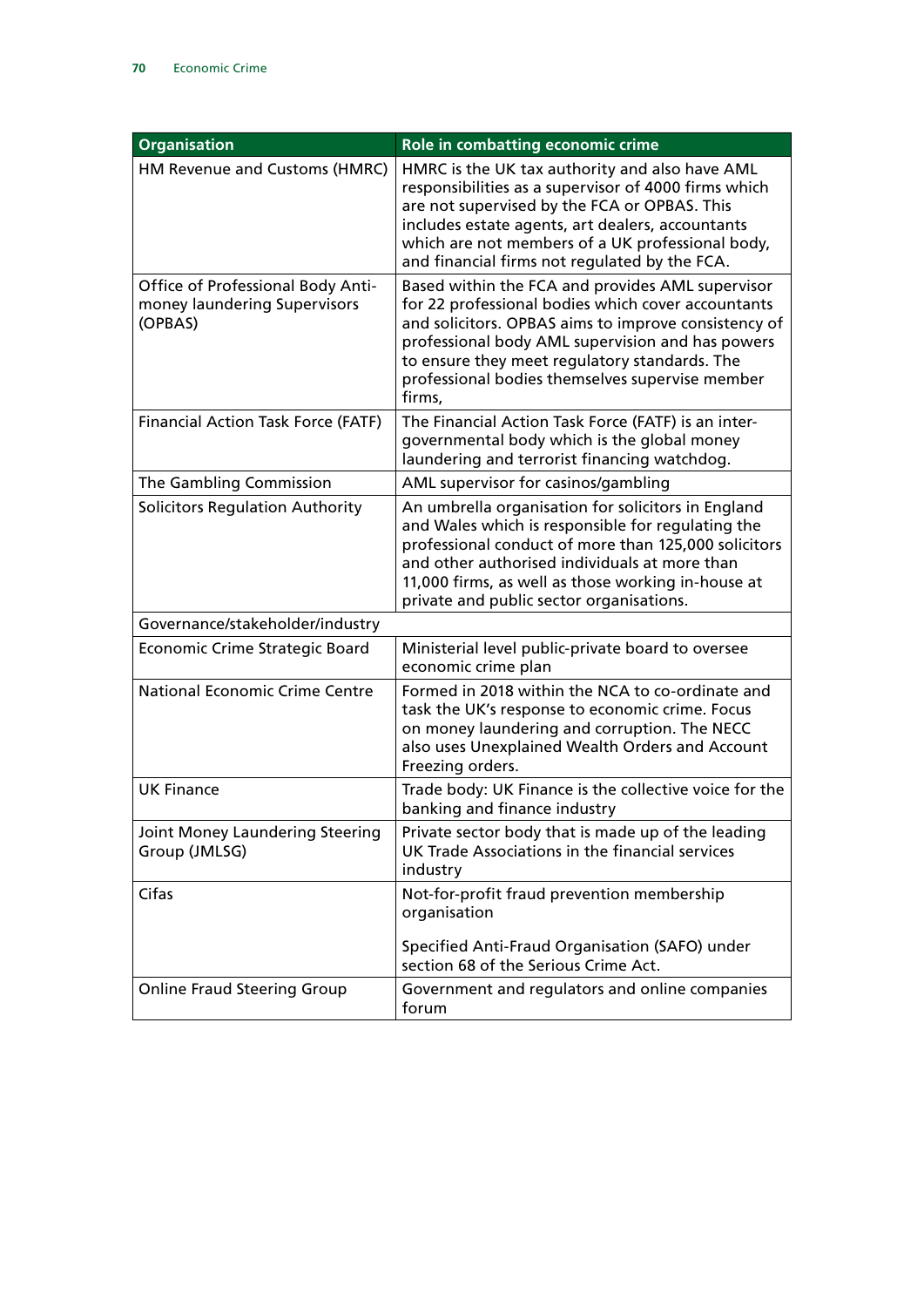| Organisation | Role in combatting economic crime |
|---|---|
| HM Revenue and Customs (HMRC) | HMRC is the UK tax authority and also have AML responsibilities as a supervisor of 4000 firms which are not supervised by the FCA or OPBAS. This includes estate agents, art dealers, accountants which are not members of a UK professional body, and financial firms not regulated by the FCA. |
| Office of Professional Body Anti-money laundering Supervisors (OPBAS) | Based within the FCA and provides AML supervisor for 22 professional bodies which cover accountants and solicitors. OPBAS aims to improve consistency of professional body AML supervision and has powers to ensure they meet regulatory standards. The professional bodies themselves supervise member firms, |
| Financial Action Task Force (FATF) | The Financial Action Task Force (FATF) is an inter-governmental body which is the global money laundering and terrorist financing watchdog. |
| The Gambling Commission | AML supervisor for casinos/gambling |
| Solicitors Regulation Authority | An umbrella organisation for solicitors in England and Wales which is responsible for regulating the professional conduct of more than 125,000 solicitors and other authorised individuals at more than 11,000 firms, as well as those working in-house at private and public sector organisations. |
| Governance/stakeholder/industry | |
| Economic Crime Strategic Board | Ministerial level public-private board to oversee economic crime plan |
| National Economic Crime Centre | Formed in 2018 within the NCA to co-ordinate and task the UK's response to economic crime. Focus on money laundering and corruption. The NECC also uses Unexplained Wealth Orders and Account Freezing orders. |
| UK Finance | Trade body: UK Finance is the collective voice for the banking and finance industry |
| Joint Money Laundering Steering Group (JMLSG) | Private sector body that is made up of the leading UK Trade Associations in the financial services industry |
| Cifas | Not-for-profit fraud prevention membership organisation<br><br>Specified Anti-Fraud Organisation (SAFO) under section 68 of the Serious Crime Act. |
| Online Fraud Steering Group | Government and regulators and online companies forum |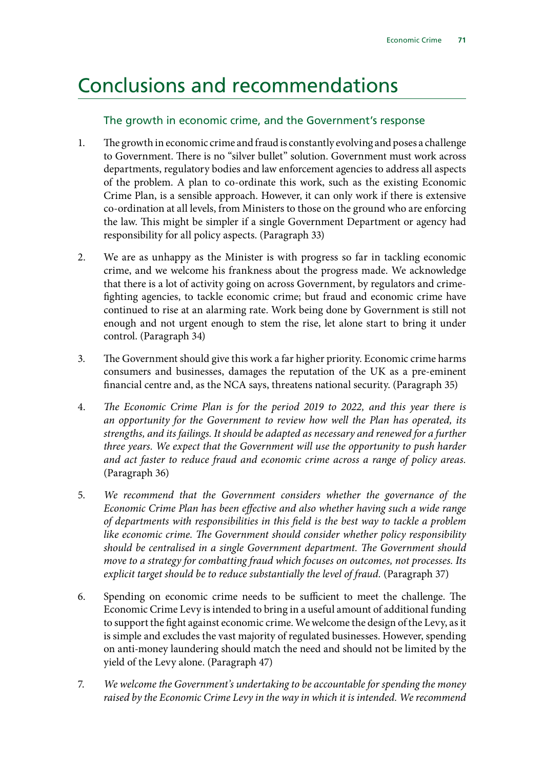# Conclusions and recommendations

## The growth in economic crime, and the Government's response

1. The growth in economic crime and fraud is constantly evolving and poses a challenge to Government. There is no "silver bullet" solution. Government must work across departments, regulatory bodies and law enforcement agencies to address all aspects of the problem. A plan to co-ordinate this work, such as the existing Economic Crime Plan, is a sensible approach. However, it can only work if there is extensive co-ordination at all levels, from Ministers to those on the ground who are enforcing the law. This might be simpler if a single Government Department or agency had responsibility for all policy aspects. (Paragraph 33)

2. We are as unhappy as the Minister is with progress so far in tackling economic crime, and we welcome his frankness about the progress made. We acknowledge that there is a lot of activity going on across Government, by regulators and crime-fighting agencies, to tackle economic crime; but fraud and economic crime have continued to rise at an alarming rate. Work being done by Government is still not enough and not urgent enough to stem the rise, let alone start to bring it under control. (Paragraph 34)

3. The Government should give this work a far higher priority. Economic crime harms consumers and businesses, damages the reputation of the UK as a pre-eminent financial centre and, as the NCA says, threatens national security. (Paragraph 35)

4. *The Economic Crime Plan is for the period 2019 to 2022, and this year there is an opportunity for the Government to review how well the Plan has operated, its strengths, and its failings. It should be adapted as necessary and renewed for a further three years. We expect that the Government will use the opportunity to push harder and act faster to reduce fraud and economic crime across a range of policy areas.* (Paragraph 36)

5. *We recommend that the Government considers whether the governance of the Economic Crime Plan has been effective and also whether having such a wide range of departments with responsibilities in this field is the best way to tackle a problem like economic crime. The Government should consider whether policy responsibility should be centralised in a single Government department. The Government should move to a strategy for combatting fraud which focuses on outcomes, not processes. Its explicit target should be to reduce substantially the level of fraud.* (Paragraph 37)

6. Spending on economic crime needs to be sufficient to meet the challenge. The Economic Crime Levy is intended to bring in a useful amount of additional funding to support the fight against economic crime. We welcome the design of the Levy, as it is simple and excludes the vast majority of regulated businesses. However, spending on anti-money laundering should match the need and should not be limited by the yield of the Levy alone. (Paragraph 47)

7. *We welcome the Government's undertaking to be accountable for spending the money raised by the Economic Crime Levy in the way in which it is intended. We recommend*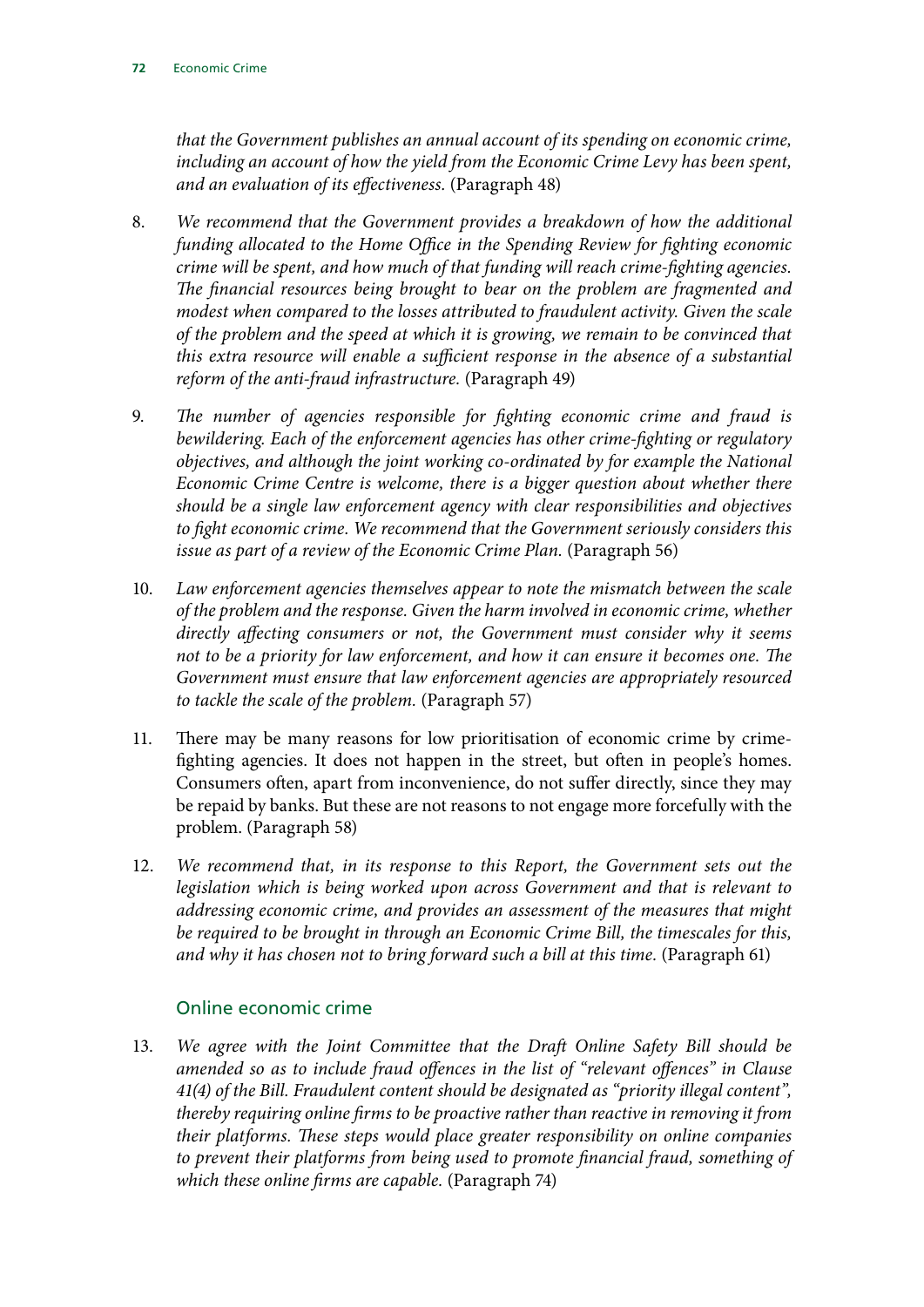*that the Government publishes an annual account of its spending on economic crime, including an account of how the yield from the Economic Crime Levy has been spent, and an evaluation of its effectiveness.* (Paragraph 48)

8. *We recommend that the Government provides a breakdown of how the additional funding allocated to the Home Office in the Spending Review for fighting economic crime will be spent, and how much of that funding will reach crime-fighting agencies. The financial resources being brought to bear on the problem are fragmented and modest when compared to the losses attributed to fraudulent activity. Given the scale of the problem and the speed at which it is growing, we remain to be convinced that this extra resource will enable a sufficient response in the absence of a substantial reform of the anti-fraud infrastructure.* (Paragraph 49)

9. *The number of agencies responsible for fighting economic crime and fraud is bewildering. Each of the enforcement agencies has other crime-fighting or regulatory objectives, and although the joint working co-ordinated by for example the National Economic Crime Centre is welcome, there is a bigger question about whether there should be a single law enforcement agency with clear responsibilities and objectives to fight economic crime. We recommend that the Government seriously considers this issue as part of a review of the Economic Crime Plan.* (Paragraph 56)

10. *Law enforcement agencies themselves appear to note the mismatch between the scale of the problem and the response. Given the harm involved in economic crime, whether directly affecting consumers or not, the Government must consider why it seems not to be a priority for law enforcement, and how it can ensure it becomes one. The Government must ensure that law enforcement agencies are appropriately resourced to tackle the scale of the problem.* (Paragraph 57)

11. There may be many reasons for low prioritisation of economic crime by crime-fighting agencies. It does not happen in the street, but often in people's homes. Consumers often, apart from inconvenience, do not suffer directly, since they may be repaid by banks. But these are not reasons to not engage more forcefully with the problem. (Paragraph 58)

12. *We recommend that, in its response to this Report, the Government sets out the legislation which is being worked upon across Government and that is relevant to addressing economic crime, and provides an assessment of the measures that might be required to be brought in through an Economic Crime Bill, the timescales for this, and why it has chosen not to bring forward such a bill at this time.* (Paragraph 61)

### Online economic crime

13. *We agree with the Joint Committee that the Draft Online Safety Bill should be amended so as to include fraud offences in the list of "relevant offences" in Clause 41(4) of the Bill. Fraudulent content should be designated as "priority illegal content", thereby requiring online firms to be proactive rather than reactive in removing it from their platforms. These steps would place greater responsibility on online companies to prevent their platforms from being used to promote financial fraud, something of which these online firms are capable.* (Paragraph 74)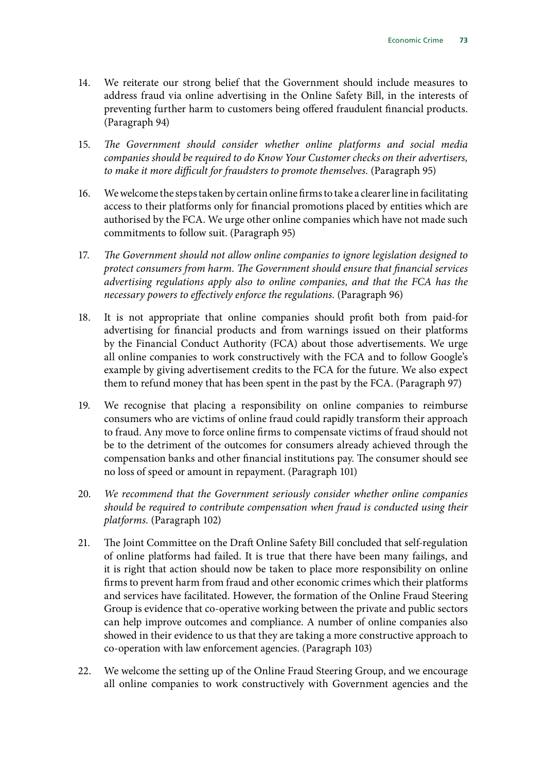14. We reiterate our strong belief that the Government should include measures to address fraud via online advertising in the Online Safety Bill, in the interests of preventing further harm to customers being offered fraudulent financial products. (Paragraph 94)

15. *The Government should consider whether online platforms and social media companies should be required to do Know Your Customer checks on their advertisers, to make it more difficult for fraudsters to promote themselves.* (Paragraph 95)

16. We welcome the steps taken by certain online firms to take a clearer line in facilitating access to their platforms only for financial promotions placed by entities which are authorised by the FCA. We urge other online companies which have not made such commitments to follow suit. (Paragraph 95)

17. *The Government should not allow online companies to ignore legislation designed to protect consumers from harm. The Government should ensure that financial services advertising regulations apply also to online companies, and that the FCA has the necessary powers to effectively enforce the regulations.* (Paragraph 96)

18. It is not appropriate that online companies should profit both from paid-for advertising for financial products and from warnings issued on their platforms by the Financial Conduct Authority (FCA) about those advertisements. We urge all online companies to work constructively with the FCA and to follow Google's example by giving advertisement credits to the FCA for the future. We also expect them to refund money that has been spent in the past by the FCA. (Paragraph 97)

19. We recognise that placing a responsibility on online companies to reimburse consumers who are victims of online fraud could rapidly transform their approach to fraud. Any move to force online firms to compensate victims of fraud should not be to the detriment of the outcomes for consumers already achieved through the compensation banks and other financial institutions pay. The consumer should see no loss of speed or amount in repayment. (Paragraph 101)

20. *We recommend that the Government seriously consider whether online companies should be required to contribute compensation when fraud is conducted using their platforms.* (Paragraph 102)

21. The Joint Committee on the Draft Online Safety Bill concluded that self-regulation of online platforms had failed. It is true that there have been many failings, and it is right that action should now be taken to place more responsibility on online firms to prevent harm from fraud and other economic crimes which their platforms and services have facilitated. However, the formation of the Online Fraud Steering Group is evidence that co-operative working between the private and public sectors can help improve outcomes and compliance. A number of online companies also showed in their evidence to us that they are taking a more constructive approach to co-operation with law enforcement agencies. (Paragraph 103)

22. We welcome the setting up of the Online Fraud Steering Group, and we encourage all online companies to work constructively with Government agencies and the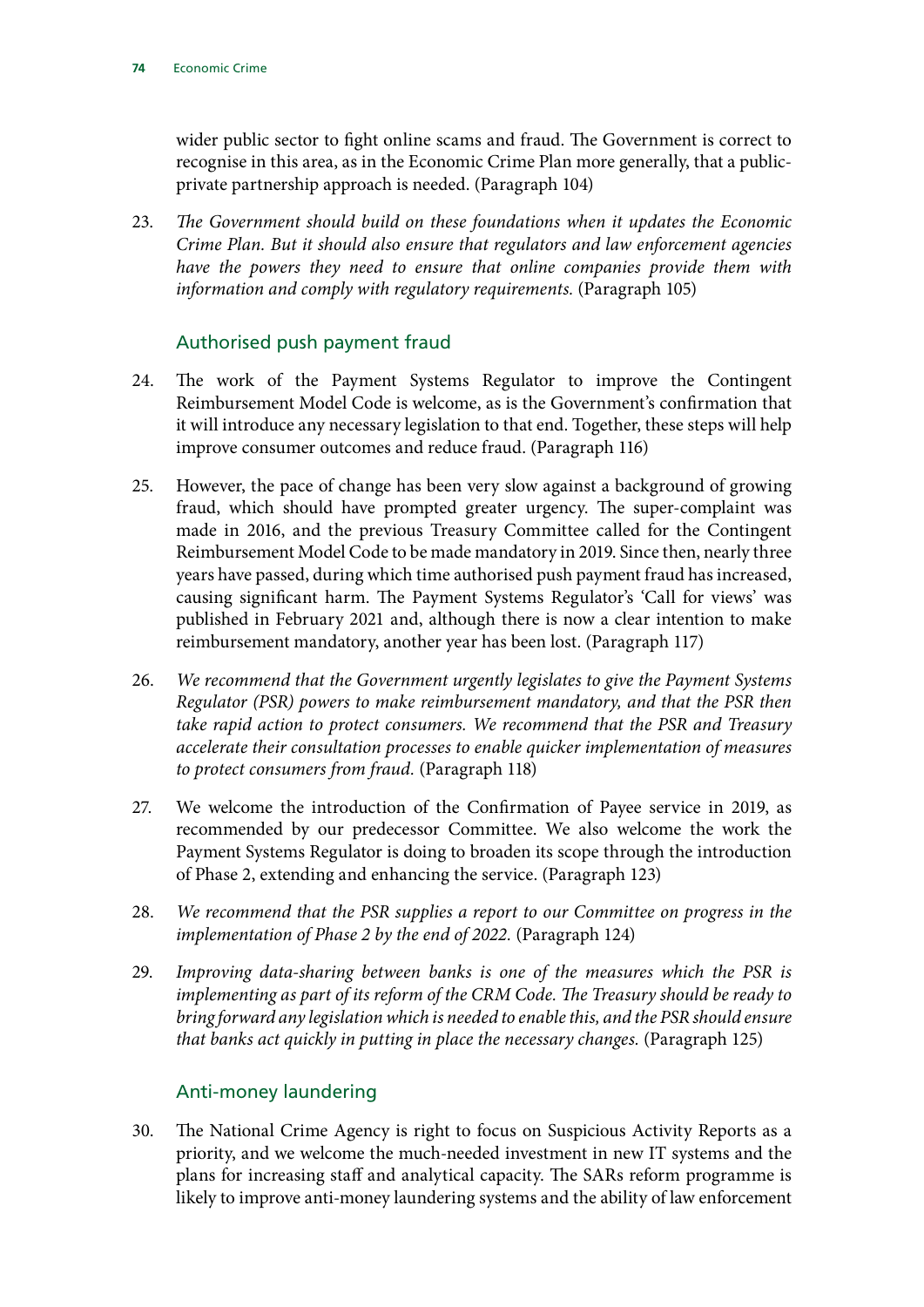wider public sector to fight online scams and fraud. The Government is correct to recognise in this area, as in the Economic Crime Plan more generally, that a public-private partnership approach is needed. (Paragraph 104)

23. *The Government should build on these foundations when it updates the Economic Crime Plan. But it should also ensure that regulators and law enforcement agencies have the powers they need to ensure that online companies provide them with information and comply with regulatory requirements.* (Paragraph 105)

## Authorised push payment fraud

24. The work of the Payment Systems Regulator to improve the Contingent Reimbursement Model Code is welcome, as is the Government's confirmation that it will introduce any necessary legislation to that end. Together, these steps will help improve consumer outcomes and reduce fraud. (Paragraph 116)

25. However, the pace of change has been very slow against a background of growing fraud, which should have prompted greater urgency. The super-complaint was made in 2016, and the previous Treasury Committee called for the Contingent Reimbursement Model Code to be made mandatory in 2019. Since then, nearly three years have passed, during which time authorised push payment fraud has increased, causing significant harm. The Payment Systems Regulator's 'Call for views' was published in February 2021 and, although there is now a clear intention to make reimbursement mandatory, another year has been lost. (Paragraph 117)

26. *We recommend that the Government urgently legislates to give the Payment Systems Regulator (PSR) powers to make reimbursement mandatory, and that the PSR then take rapid action to protect consumers. We recommend that the PSR and Treasury accelerate their consultation processes to enable quicker implementation of measures to protect consumers from fraud.* (Paragraph 118)

27. We welcome the introduction of the Confirmation of Payee service in 2019, as recommended by our predecessor Committee. We also welcome the work the Payment Systems Regulator is doing to broaden its scope through the introduction of Phase 2, extending and enhancing the service. (Paragraph 123)

28. *We recommend that the PSR supplies a report to our Committee on progress in the implementation of Phase 2 by the end of 2022.* (Paragraph 124)

29. *Improving data-sharing between banks is one of the measures which the PSR is implementing as part of its reform of the CRM Code. The Treasury should be ready to bring forward any legislation which is needed to enable this, and the PSR should ensure that banks act quickly in putting in place the necessary changes.* (Paragraph 125)

## Anti-money laundering

30. The National Crime Agency is right to focus on Suspicious Activity Reports as a priority, and we welcome the much-needed investment in new IT systems and the plans for increasing staff and analytical capacity. The SARs reform programme is likely to improve anti-money laundering systems and the ability of law enforcement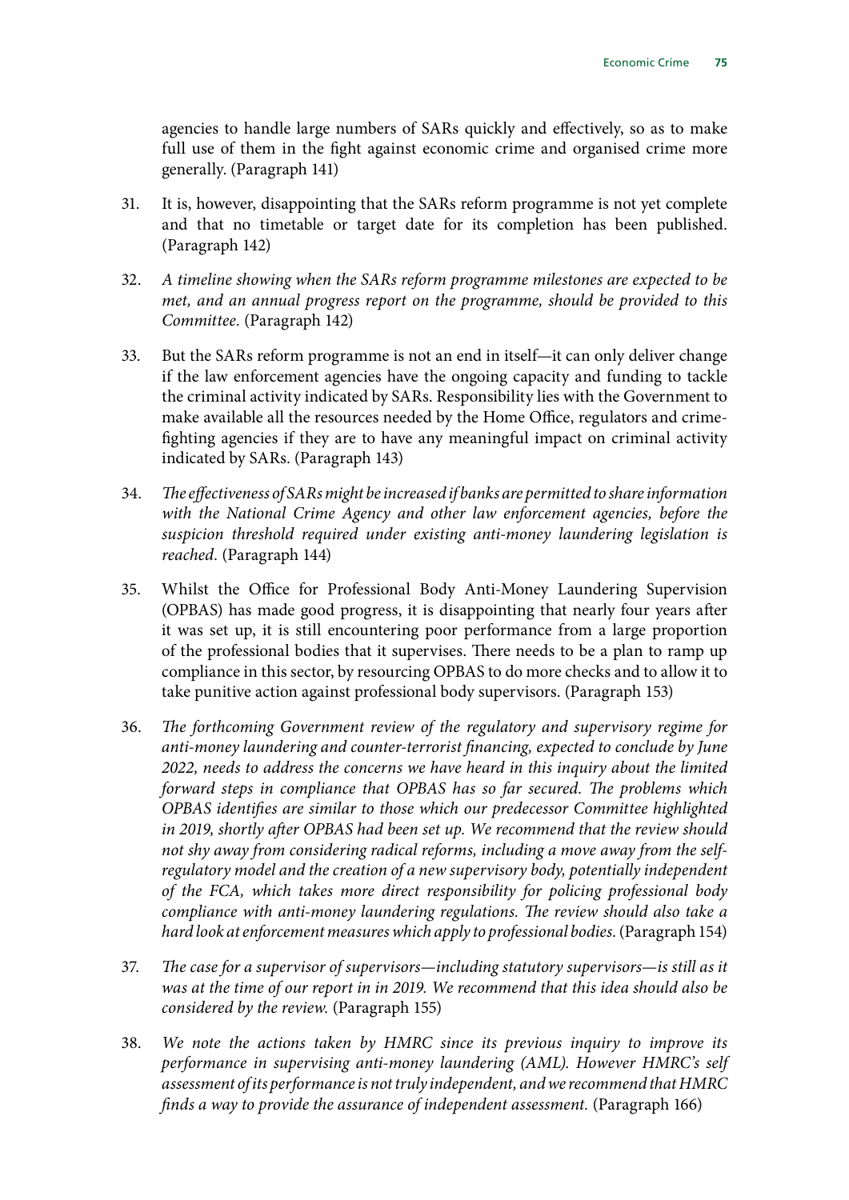agencies to handle large numbers of SARs quickly and effectively, so as to make full use of them in the fight against economic crime and organised crime more generally. (Paragraph 141)

31. It is, however, disappointing that the SARs reform programme is not yet complete and that no timetable or target date for its completion has been published. (Paragraph 142)

32. *A timeline showing when the SARs reform programme milestones are expected to be met, and an annual progress report on the programme, should be provided to this Committee.* (Paragraph 142)

33. But the SARs reform programme is not an end in itself—it can only deliver change if the law enforcement agencies have the ongoing capacity and funding to tackle the criminal activity indicated by SARs. Responsibility lies with the Government to make available all the resources needed by the Home Office, regulators and crime-fighting agencies if they are to have any meaningful impact on criminal activity indicated by SARs. (Paragraph 143)

34. *The effectiveness of SARs might be increased if banks are permitted to share information with the National Crime Agency and other law enforcement agencies, before the suspicion threshold required under existing anti-money laundering legislation is reached.* (Paragraph 144)

35. Whilst the Office for Professional Body Anti-Money Laundering Supervision (OPBAS) has made good progress, it is disappointing that nearly four years after it was set up, it is still encountering poor performance from a large proportion of the professional bodies that it supervises. There needs to be a plan to ramp up compliance in this sector, by resourcing OPBAS to do more checks and to allow it to take punitive action against professional body supervisors. (Paragraph 153)

36. *The forthcoming Government review of the regulatory and supervisory regime for anti-money laundering and counter-terrorist financing, expected to conclude by June 2022, needs to address the concerns we have heard in this inquiry about the limited forward steps in compliance that OPBAS has so far secured. The problems which OPBAS identifies are similar to those which our predecessor Committee highlighted in 2019, shortly after OPBAS had been set up. We recommend that the review should not shy away from considering radical reforms, including a move away from the self-regulatory model and the creation of a new supervisory body, potentially independent of the FCA, which takes more direct responsibility for policing professional body compliance with anti-money laundering regulations. The review should also take a hard look at enforcement measures which apply to professional bodies.* (Paragraph 154)

37. *The case for a supervisor of supervisors—including statutory supervisors—is still as it was at the time of our report in in 2019. We recommend that this idea should also be considered by the review.* (Paragraph 155)

38. *We note the actions taken by HMRC since its previous inquiry to improve its performance in supervising anti-money laundering (AML). However HMRC's self assessment of its performance is not truly independent, and we recommend that HMRC finds a way to provide the assurance of independent assessment.* (Paragraph 166)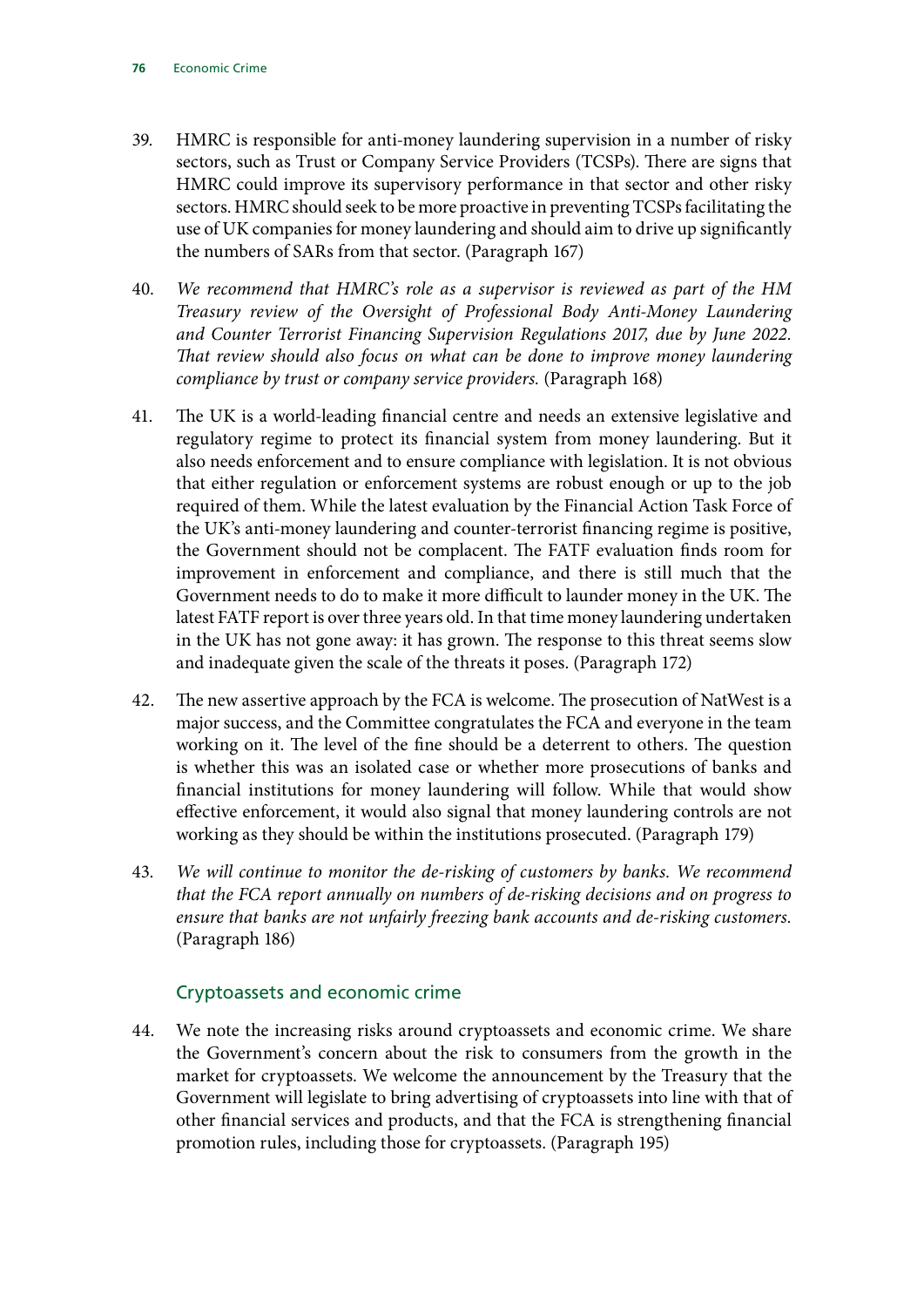39. HMRC is responsible for anti-money laundering supervision in a number of risky sectors, such as Trust or Company Service Providers (TCSPs). There are signs that HMRC could improve its supervisory performance in that sector and other risky sectors. HMRC should seek to be more proactive in preventing TCSPs facilitating the use of UK companies for money laundering and should aim to drive up significantly the numbers of SARs from that sector. (Paragraph 167)

40. *We recommend that HMRC's role as a supervisor is reviewed as part of the HM Treasury review of the Oversight of Professional Body Anti-Money Laundering and Counter Terrorist Financing Supervision Regulations 2017, due by June 2022. That review should also focus on what can be done to improve money laundering compliance by trust or company service providers.* (Paragraph 168)

41. The UK is a world-leading financial centre and needs an extensive legislative and regulatory regime to protect its financial system from money laundering. But it also needs enforcement and to ensure compliance with legislation. It is not obvious that either regulation or enforcement systems are robust enough or up to the job required of them. While the latest evaluation by the Financial Action Task Force of the UK's anti-money laundering and counter-terrorist financing regime is positive, the Government should not be complacent. The FATF evaluation finds room for improvement in enforcement and compliance, and there is still much that the Government needs to do to make it more difficult to launder money in the UK. The latest FATF report is over three years old. In that time money laundering undertaken in the UK has not gone away: it has grown. The response to this threat seems slow and inadequate given the scale of the threats it poses. (Paragraph 172)

42. The new assertive approach by the FCA is welcome. The prosecution of NatWest is a major success, and the Committee congratulates the FCA and everyone in the team working on it. The level of the fine should be a deterrent to others. The question is whether this was an isolated case or whether more prosecutions of banks and financial institutions for money laundering will follow. While that would show effective enforcement, it would also signal that money laundering controls are not working as they should be within the institutions prosecuted. (Paragraph 179)

43. *We will continue to monitor the de-risking of customers by banks. We recommend that the FCA report annually on numbers of de-risking decisions and on progress to ensure that banks are not unfairly freezing bank accounts and de-risking customers.* (Paragraph 186)

### Cryptoassets and economic crime

44. We note the increasing risks around cryptoassets and economic crime. We share the Government's concern about the risk to consumers from the growth in the market for cryptoassets. We welcome the announcement by the Treasury that the Government will legislate to bring advertising of cryptoassets into line with that of other financial services and products, and that the FCA is strengthening financial promotion rules, including those for cryptoassets. (Paragraph 195)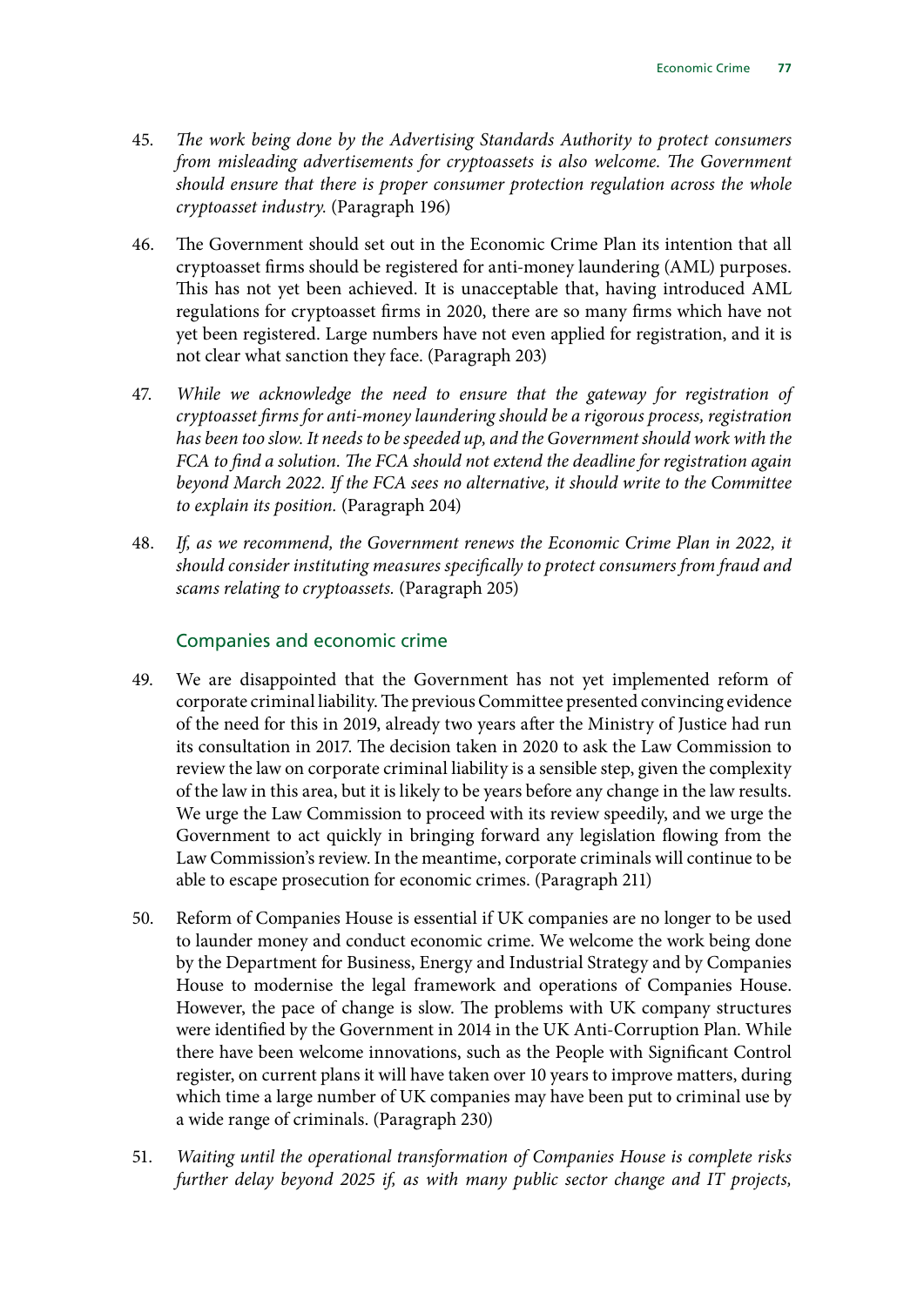45. *The work being done by the Advertising Standards Authority to protect consumers from misleading advertisements for cryptoassets is also welcome. The Government should ensure that there is proper consumer protection regulation across the whole cryptoasset industry.* (Paragraph 196)

46. The Government should set out in the Economic Crime Plan its intention that all cryptoasset firms should be registered for anti-money laundering (AML) purposes. This has not yet been achieved. It is unacceptable that, having introduced AML regulations for cryptoasset firms in 2020, there are so many firms which have not yet been registered. Large numbers have not even applied for registration, and it is not clear what sanction they face. (Paragraph 203)

47. *While we acknowledge the need to ensure that the gateway for registration of cryptoasset firms for anti-money laundering should be a rigorous process, registration has been too slow. It needs to be speeded up, and the Government should work with the FCA to find a solution. The FCA should not extend the deadline for registration again beyond March 2022. If the FCA sees no alternative, it should write to the Committee to explain its position.* (Paragraph 204)

48. *If, as we recommend, the Government renews the Economic Crime Plan in 2022, it should consider instituting measures specifically to protect consumers from fraud and scams relating to cryptoassets.* (Paragraph 205)

### Companies and economic crime

49. We are disappointed that the Government has not yet implemented reform of corporate criminal liability. The previous Committee presented convincing evidence of the need for this in 2019, already two years after the Ministry of Justice had run its consultation in 2017. The decision taken in 2020 to ask the Law Commission to review the law on corporate criminal liability is a sensible step, given the complexity of the law in this area, but it is likely to be years before any change in the law results. We urge the Law Commission to proceed with its review speedily, and we urge the Government to act quickly in bringing forward any legislation flowing from the Law Commission's review. In the meantime, corporate criminals will continue to be able to escape prosecution for economic crimes. (Paragraph 211)

50. Reform of Companies House is essential if UK companies are no longer to be used to launder money and conduct economic crime. We welcome the work being done by the Department for Business, Energy and Industrial Strategy and by Companies House to modernise the legal framework and operations of Companies House. However, the pace of change is slow. The problems with UK company structures were identified by the Government in 2014 in the UK Anti-Corruption Plan. While there have been welcome innovations, such as the People with Significant Control register, on current plans it will have taken over 10 years to improve matters, during which time a large number of UK companies may have been put to criminal use by a wide range of criminals. (Paragraph 230)

51. *Waiting until the operational transformation of Companies House is complete risks further delay beyond 2025 if, as with many public sector change and IT projects,*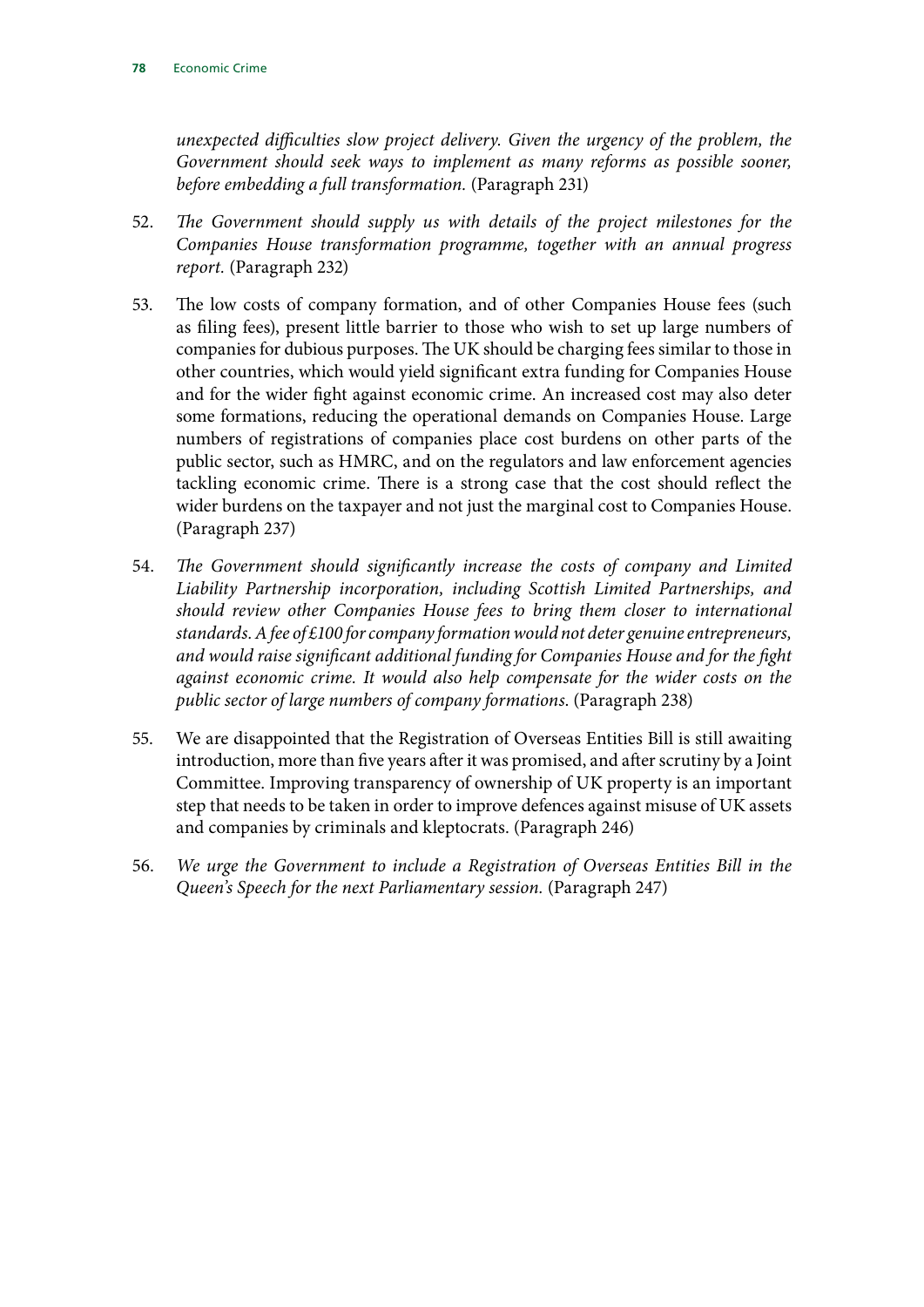*unexpected difficulties slow project delivery. Given the urgency of the problem, the Government should seek ways to implement as many reforms as possible sooner, before embedding a full transformation.* (Paragraph 231)

52. *The Government should supply us with details of the project milestones for the Companies House transformation programme, together with an annual progress report.* (Paragraph 232)

53. The low costs of company formation, and of other Companies House fees (such as filing fees), present little barrier to those who wish to set up large numbers of companies for dubious purposes. The UK should be charging fees similar to those in other countries, which would yield significant extra funding for Companies House and for the wider fight against economic crime. An increased cost may also deter some formations, reducing the operational demands on Companies House. Large numbers of registrations of companies place cost burdens on other parts of the public sector, such as HMRC, and on the regulators and law enforcement agencies tackling economic crime. There is a strong case that the cost should reflect the wider burdens on the taxpayer and not just the marginal cost to Companies House. (Paragraph 237)

54. *The Government should significantly increase the costs of company and Limited Liability Partnership incorporation, including Scottish Limited Partnerships, and should review other Companies House fees to bring them closer to international standards. A fee of £100 for company formation would not deter genuine entrepreneurs, and would raise significant additional funding for Companies House and for the fight against economic crime. It would also help compensate for the wider costs on the public sector of large numbers of company formations.* (Paragraph 238)

55. We are disappointed that the Registration of Overseas Entities Bill is still awaiting introduction, more than five years after it was promised, and after scrutiny by a Joint Committee. Improving transparency of ownership of UK property is an important step that needs to be taken in order to improve defences against misuse of UK assets and companies by criminals and kleptocrats. (Paragraph 246)

56. *We urge the Government to include a Registration of Overseas Entities Bill in the Queen's Speech for the next Parliamentary session.* (Paragraph 247)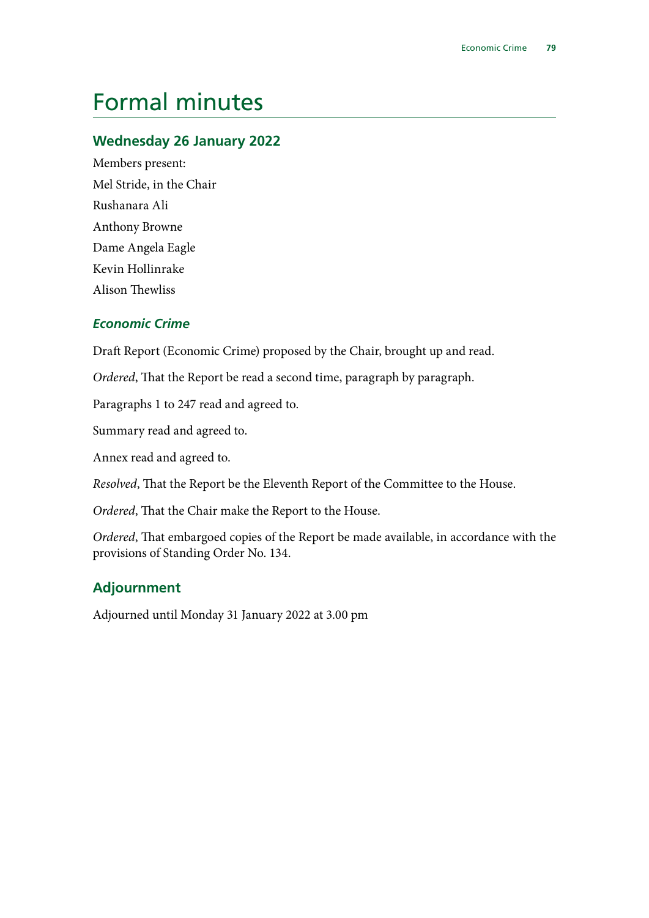# Formal minutes

## Wednesday 26 January 2022

Members present:

Mel Stride, in the Chair

Rushanara Ali

Anthony Browne

Dame Angela Eagle

Kevin Hollinrake

Alison Thewliss

### *Economic Crime*

Draft Report (Economic Crime) proposed by the Chair, brought up and read.

*Ordered*, That the Report be read a second time, paragraph by paragraph.

Paragraphs 1 to 247 read and agreed to.

Summary read and agreed to.

Annex read and agreed to.

*Resolved*, That the Report be the Eleventh Report of the Committee to the House.

*Ordered*, That the Chair make the Report to the House.

*Ordered*, That embargoed copies of the Report be made available, in accordance with the provisions of Standing Order No. 134.

## Adjournment

Adjourned until Monday 31 January 2022 at 3.00 pm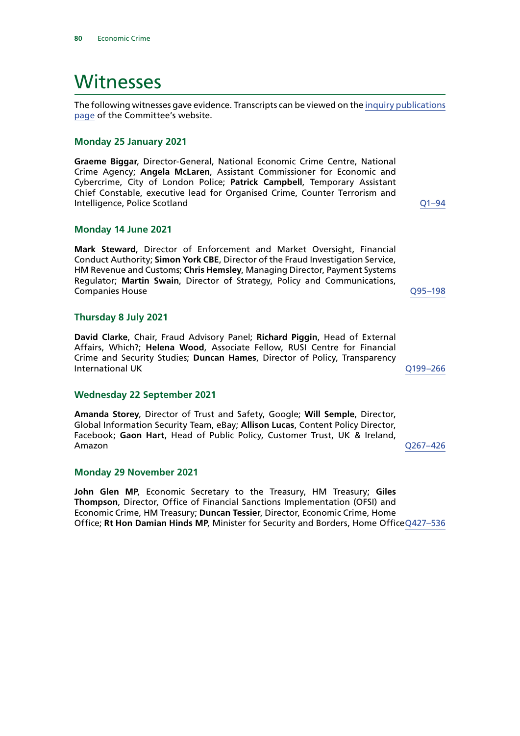# Witnesses

The following witnesses gave evidence. Transcripts can be viewed on the inquiry publications page of the Committee's website.

### Monday 25 January 2021

**Graeme Biggar**, Director-General, National Economic Crime Centre, National Crime Agency; **Angela McLaren**, Assistant Commissioner for Economic and Cybercrime, City of London Police; **Patrick Campbell**, Temporary Assistant Chief Constable, executive lead for Organised Crime, Counter Terrorism and Intelligence, Police Scotland — Q1–94

### Monday 14 June 2021

**Mark Steward**, Director of Enforcement and Market Oversight, Financial Conduct Authority; **Simon York CBE**, Director of the Fraud Investigation Service, HM Revenue and Customs; **Chris Hemsley**, Managing Director, Payment Systems Regulator; **Martin Swain**, Director of Strategy, Policy and Communications, Companies House — Q95–198

### Thursday 8 July 2021

**David Clarke**, Chair, Fraud Advisory Panel; **Richard Piggin**, Head of External Affairs, Which?; **Helena Wood**, Associate Fellow, RUSI Centre for Financial Crime and Security Studies; **Duncan Hames**, Director of Policy, Transparency International UK — Q199–266

### Wednesday 22 September 2021

**Amanda Storey**, Director of Trust and Safety, Google; **Will Semple**, Director, Global Information Security Team, eBay; **Allison Lucas**, Content Policy Director, Facebook; **Gaon Hart**, Head of Public Policy, Customer Trust, UK & Ireland, Amazon — Q267–426

### Monday 29 November 2021

**John Glen MP**, Economic Secretary to the Treasury, HM Treasury; **Giles Thompson**, Director, Office of Financial Sanctions Implementation (OFSI) and Economic Crime, HM Treasury; **Duncan Tessier**, Director, Economic Crime, Home Office; **Rt Hon Damian Hinds MP**, Minister for Security and Borders, Home Office — Q427–536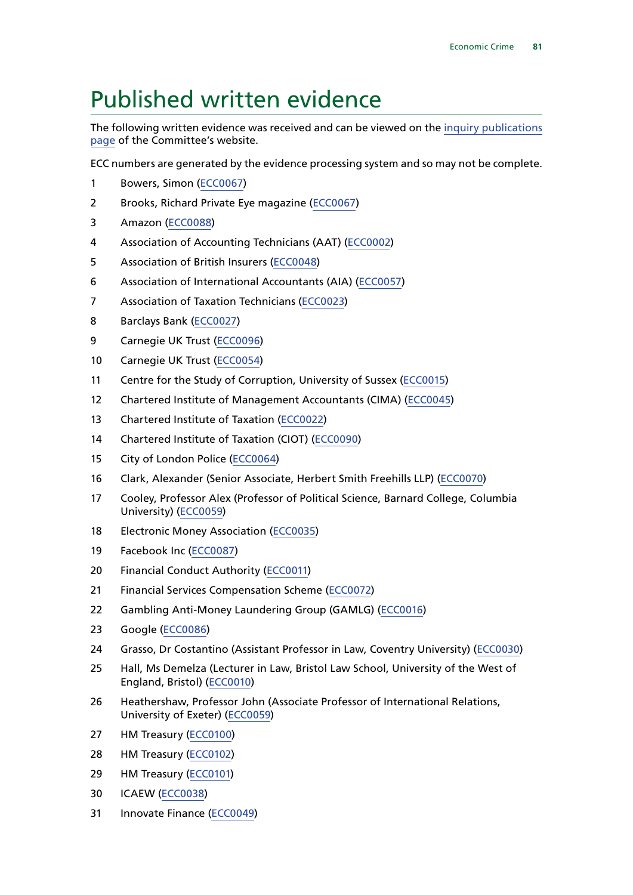# Published written evidence

The following written evidence was received and can be viewed on the inquiry publications page of the Committee's website.

ECC numbers are generated by the evidence processing system and so may not be complete.

1 Bowers, Simon (ECC0067)

2 Brooks, Richard Private Eye magazine (ECC0067)

3 Amazon (ECC0088)

4 Association of Accounting Technicians (AAT) (ECC0002)

5 Association of British Insurers (ECC0048)

6 Association of International Accountants (AIA) (ECC0057)

7 Association of Taxation Technicians (ECC0023)

8 Barclays Bank (ECC0027)

9 Carnegie UK Trust (ECC0096)

10 Carnegie UK Trust (ECC0054)

11 Centre for the Study of Corruption, University of Sussex (ECC0015)

12 Chartered Institute of Management Accountants (CIMA) (ECC0045)

13 Chartered Institute of Taxation (ECC0022)

14 Chartered Institute of Taxation (CIOT) (ECC0090)

15 City of London Police (ECC0064)

16 Clark, Alexander (Senior Associate, Herbert Smith Freehills LLP) (ECC0070)

17 Cooley, Professor Alex (Professor of Political Science, Barnard College, Columbia University) (ECC0059)

18 Electronic Money Association (ECC0035)

19 Facebook Inc (ECC0087)

20 Financial Conduct Authority (ECC0011)

21 Financial Services Compensation Scheme (ECC0072)

22 Gambling Anti-Money Laundering Group (GAMLG) (ECC0016)

23 Google (ECC0086)

24 Grasso, Dr Costantino (Assistant Professor in Law, Coventry University) (ECC0030)

25 Hall, Ms Demelza (Lecturer in Law, Bristol Law School, University of the West of England, Bristol) (ECC0010)

26 Heathershaw, Professor John (Associate Professor of International Relations, University of Exeter) (ECC0059)

27 HM Treasury (ECC0100)

28 HM Treasury (ECC0102)

29 HM Treasury (ECC0101)

30 ICAEW (ECC0038)

31 Innovate Finance (ECC0049)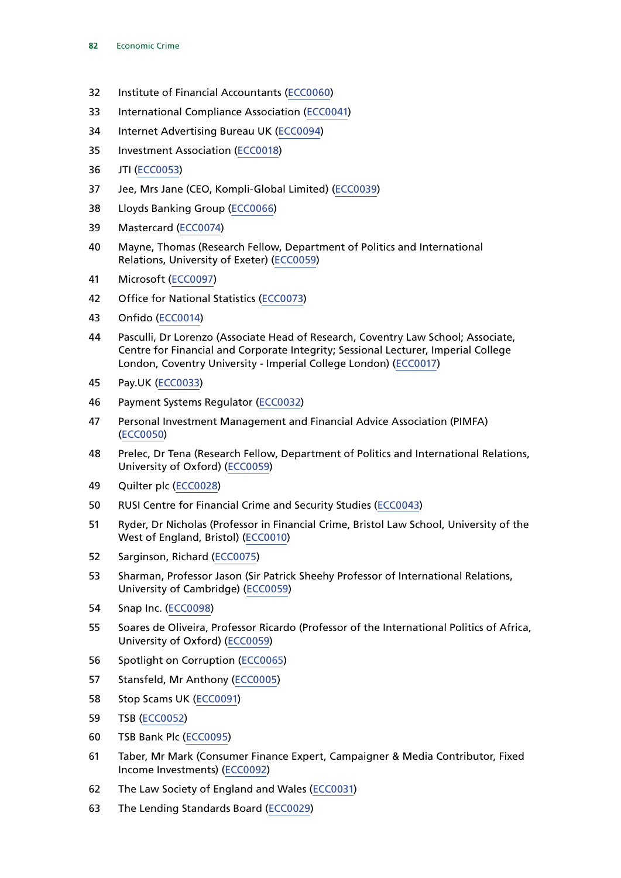32 Institute of Financial Accountants (ECC0060)

33 International Compliance Association (ECC0041)

34 Internet Advertising Bureau UK (ECC0094)

35 Investment Association (ECC0018)

36 JTI (ECC0053)

37 Jee, Mrs Jane (CEO, Kompli-Global Limited) (ECC0039)

38 Lloyds Banking Group (ECC0066)

39 Mastercard (ECC0074)

40 Mayne, Thomas (Research Fellow, Department of Politics and International Relations, University of Exeter) (ECC0059)

41 Microsoft (ECC0097)

42 Office for National Statistics (ECC0073)

43 Onfido (ECC0014)

44 Pasculli, Dr Lorenzo (Associate Head of Research, Coventry Law School; Associate, Centre for Financial and Corporate Integrity; Sessional Lecturer, Imperial College London, Coventry University - Imperial College London) (ECC0017)

45 Pay.UK (ECC0033)

46 Payment Systems Regulator (ECC0032)

47 Personal Investment Management and Financial Advice Association (PIMFA) (ECC0050)

48 Prelec, Dr Tena (Research Fellow, Department of Politics and International Relations, University of Oxford) (ECC0059)

49 Quilter plc (ECC0028)

50 RUSI Centre for Financial Crime and Security Studies (ECC0043)

51 Ryder, Dr Nicholas (Professor in Financial Crime, Bristol Law School, University of the West of England, Bristol) (ECC0010)

52 Sarginson, Richard (ECC0075)

53 Sharman, Professor Jason (Sir Patrick Sheehy Professor of International Relations, University of Cambridge) (ECC0059)

54 Snap Inc. (ECC0098)

55 Soares de Oliveira, Professor Ricardo (Professor of the International Politics of Africa, University of Oxford) (ECC0059)

56 Spotlight on Corruption (ECC0065)

57 Stansfeld, Mr Anthony (ECC0005)

58 Stop Scams UK (ECC0091)

59 TSB (ECC0052)

60 TSB Bank Plc (ECC0095)

61 Taber, Mr Mark (Consumer Finance Expert, Campaigner & Media Contributor, Fixed Income Investments) (ECC0092)

62 The Law Society of England and Wales (ECC0031)

63 The Lending Standards Board (ECC0029)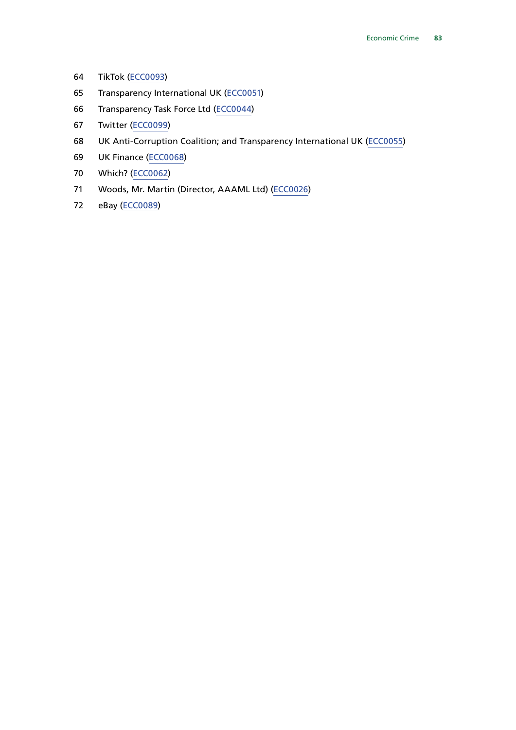64 TikTok (ECC0093)

65 Transparency International UK (ECC0051)

66 Transparency Task Force Ltd (ECC0044)

67 Twitter (ECC0099)

68 UK Anti-Corruption Coalition; and Transparency International UK (ECC0055)

69 UK Finance (ECC0068)

70 Which? (ECC0062)

71 Woods, Mr. Martin (Director, AAAML Ltd) (ECC0026)

72 eBay (ECC0089)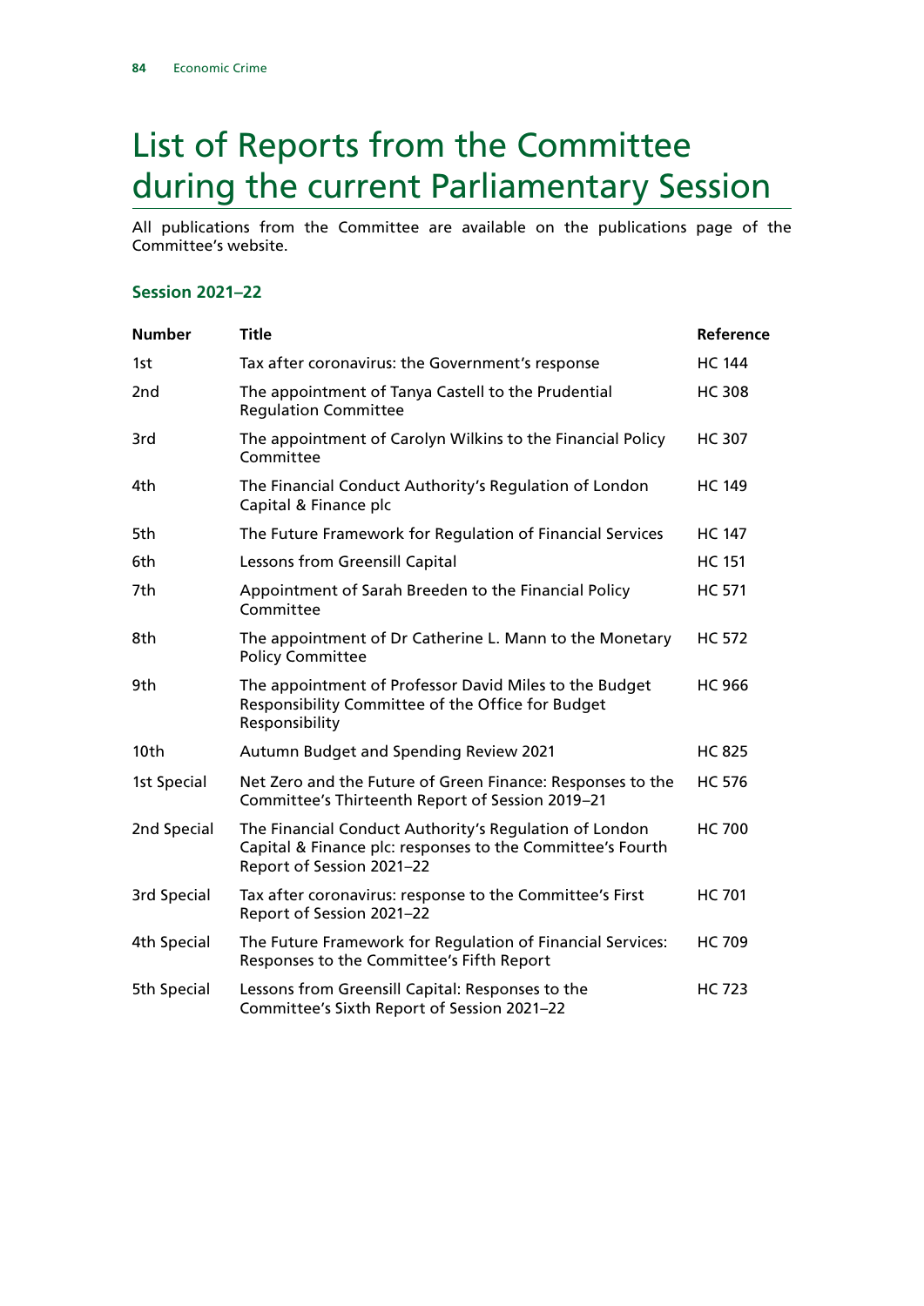# List of Reports from the Committee during the current Parliamentary Session

All publications from the Committee are available on the publications page of the Committee's website.

### Session 2021–22

| Number | Title | Reference |
|---|---|---|
| 1st | Tax after coronavirus: the Government's response | HC 144 |
| 2nd | The appointment of Tanya Castell to the Prudential Regulation Committee | HC 308 |
| 3rd | The appointment of Carolyn Wilkins to the Financial Policy Committee | HC 307 |
| 4th | The Financial Conduct Authority's Regulation of London Capital & Finance plc | HC 149 |
| 5th | The Future Framework for Regulation of Financial Services | HC 147 |
| 6th | Lessons from Greensill Capital | HC 151 |
| 7th | Appointment of Sarah Breeden to the Financial Policy Committee | HC 571 |
| 8th | The appointment of Dr Catherine L. Mann to the Monetary Policy Committee | HC 572 |
| 9th | The appointment of Professor David Miles to the Budget Responsibility Committee of the Office for Budget Responsibility | HC 966 |
| 10th | Autumn Budget and Spending Review 2021 | HC 825 |
| 1st Special | Net Zero and the Future of Green Finance: Responses to the Committee's Thirteenth Report of Session 2019–21 | HC 576 |
| 2nd Special | The Financial Conduct Authority's Regulation of London Capital & Finance plc: responses to the Committee's Fourth Report of Session 2021–22 | HC 700 |
| 3rd Special | Tax after coronavirus: response to the Committee's First Report of Session 2021–22 | HC 701 |
| 4th Special | The Future Framework for Regulation of Financial Services: Responses to the Committee's Fifth Report | HC 709 |
| 5th Special | Lessons from Greensill Capital: Responses to the Committee's Sixth Report of Session 2021–22 | HC 723 |